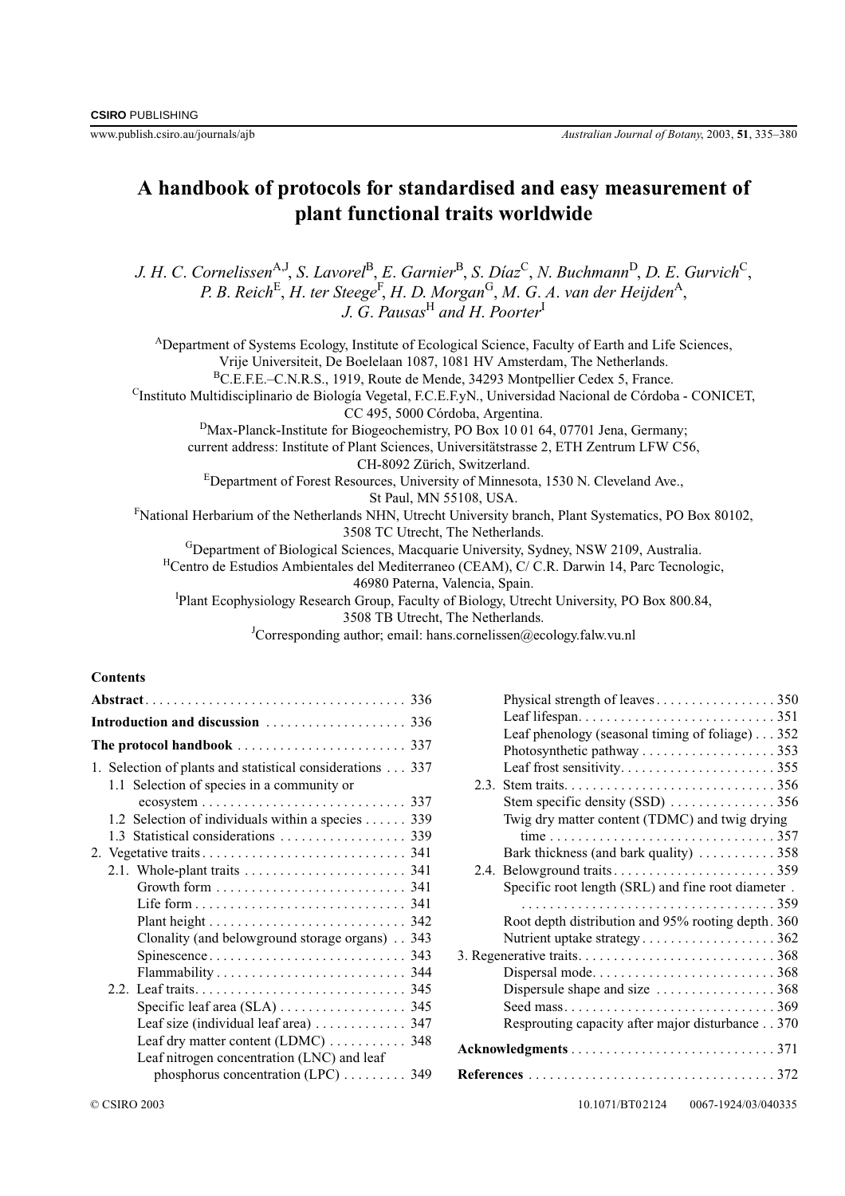CSIRO PUBLISHING

www.publish.csiro.au/journals/ajb

# A handbook of protocols for standardised and easy measurement of plant functional traits worldwide

*J. H. C. Cornelissen*[A,J], *S. Lavorel*[B], *E. Garnier*[B], *S. Díaz*[C], *N. Buchmann*[D], *D. E. Gurvich*[C], *P. B. Reich*[E], *H. ter Steege*[F], *H. D. Morgan*[G], *M. G. A. van der Heijden*[A], *J. G. Pausas*[H] and *H. Poorter*[I]

[A]Department of Systems Ecology, Institute of Ecological Science, Faculty of Earth and Life Sciences, Vrije Universiteit, De Boelelaan 1087, 1081 HV Amsterdam, The Netherlands.

[B]C.E.F.E.–C.N.R.S., 1919, Route de Mende, 34293 Montpellier Cedex 5, France.

[C]Instituto Multidisciplinario de Biología Vegetal, F.C.E.F.yN., Universidad Nacional de Córdoba - CONICET, CC 495, 5000 Córdoba, Argentina.

[D]Max-Planck-Institute for Biogeochemistry, PO Box 10 01 64, 07701 Jena, Germany; current address: Institute of Plant Sciences, Universitätstrasse 2, ETH Zentrum LFW C56, CH-8092 Zürich, Switzerland.

[E]Department of Forest Resources, University of Minnesota, 1530 N. Cleveland Ave., St Paul, MN 55108, USA.

[F]National Herbarium of the Netherlands NHN, Utrecht University branch, Plant Systematics, PO Box 80102, 3508 TC Utrecht, The Netherlands.

[G]Department of Biological Sciences, Macquarie University, Sydney, NSW 2109, Australia.

[H]Centro de Estudios Ambientales del Mediterraneo (CEAM), C/ C.R. Darwin 14, Parc Tecnologic, 46980 Paterna, Valencia, Spain.

[I]Plant Ecophysiology Research Group, Faculty of Biology, Utrecht University, PO Box 800.84, 3508 TB Utrecht, The Netherlands.

[J]Corresponding author; email: hans.cornelissen@ecology.falw.vu.nl

## Contents

- **Abstract** . . . 336
- **Introduction and discussion** . . . 336
- **The protocol handbook** . . . 337
- 1. Selection of plants and statistical considerations . . . 337
  - 1.1 Selection of species in a community or ecosystem . . . 337
  - 1.2 Selection of individuals within a species . . . 339
  - 1.3 Statistical considerations . . . 339
- 2. Vegetative traits . . . 341
  - 2.1. Whole-plant traits . . . 341
    - Growth form . . . 341
    - Life form . . . 341
    - Plant height . . . 342
    - Clonality (and belowground storage organs) . . . 343
    - Spinescence . . . 343
    - Flammability . . . 344
  - 2.2. Leaf traits . . . 345
    - Specific leaf area (SLA) . . . 345
    - Leaf size (individual leaf area) . . . 347
    - Leaf dry matter content (LDMC) . . . 348
    - Leaf nitrogen concentration (LNC) and leaf phosphorus concentration (LPC) . . . 349
    - Physical strength of leaves . . . 350
    - Leaf lifespan . . . 351
    - Leaf phenology (seasonal timing of foliage) . . . 352
    - Photosynthetic pathway . . . 353
    - Leaf frost sensitivity . . . 355
  - 2.3. Stem traits . . . 356
    - Stem specific density (SSD) . . . 356
    - Twig dry matter content (TDMC) and twig drying time . . . 357
    - Bark thickness (and bark quality) . . . 358
  - 2.4. Belowground traits . . . 359
    - Specific root length (SRL) and fine root diameter . . . 359
    - Root depth distribution and 95% rooting depth . . . 360
    - Nutrient uptake strategy . . . 362
- 3. Regenerative traits . . . 368
  - Dispersal mode . . . 368
  - Dispersule shape and size . . . 368
  - Seed mass . . . 369
  - Resprouting capacity after major disturbance . . . 370
- **Acknowledgments** . . . 371
- **References** . . . 372

© CSIRO 2003 10.1071/BT02124 0067-1924/03/040335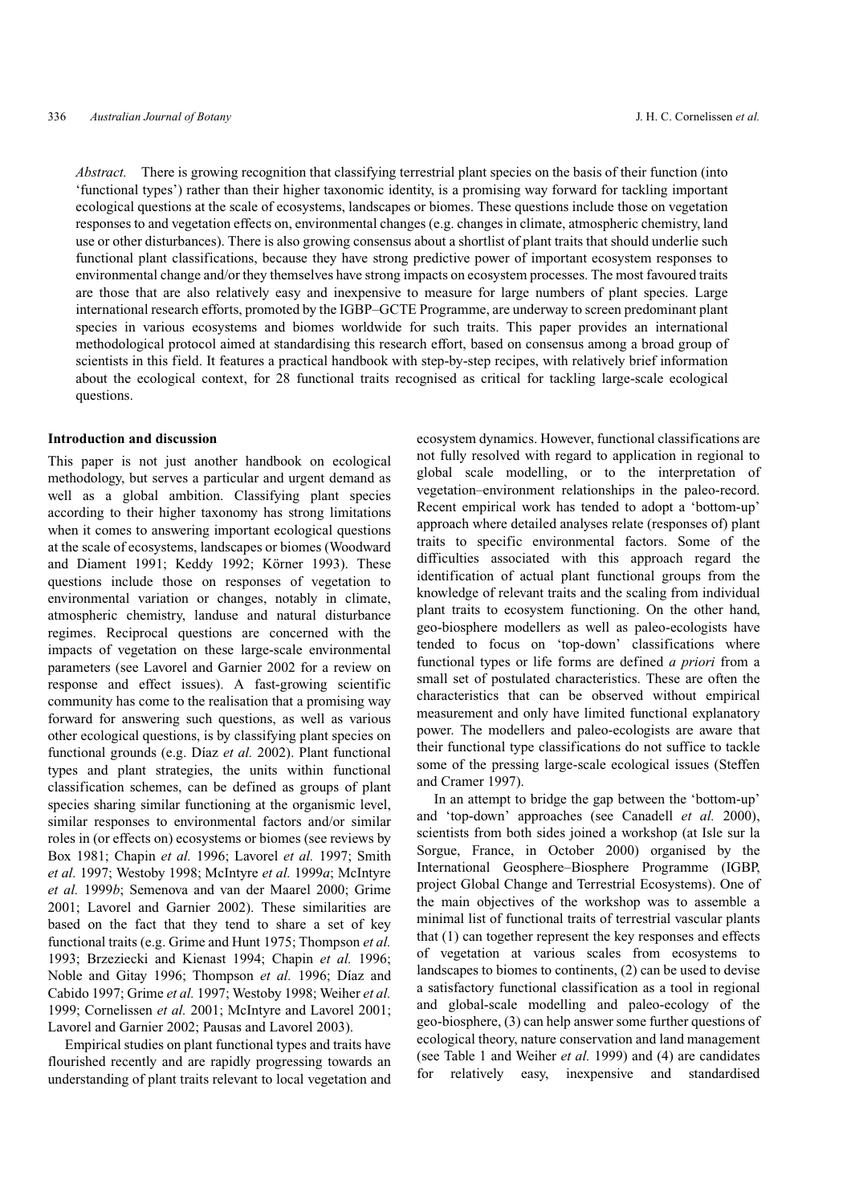*Abstract.* There is growing recognition that classifying terrestrial plant species on the basis of their function (into 'functional types') rather than their higher taxonomic identity, is a promising way forward for tackling important ecological questions at the scale of ecosystems, landscapes or biomes. These questions include those on vegetation responses to and vegetation effects on, environmental changes (e.g. changes in climate, atmospheric chemistry, land use or other disturbances). There is also growing consensus about a shortlist of plant traits that should underlie such functional plant classifications, because they have strong predictive power of important ecosystem responses to environmental change and/or they themselves have strong impacts on ecosystem processes. The most favoured traits are those that are also relatively easy and inexpensive to measure for large numbers of plant species. Large international research efforts, promoted by the IGBP–GCTE Programme, are underway to screen predominant plant species in various ecosystems and biomes worldwide for such traits. This paper provides an international methodological protocol aimed at standardising this research effort, based on consensus among a broad group of scientists in this field. It features a practical handbook with step-by-step recipes, with relatively brief information about the ecological context, for 28 functional traits recognised as critical for tackling large-scale ecological questions.

## Introduction and discussion

This paper is not just another handbook on ecological methodology, but serves a particular and urgent demand as well as a global ambition. Classifying plant species according to their higher taxonomy has strong limitations when it comes to answering important ecological questions at the scale of ecosystems, landscapes or biomes (Woodward and Diament 1991; Keddy 1992; Körner 1993). These questions include those on responses of vegetation to environmental variation or changes, notably in climate, atmospheric chemistry, landuse and natural disturbance regimes. Reciprocal questions are concerned with the impacts of vegetation on these large-scale environmental parameters (see Lavorel and Garnier 2002 for a review on response and effect issues). A fast-growing scientific community has come to the realisation that a promising way forward for answering such questions, as well as various other ecological questions, is by classifying plant species on functional grounds (e.g. Díaz *et al.* 2002). Plant functional types and plant strategies, the units within functional classification schemes, can be defined as groups of plant species sharing similar functioning at the organismic level, similar responses to environmental factors and/or similar roles in (or effects on) ecosystems or biomes (see reviews by Box 1981; Chapin *et al.* 1996; Lavorel *et al.* 1997; Smith *et al.* 1997; Westoby 1998; McIntyre *et al.* 1999*a*; McIntyre *et al.* 1999*b*; Semenova and van der Maarel 2000; Grime 2001; Lavorel and Garnier 2002). These similarities are based on the fact that they tend to share a set of key functional traits (e.g. Grime and Hunt 1975; Thompson *et al.* 1993; Brzeziecki and Kienast 1994; Chapin *et al.* 1996; Noble and Gitay 1996; Thompson *et al.* 1996; Díaz and Cabido 1997; Grime *et al.* 1997; Westoby 1998; Weiher *et al.* 1999; Cornelissen *et al.* 2001; McIntyre and Lavorel 2001; Lavorel and Garnier 2002; Pausas and Lavorel 2003).

Empirical studies on plant functional types and traits have flourished recently and are rapidly progressing towards an understanding of plant traits relevant to local vegetation and ecosystem dynamics. However, functional classifications are not fully resolved with regard to application in regional to global scale modelling, or to the interpretation of vegetation–environment relationships in the paleo-record. Recent empirical work has tended to adopt a 'bottom-up' approach where detailed analyses relate (responses of) plant traits to specific environmental factors. Some of the difficulties associated with this approach regard the identification of actual plant functional groups from the knowledge of relevant traits and the scaling from individual plant traits to ecosystem functioning. On the other hand, geo-biosphere modellers as well as paleo-ecologists have tended to focus on 'top-down' classifications where functional types or life forms are defined *a priori* from a small set of postulated characteristics. These are often the characteristics that can be observed without empirical measurement and only have limited functional explanatory power. The modellers and paleo-ecologists are aware that their functional type classifications do not suffice to tackle some of the pressing large-scale ecological issues (Steffen and Cramer 1997).

In an attempt to bridge the gap between the 'bottom-up' and 'top-down' approaches (see Canadell *et al.* 2000), scientists from both sides joined a workshop (at Isle sur la Sorgue, France, in October 2000) organised by the International Geosphere–Biosphere Programme (IGBP, project Global Change and Terrestrial Ecosystems). One of the main objectives of the workshop was to assemble a minimal list of functional traits of terrestrial vascular plants that (1) can together represent the key responses and effects of vegetation at various scales from ecosystems to landscapes to biomes to continents, (2) can be used to devise a satisfactory functional classification as a tool in regional and global-scale modelling and paleo-ecology of the geo-biosphere, (3) can help answer some further questions of ecological theory, nature conservation and land management (see Table 1 and Weiher *et al.* 1999) and (4) are candidates for relatively easy, inexpensive and standardised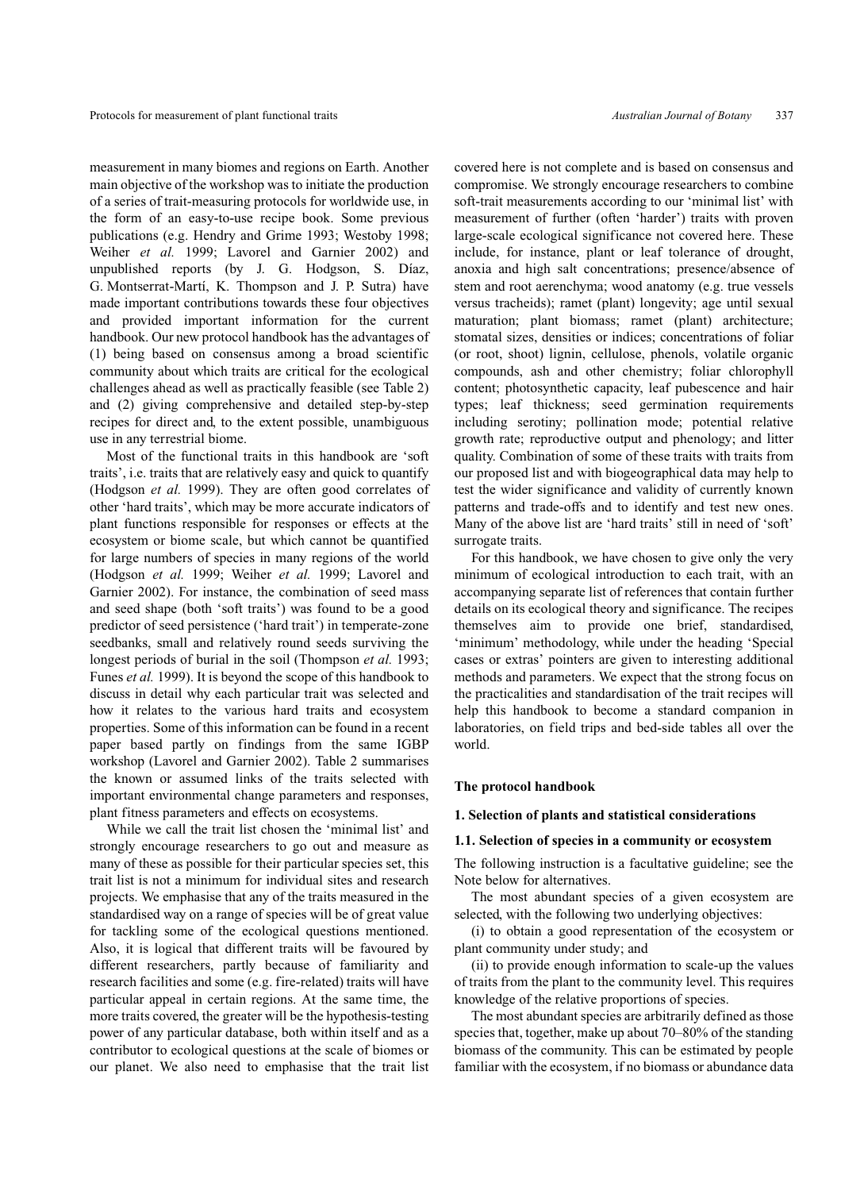measurement in many biomes and regions on Earth. Another main objective of the workshop was to initiate the production of a series of trait-measuring protocols for worldwide use, in the form of an easy-to-use recipe book. Some previous publications (e.g. Hendry and Grime 1993; Westoby 1998; Weiher *et al.* 1999; Lavorel and Garnier 2002) and unpublished reports (by J. G. Hodgson, S. Díaz, G. Montserrat-Martí, K. Thompson and J. P. Sutra) have made important contributions towards these four objectives and provided important information for the current handbook. Our new protocol handbook has the advantages of (1) being based on consensus among a broad scientific community about which traits are critical for the ecological challenges ahead as well as practically feasible (see Table 2) and (2) giving comprehensive and detailed step-by-step recipes for direct and, to the extent possible, unambiguous use in any terrestrial biome.

Most of the functional traits in this handbook are 'soft traits', i.e. traits that are relatively easy and quick to quantify (Hodgson *et al.* 1999). They are often good correlates of other 'hard traits', which may be more accurate indicators of plant functions responsible for responses or effects at the ecosystem or biome scale, but which cannot be quantified for large numbers of species in many regions of the world (Hodgson *et al.* 1999; Weiher *et al.* 1999; Lavorel and Garnier 2002). For instance, the combination of seed mass and seed shape (both 'soft traits') was found to be a good predictor of seed persistence ('hard trait') in temperate-zone seedbanks, small and relatively round seeds surviving the longest periods of burial in the soil (Thompson *et al.* 1993; Funes *et al.* 1999). It is beyond the scope of this handbook to discuss in detail why each particular trait was selected and how it relates to the various hard traits and ecosystem properties. Some of this information can be found in a recent paper based partly on findings from the same IGBP workshop (Lavorel and Garnier 2002). Table 2 summarises the known or assumed links of the traits selected with important environmental change parameters and responses, plant fitness parameters and effects on ecosystems.

While we call the trait list chosen the 'minimal list' and strongly encourage researchers to go out and measure as many of these as possible for their particular species set, this trait list is not a minimum for individual sites and research projects. We emphasise that any of the traits measured in the standardised way on a range of species will be of great value for tackling some of the ecological questions mentioned. Also, it is logical that different traits will be favoured by different researchers, partly because of familiarity and research facilities and some (e.g. fire-related) traits will have particular appeal in certain regions. At the same time, the more traits covered, the greater will be the hypothesis-testing power of any particular database, both within itself and as a contributor to ecological questions at the scale of biomes or our planet. We also need to emphasise that the trait list covered here is not complete and is based on consensus and compromise. We strongly encourage researchers to combine soft-trait measurements according to our 'minimal list' with measurement of further (often 'harder') traits with proven large-scale ecological significance not covered here. These include, for instance, plant or leaf tolerance of drought, anoxia and high salt concentrations; presence/absence of stem and root aerenchyma; wood anatomy (e.g. true vessels versus tracheids); ramet (plant) longevity; age until sexual maturation; plant biomass; ramet (plant) architecture; stomatal sizes, densities or indices; concentrations of foliar (or root, shoot) lignin, cellulose, phenols, volatile organic compounds, ash and other chemistry; foliar chlorophyll content; photosynthetic capacity, leaf pubescence and hair types; leaf thickness; seed germination requirements including serotiny; pollination mode; potential relative growth rate; reproductive output and phenology; and litter quality. Combination of some of these traits with traits from our proposed list and with biogeographical data may help to test the wider significance and validity of currently known patterns and trade-offs and to identify and test new ones. Many of the above list are 'hard traits' still in need of 'soft' surrogate traits.

For this handbook, we have chosen to give only the very minimum of ecological introduction to each trait, with an accompanying separate list of references that contain further details on its ecological theory and significance. The recipes themselves aim to provide one brief, standardised, 'minimum' methodology, while under the heading 'Special cases or extras' pointers are given to interesting additional methods and parameters. We expect that the strong focus on the practicalities and standardisation of the trait recipes will help this handbook to become a standard companion in laboratories, on field trips and bed-side tables all over the world.

## The protocol handbook

### 1. Selection of plants and statistical considerations

#### 1.1. Selection of species in a community or ecosystem

The following instruction is a facultative guideline; see the Note below for alternatives.

The most abundant species of a given ecosystem are selected, with the following two underlying objectives:

(i) to obtain a good representation of the ecosystem or plant community under study; and

(ii) to provide enough information to scale-up the values of traits from the plant to the community level. This requires knowledge of the relative proportions of species.

The most abundant species are arbitrarily defined as those species that, together, make up about 70–80% of the standing biomass of the community. This can be estimated by people familiar with the ecosystem, if no biomass or abundance data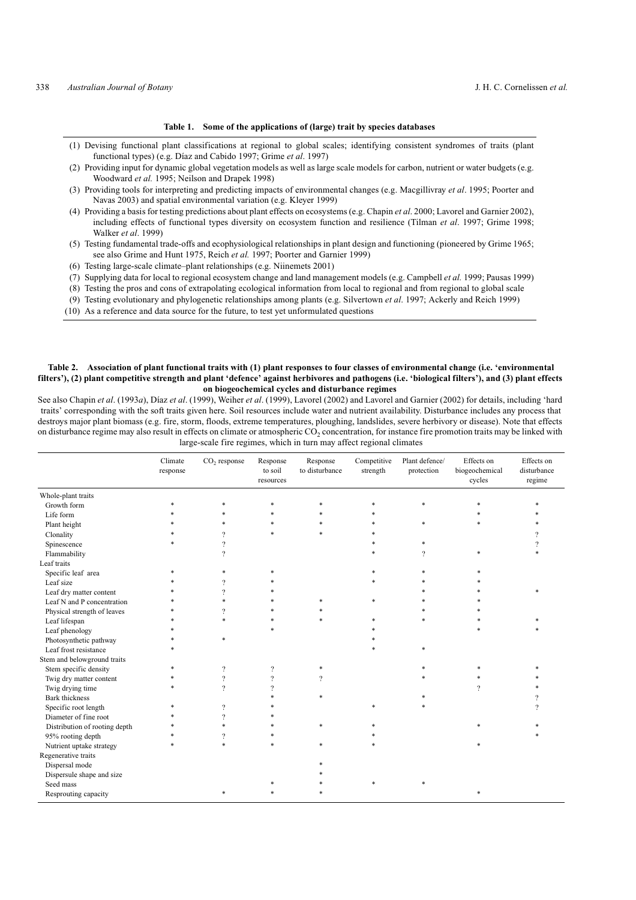**Table 1. Some of the applications of (large) trait by species databases**

(1) Devising functional plant classifications at regional to global scales; identifying consistent syndromes of traits (plant functional types) (e.g. Díaz and Cabido 1997; Grime *et al*. 1997)
(2) Providing input for dynamic global vegetation models as well as large scale models for carbon, nutrient or water budgets (e.g. Woodward *et al.* 1995; Neilson and Drapek 1998)
(3) Providing tools for interpreting and predicting impacts of environmental changes (e.g. Macgillivray *et al*. 1995; Poorter and Navas 2003) and spatial environmental variation (e.g. Kleyer 1999)
(4) Providing a basis for testing predictions about plant effects on ecosystems (e.g. Chapin *et al*. 2000; Lavorel and Garnier 2002), including effects of functional types diversity on ecosystem function and resilience (Tilman *et al*. 1997; Grime 1998; Walker *et al*. 1999)
(5) Testing fundamental trade-offs and ecophysiological relationships in plant design and functioning (pioneered by Grime 1965; see also Grime and Hunt 1975, Reich *et al.* 1997; Poorter and Garnier 1999)
(6) Testing large-scale climate–plant relationships (e.g. Niinemets 2001)
(7) Supplying data for local to regional ecosystem change and land management models (e.g. Campbell *et al.* 1999; Pausas 1999)
(8) Testing the pros and cons of extrapolating ecological information from local to regional and from regional to global scale
(9) Testing evolutionary and phylogenetic relationships among plants (e.g. Silvertown *et al*. 1997; Ackerly and Reich 1999)
(10) As a reference and data source for the future, to test yet unformulated questions

**Table 2. Association of plant functional traits with (1) plant responses to four classes of environmental change (i.e. 'environmental filters'), (2) plant competitive strength and plant 'defence' against herbivores and pathogens (i.e. 'biological filters'), and (3) plant effects on biogeochemical cycles and disturbance regimes**

See also Chapin *et al*. (1993*a*), Díaz *et al*. (1999), Weiher *et al*. (1999), Lavorel (2002) and Lavorel and Garnier (2002) for details, including 'hard traits' corresponding with the soft traits given here. Soil resources include water and nutrient availability. Disturbance includes any process that destroys major plant biomass (e.g. fire, storm, floods, extreme temperatures, ploughing, landslides, severe herbivory or disease). Note that effects on disturbance regime may also result in effects on climate or atmospheric $CO_2$ concentration, for instance fire promotion traits may be linked with large-scale fire regimes, which in turn may affect regional climates

| | Climate response | $CO_2$ response | Response to soil resources | Response to disturbance | Competitive strength | Plant defence/ protection | Effects on biogeochemical cycles | Effects on disturbance regime |
|---|---|---|---|---|---|---|---|---|
| Whole-plant traits | | | | | | | | |
| Growth form | * | * | * | * | * | * | * | * |
| Life form | * | * | * | * | * | | * | * |
| Plant height | * | * | * | * | * | * | * | * |
| Clonality | * | ? | * | * | * | | | ? |
| Spinescence | * | ? | | | * | * | | ? |
| Flammability | | ? | | | * | ? | * | * |
| Leaf traits | | | | | | | | |
| Specific leaf area | * | * | * | | * | * | * | |
| Leaf size | * | ? | * | | * | * | * | |
| Leaf dry matter content | * | ? | * | | | * | * | * |
| Leaf N and P concentration | * | * | * | * | * | * | * | |
| Physical strength of leaves | * | ? | * | * | | * | * | |
| Leaf lifespan | * | * | * | * | * | * | * | * |
| Leaf phenology | * | | * | | * | | * | * |
| Photosynthetic pathway | * | * | | | * | | | |
| Leaf frost resistance | * | | | | * | * | | |
| Stem and belowground traits | | | | | | | | |
| Stem specific density | * | ? | ? | * | | * | * | * |
| Twig dry matter content | * | ? | ? | ? | | * | * | * |
| Twig drying time | * | ? | ? | | | | ? | * |
| Bark thickness | | | * | * | | * | | ? |
| Specific root length | * | ? | * | | * | * | | ? |
| Diameter of fine root | * | ? | * | | | | | |
| Distribution of rooting depth | * | * | * | * | * | | * | * |
| 95% rooting depth | * | ? | * | | * | | | * |
| Nutrient uptake strategy | * | * | * | * | * | | * | |
| Regenerative traits | | | | | | | | |
| Dispersal mode | | | | * | | | | |
| Dispersule shape and size | | | | * | | | | |
| Seed mass | | | * | * | * | * | | |
| Resprouting capacity | | * | * | * | | | * | |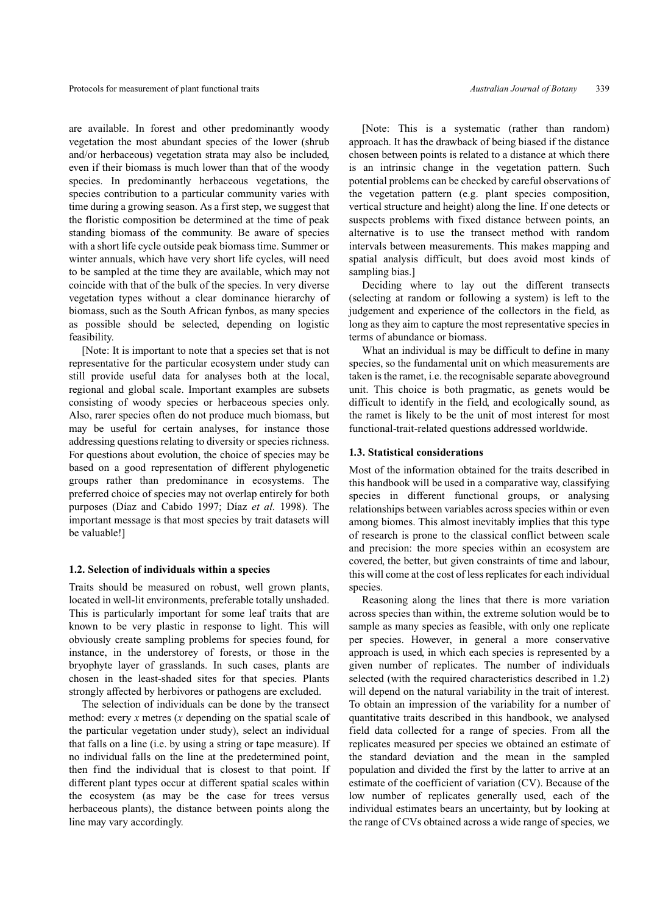are available. In forest and other predominantly woody vegetation the most abundant species of the lower (shrub and/or herbaceous) vegetation strata may also be included, even if their biomass is much lower than that of the woody species. In predominantly herbaceous vegetations, the species contribution to a particular community varies with time during a growing season. As a first step, we suggest that the floristic composition be determined at the time of peak standing biomass of the community. Be aware of species with a short life cycle outside peak biomass time. Summer or winter annuals, which have very short life cycles, will need to be sampled at the time they are available, which may not coincide with that of the bulk of the species. In very diverse vegetation types without a clear dominance hierarchy of biomass, such as the South African fynbos, as many species as possible should be selected, depending on logistic feasibility.

[Note: It is important to note that a species set that is not representative for the particular ecosystem under study can still provide useful data for analyses both at the local, regional and global scale. Important examples are subsets consisting of woody species or herbaceous species only. Also, rarer species often do not produce much biomass, but may be useful for certain analyses, for instance those addressing questions relating to diversity or species richness. For questions about evolution, the choice of species may be based on a good representation of different phylogenetic groups rather than predominance in ecosystems. The preferred choice of species may not overlap entirely for both purposes (Díaz and Cabido 1997; Díaz *et al.* 1998). The important message is that most species by trait datasets will be valuable!]

### 1.2. Selection of individuals within a species

Traits should be measured on robust, well grown plants, located in well-lit environments, preferable totally unshaded. This is particularly important for some leaf traits that are known to be very plastic in response to light. This will obviously create sampling problems for species found, for instance, in the understorey of forests, or those in the bryophyte layer of grasslands. In such cases, plants are chosen in the least-shaded sites for that species. Plants strongly affected by herbivores or pathogens are excluded.

The selection of individuals can be done by the transect method: every *x* metres (*x* depending on the spatial scale of the particular vegetation under study), select an individual that falls on a line (i.e. by using a string or tape measure). If no individual falls on the line at the predetermined point, then find the individual that is closest to that point. If different plant types occur at different spatial scales within the ecosystem (as may be the case for trees versus herbaceous plants), the distance between points along the line may vary accordingly.

[Note: This is a systematic (rather than random) approach. It has the drawback of being biased if the distance chosen between points is related to a distance at which there is an intrinsic change in the vegetation pattern. Such potential problems can be checked by careful observations of the vegetation pattern (e.g. plant species composition, vertical structure and height) along the line. If one detects or suspects problems with fixed distance between points, an alternative is to use the transect method with random intervals between measurements. This makes mapping and spatial analysis difficult, but does avoid most kinds of sampling bias.]

Deciding where to lay out the different transects (selecting at random or following a system) is left to the judgement and experience of the collectors in the field, as long as they aim to capture the most representative species in terms of abundance or biomass.

What an individual is may be difficult to define in many species, so the fundamental unit on which measurements are taken is the ramet, i.e. the recognisable separate aboveground unit. This choice is both pragmatic, as genets would be difficult to identify in the field, and ecologically sound, as the ramet is likely to be the unit of most interest for most functional-trait-related questions addressed worldwide.

### 1.3. Statistical considerations

Most of the information obtained for the traits described in this handbook will be used in a comparative way, classifying species in different functional groups, or analysing relationships between variables across species within or even among biomes. This almost inevitably implies that this type of research is prone to the classical conflict between scale and precision: the more species within an ecosystem are covered, the better, but given constraints of time and labour, this will come at the cost of less replicates for each individual species.

Reasoning along the lines that there is more variation across species than within, the extreme solution would be to sample as many species as feasible, with only one replicate per species. However, in general a more conservative approach is used, in which each species is represented by a given number of replicates. The number of individuals selected (with the required characteristics described in 1.2) will depend on the natural variability in the trait of interest. To obtain an impression of the variability for a number of quantitative traits described in this handbook, we analysed field data collected for a range of species. From all the replicates measured per species we obtained an estimate of the standard deviation and the mean in the sampled population and divided the first by the latter to arrive at an estimate of the coefficient of variation (CV). Because of the low number of replicates generally used, each of the individual estimates bears an uncertainty, but by looking at the range of CVs obtained across a wide range of species, we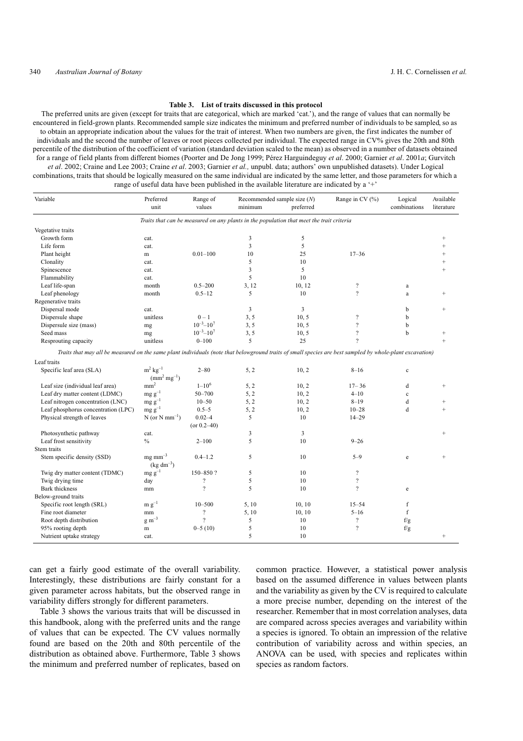**Table 3. List of traits discussed in this protocol**

The preferred units are given (except for traits that are categorical, which are marked 'cat.'), and the range of values that can normally be encountered in field-grown plants. Recommended sample size indicates the minimum and preferred number of individuals to be sampled, so as to obtain an appropriate indication about the values for the trait of interest. When two numbers are given, the first indicates the number of individuals and the second the number of leaves or root pieces collected per individual. The expected range in CV% gives the 20th and 80th percentile of the distribution of the coefficient of variation (standard deviation scaled to the mean) as observed in a number of datasets obtained for a range of field plants from different biomes (Poorter and De Jong 1999; Pérez Harguindeguy *et al*. 2000; Garnier *et al*. 2001*a*; Gurvitch *et al*. 2002; Craine and Lee 2003; Craine *et al*. 2003; Garnier *et al.,* unpubl. data; authors' own unpublished datasets). Under Logical combinations, traits that should be logically measured on the same individual are indicated by the same letter, and those parameters for which a range of useful data have been published in the available literature are indicated by a '+'

| Variable | Preferred unit | Range of values | Recommended sample size ($N$) minimum | Recommended sample size ($N$) preferred | Range in CV (%) | Logical combinations | Available literature |
|---|---|---|---|---|---|---|---|
| *Traits that can be measured on any plants in the population that meet the trait criteria* | | | | | | | |
| Vegetative traits | | | | | | | |
| Growth form | cat. | | 3 | 5 | | | + |
| Life form | cat. | | 3 | 5 | | | + |
| Plant height | m | 0.01–100 | 10 | 25 | 17–36 | | + |
| Clonality | cat. | | 5 | 10 | | | + |
| Spinescence | cat. | | 3 | 5 | | | + |
| Flammability | cat. | | 5 | 10 | | | |
| Leaf life-span | month | 0.5–200 | 3, 12 | 10, 12 | ? | a | |
| Leaf phenology | month | 0.5–12 | 5 | 10 | ? | a | + |
| Regenerative traits | | | | | | | |
| Dispersal mode | cat. | | 3 | 3 | | b | + |
| Dispersule shape | unitless | 0 – 1 | 3, 5 | 10, 5 | ? | b | |
| Dispersule size (mass) | mg | $10^{-3}$–$10^{7}$ | 3, 5 | 10, 5 | ? | b | |
| Seed mass | mg | $10^{-3}$–$10^{7}$ | 3, 5 | 10, 5 | ? | b | + |
| Resprouting capacity | unitless | 0–100 | 5 | 25 | ? | | + |
| *Traits that may all be measured on the same plant individuals (note that belowground traits of small species are best sampled by whole-plant excavation)* | | | | | | | |
| Leaf traits | | | | | | | |
| Specific leaf area (SLA) | $m^2\ kg^{-1}$ ($mm^2\ mg^{-1}$) | 2–80 | 5, 2 | 10, 2 | 8–16 | c | |
| Leaf size (individual leaf area) | $mm^2$ | 1–$10^6$ | 5, 2 | 10, 2 | 17– 36 | d | + |
| Leaf dry matter content (LDMC) | $mg\ g^{-1}$ | 50–700 | 5, 2 | 10, 2 | 4–10 | c | |
| Leaf nitrogen concentration (LNC) | $mg\ g^{-1}$ | 10–50 | 5, 2 | 10, 2 | 8–19 | d | + |
| Leaf phosphorus concentration (LPC) | $mg\ g^{-1}$ | 0.5–5 | 5, 2 | 10, 2 | 10–28 | d | + |
| Physical strength of leaves | N (or N $mm^{-1}$) | 0.02–4 (or 0.2–40) | 5 | 10 | 14–29 | | |
| Photosynthetic pathway | cat. | | 3 | 3 | | | + |
| Leaf frost sensitivity | % | 2–100 | 5 | 10 | 9–26 | | |
| Stem traits | | | | | | | |
| Stem specific density (SSD) | $mg\ mm^{-3}$ ($kg\ dm^{-3}$) | 0.4–1.2 | 5 | 10 | 5–9 | e | + |
| Twig dry matter content (TDMC) | $mg\ g^{-1}$ | 150–850 ? | 5 | 10 | ? | | |
| Twig drying time | day | ? | 5 | 10 | ? | | |
| Bark thickness | mm | ? | 5 | 10 | ? | e | |
| Below-ground traits | | | | | | | |
| Specific root length (SRL) | $m\ g^{-1}$ | 10–500 | 5, 10 | 10, 10 | 15–54 | f | |
| Fine root diameter | mm | ? | 5, 10 | 10, 10 | 5–16 | f | |
| Root depth distribution | $g\ m^{-3}$ | ? | 5 | 10 | ? | f/g | |
| 95% rooting depth | m | 0–5 (10) | 5 | 10 | ? | f/g | |
| Nutrient uptake strategy | cat. | | 5 | 10 | | | + |

can get a fairly good estimate of the overall variability. Interestingly, these distributions are fairly constant for a given parameter across habitats, but the observed range in variability differs strongly for different parameters.

Table 3 shows the various traits that will be discussed in this handbook, along with the preferred units and the range of values that can be expected. The CV values normally found are based on the 20th and 80th percentile of the distribution as obtained above. Furthermore, Table 3 shows the minimum and preferred number of replicates, based on common practice. However, a statistical power analysis based on the assumed difference in values between plants and the variability as given by the CV is required to calculate a more precise number, depending on the interest of the researcher. Remember that in most correlation analyses, data are compared across species averages and variability within a species is ignored. To obtain an impression of the relative contribution of variability across and within species, an ANOVA can be used, with species and replicates within species as random factors.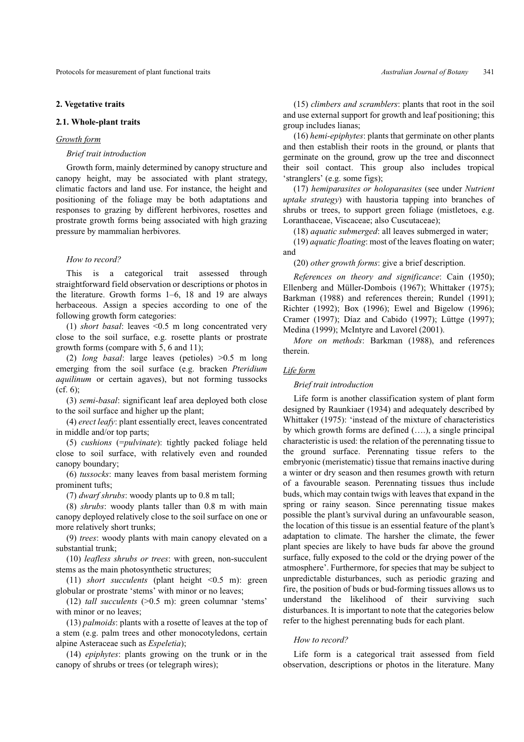## 2. Vegetative traits

### 2.1. Whole-plant traits

#### Growth form

*Brief trait introduction*

Growth form, mainly determined by canopy structure and canopy height, may be associated with plant strategy, climatic factors and land use. For instance, the height and positioning of the foliage may be both adaptations and responses to grazing by different herbivores, rosettes and prostrate growth forms being associated with high grazing pressure by mammalian herbivores.

*How to record?*

This is a categorical trait assessed through straightforward field observation or descriptions or photos in the literature. Growth forms 1–6, 18 and 19 are always herbaceous. Assign a species according to one of the following growth form categories:

(1) *short basal*: leaves <0.5 m long concentrated very close to the soil surface, e.g. rosette plants or prostrate growth forms (compare with 5, 6 and 11);

(2) *long basal*: large leaves (petioles) >0.5 m long emerging from the soil surface (e.g. bracken *Pteridium aquilinum* or certain agaves), but not forming tussocks (cf. 6);

(3) *semi-basal*: significant leaf area deployed both close to the soil surface and higher up the plant;

(4) *erect leafy*: plant essentially erect, leaves concentrated in middle and/or top parts;

(5) *cushions* (=*pulvinate*): tightly packed foliage held close to soil surface, with relatively even and rounded canopy boundary;

(6) *tussocks*: many leaves from basal meristem forming prominent tufts;

(7) *dwarf shrubs*: woody plants up to 0.8 m tall;

(8) *shrubs*: woody plants taller than 0.8 m with main canopy deployed relatively close to the soil surface on one or more relatively short trunks;

(9) *trees*: woody plants with main canopy elevated on a substantial trunk;

(10) *leafless shrubs or trees*: with green, non-succulent stems as the main photosynthetic structures;

(11) *short succulents* (plant height <0.5 m): green globular or prostrate 'stems' with minor or no leaves;

(12) *tall succulents* (>0.5 m): green columnar 'stems' with minor or no leaves;

(13) *palmoids*: plants with a rosette of leaves at the top of a stem (e.g. palm trees and other monocotyledons, certain alpine Asteraceae such as *Espeletia*);

(14) *epiphytes*: plants growing on the trunk or in the canopy of shrubs or trees (or telegraph wires);

(15) *climbers and scramblers*: plants that root in the soil and use external support for growth and leaf positioning; this group includes lianas;

(16) *hemi-epiphytes*: plants that germinate on other plants and then establish their roots in the ground, or plants that germinate on the ground, grow up the tree and disconnect their soil contact. This group also includes tropical 'stranglers' (e.g. some figs);

(17) *hemiparasites or holoparasites* (see under *Nutrient uptake strategy*) with haustoria tapping into branches of shrubs or trees, to support green foliage (mistletoes, e.g. Loranthaceae, Viscaceae; also Cuscutaceae);

(18) *aquatic submerged*: all leaves submerged in water;

(19) *aquatic floating*: most of the leaves floating on water; and

(20) *other growth forms*: give a brief description.

*References on theory and significance*: Cain (1950); Ellenberg and Müller-Dombois (1967); Whittaker (1975); Barkman (1988) and references therein; Rundel (1991); Richter (1992); Box (1996); Ewel and Bigelow (1996); Cramer (1997); Díaz and Cabido (1997); Lüttge (1997); Medina (1999); McIntyre and Lavorel (2001).

*More on methods*: Barkman (1988), and references therein.

#### Life form

*Brief trait introduction*

Life form is another classification system of plant form designed by Raunkiaer (1934) and adequately described by Whittaker (1975): 'instead of the mixture of characteristics by which growth forms are defined (….), a single principal characteristic is used: the relation of the perennating tissue to the ground surface. Perennating tissue refers to the embryonic (meristematic) tissue that remains inactive during a winter or dry season and then resumes growth with return of a favourable season. Perennating tissues thus include buds, which may contain twigs with leaves that expand in the spring or rainy season. Since perennating tissue makes possible the plant's survival during an unfavourable season, the location of this tissue is an essential feature of the plant's adaptation to climate. The harsher the climate, the fewer plant species are likely to have buds far above the ground surface, fully exposed to the cold or the drying power of the atmosphere'. Furthermore, for species that may be subject to unpredictable disturbances, such as periodic grazing and fire, the position of buds or bud-forming tissues allows us to understand the likelihood of their surviving such disturbances. It is important to note that the categories below refer to the highest perennating buds for each plant.

*How to record?*

Life form is a categorical trait assessed from field observation, descriptions or photos in the literature. Many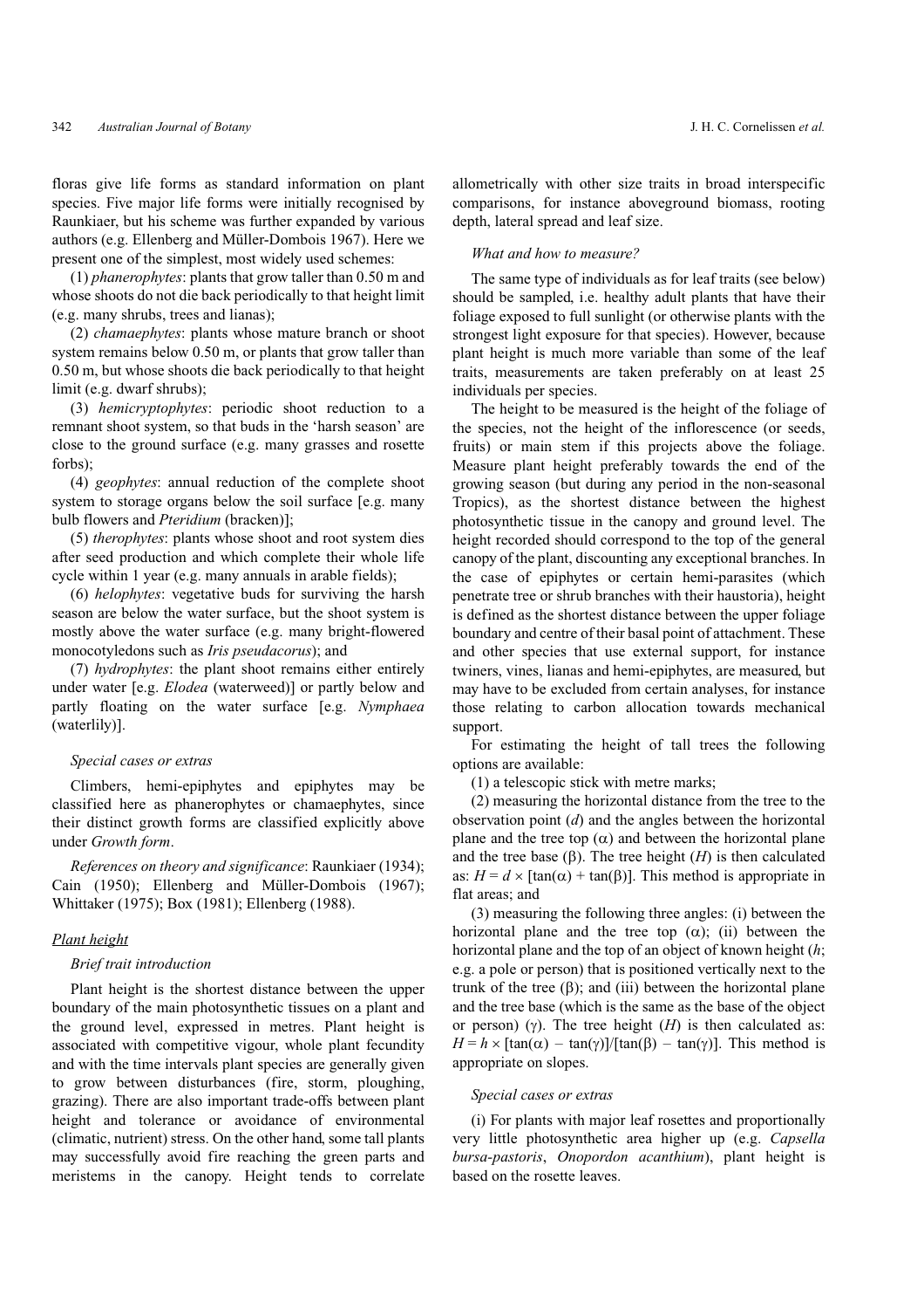floras give life forms as standard information on plant species. Five major life forms were initially recognised by Raunkiaer, but his scheme was further expanded by various authors (e.g. Ellenberg and Müller-Dombois 1967). Here we present one of the simplest, most widely used schemes:

(1) *phanerophytes*: plants that grow taller than 0.50 m and whose shoots do not die back periodically to that height limit (e.g. many shrubs, trees and lianas);

(2) *chamaephytes*: plants whose mature branch or shoot system remains below 0.50 m, or plants that grow taller than 0.50 m, but whose shoots die back periodically to that height limit (e.g. dwarf shrubs);

(3) *hemicryptophytes*: periodic shoot reduction to a remnant shoot system, so that buds in the 'harsh season' are close to the ground surface (e.g. many grasses and rosette forbs);

(4) *geophytes*: annual reduction of the complete shoot system to storage organs below the soil surface [e.g. many bulb flowers and *Pteridium* (bracken)];

(5) *therophytes*: plants whose shoot and root system dies after seed production and which complete their whole life cycle within 1 year (e.g. many annuals in arable fields);

(6) *helophytes*: vegetative buds for surviving the harsh season are below the water surface, but the shoot system is mostly above the water surface (e.g. many bright-flowered monocotyledons such as *Iris pseudacorus*); and

(7) *hydrophytes*: the plant shoot remains either entirely under water [e.g. *Elodea* (waterweed)] or partly below and partly floating on the water surface [e.g. *Nymphaea* (waterlily)].

*Special cases or extras*

Climbers, hemi-epiphytes and epiphytes may be classified here as phanerophytes or chamaephytes, since their distinct growth forms are classified explicitly above under *Growth form*.

*References on theory and significance*: Raunkiaer (1934); Cain (1950); Ellenberg and Müller-Dombois (1967); Whittaker (1975); Box (1981); Ellenberg (1988).

## Plant height

*Brief trait introduction*

Plant height is the shortest distance between the upper boundary of the main photosynthetic tissues on a plant and the ground level, expressed in metres. Plant height is associated with competitive vigour, whole plant fecundity and with the time intervals plant species are generally given to grow between disturbances (fire, storm, ploughing, grazing). There are also important trade-offs between plant height and tolerance or avoidance of environmental (climatic, nutrient) stress. On the other hand, some tall plants may successfully avoid fire reaching the green parts and meristems in the canopy. Height tends to correlate allometrically with other size traits in broad interspecific comparisons, for instance aboveground biomass, rooting depth, lateral spread and leaf size.

*What and how to measure?*

The same type of individuals as for leaf traits (see below) should be sampled, i.e. healthy adult plants that have their foliage exposed to full sunlight (or otherwise plants with the strongest light exposure for that species). However, because plant height is much more variable than some of the leaf traits, measurements are taken preferably on at least 25 individuals per species.

The height to be measured is the height of the foliage of the species, not the height of the inflorescence (or seeds, fruits) or main stem if this projects above the foliage. Measure plant height preferably towards the end of the growing season (but during any period in the non-seasonal Tropics), as the shortest distance between the highest photosynthetic tissue in the canopy and ground level. The height recorded should correspond to the top of the general canopy of the plant, discounting any exceptional branches. In the case of epiphytes or certain hemi-parasites (which penetrate tree or shrub branches with their haustoria), height is defined as the shortest distance between the upper foliage boundary and centre of their basal point of attachment. These and other species that use external support, for instance twiners, vines, lianas and hemi-epiphytes, are measured, but may have to be excluded from certain analyses, for instance those relating to carbon allocation towards mechanical support.

For estimating the height of tall trees the following options are available:

(1) a telescopic stick with metre marks;

(2) measuring the horizontal distance from the tree to the observation point ($d$) and the angles between the horizontal plane and the tree top ($\alpha$) and between the horizontal plane and the tree base ($\beta$). The tree height ($H$) is then calculated as: $H = d \times [\tan(\alpha) + \tan(\beta)]$. This method is appropriate in flat areas; and

(3) measuring the following three angles: (i) between the horizontal plane and the tree top ($\alpha$); (ii) between the horizontal plane and the top of an object of known height ($h$; e.g. a pole or person) that is positioned vertically next to the trunk of the tree ($\beta$); and (iii) between the horizontal plane and the tree base (which is the same as the base of the object or person) ($\gamma$). The tree height ($H$) is then calculated as: $H = h \times [\tan(\alpha) - \tan(\gamma)]/[\tan(\beta) - \tan(\gamma)]$. This method is appropriate on slopes.

*Special cases or extras*

(i) For plants with major leaf rosettes and proportionally very little photosynthetic area higher up (e.g. *Capsella bursa-pastoris*, *Onopordon acanthium*), plant height is based on the rosette leaves.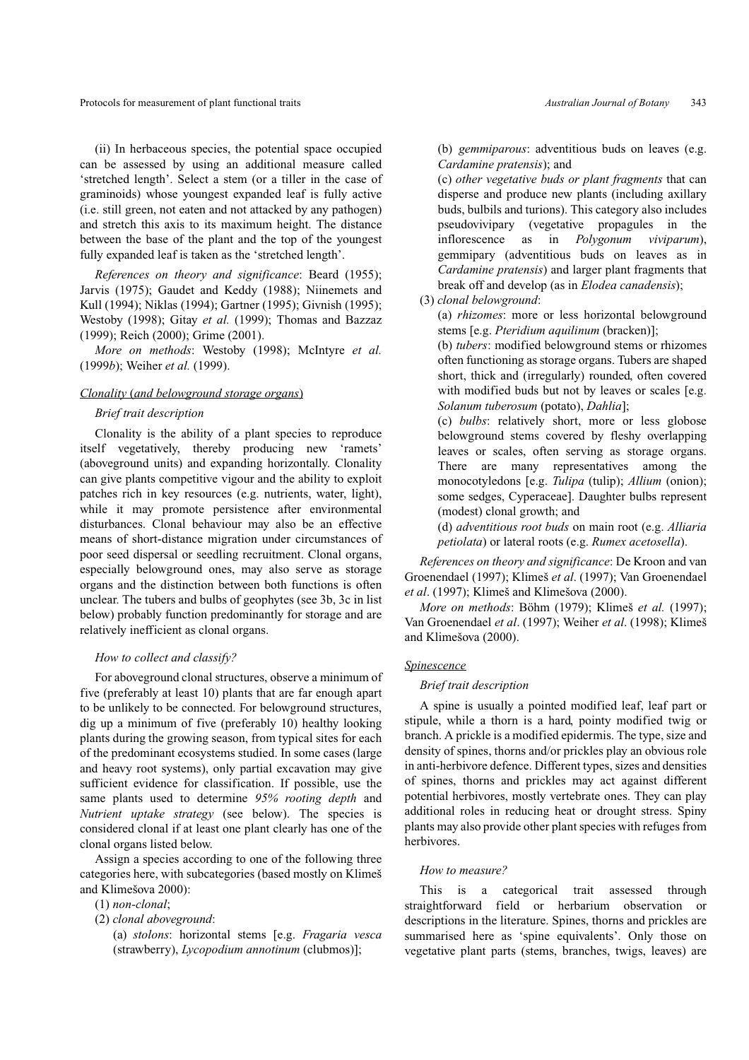(ii) In herbaceous species, the potential space occupied can be assessed by using an additional measure called 'stretched length'. Select a stem (or a tiller in the case of graminoids) whose youngest expanded leaf is fully active (i.e. still green, not eaten and not attacked by any pathogen) and stretch this axis to its maximum height. The distance between the base of the plant and the top of the youngest fully expanded leaf is taken as the 'stretched length'.

*References on theory and significance*: Beard (1955); Jarvis (1975); Gaudet and Keddy (1988); Niinemets and Kull (1994); Niklas (1994); Gartner (1995); Givnish (1995); Westoby (1998); Gitay *et al.* (1999); Thomas and Bazzaz (1999); Reich (2000); Grime (2001).

*More on methods*: Westoby (1998); McIntyre *et al.* (1999*b*); Weiher *et al.* (1999).

## Clonality (and belowground storage organs)

### Brief trait description

Clonality is the ability of a plant species to reproduce itself vegetatively, thereby producing new 'ramets' (aboveground units) and expanding horizontally. Clonality can give plants competitive vigour and the ability to exploit patches rich in key resources (e.g. nutrients, water, light), while it may promote persistence after environmental disturbances. Clonal behaviour may also be an effective means of short-distance migration under circumstances of poor seed dispersal or seedling recruitment. Clonal organs, especially belowground ones, may also serve as storage organs and the distinction between both functions is often unclear. The tubers and bulbs of geophytes (see 3b, 3c in list below) probably function predominantly for storage and are relatively inefficient as clonal organs.

### How to collect and classify?

For aboveground clonal structures, observe a minimum of five (preferably at least 10) plants that are far enough apart to be unlikely to be connected. For belowground structures, dig up a minimum of five (preferably 10) healthy looking plants during the growing season, from typical sites for each of the predominant ecosystems studied. In some cases (large and heavy root systems), only partial excavation may give sufficient evidence for classification. If possible, use the same plants used to determine *95% rooting depth* and *Nutrient uptake strategy* (see below). The species is considered clonal if at least one plant clearly has one of the clonal organs listed below.

Assign a species according to one of the following three categories here, with subcategories (based mostly on Klimeš and Klimešova 2000):

(1) *non-clonal*;

(2) *clonal aboveground*:

- (a) *stolons*: horizontal stems [e.g. *Fragaria vesca* (strawberry), *Lycopodium annotinum* (clubmos)];
- (b) *gemmiparous*: adventitious buds on leaves (e.g. *Cardamine pratensis*); and
- (c) *other vegetative buds or plant fragments* that can disperse and produce new plants (including axillary buds, bulbils and turions). This category also includes pseudovivipary (vegetative propagules in the inflorescence as in *Polygonum viviparum*), gemmipary (adventitious buds on leaves as in *Cardamine pratensis*) and larger plant fragments that break off and develop (as in *Elodea canadensis*);

(3) *clonal belowground*:

- (a) *rhizomes*: more or less horizontal belowground stems [e.g. *Pteridium aquilinum* (bracken)];
- (b) *tubers*: modified belowground stems or rhizomes often functioning as storage organs. Tubers are shaped short, thick and (irregularly) rounded, often covered with modified buds but not by leaves or scales [e.g. *Solanum tuberosum* (potato), *Dahlia*];
- (c) *bulbs*: relatively short, more or less globose belowground stems covered by fleshy overlapping leaves or scales, often serving as storage organs. There are many representatives among the monocotyledons [e.g. *Tulipa* (tulip); *Allium* (onion); some sedges, Cyperaceae]. Daughter bulbs represent (modest) clonal growth; and
- (d) *adventitious root buds* on main root (e.g. *Alliaria petiolata*) or lateral roots (e.g. *Rumex acetosella*).

*References on theory and significance*: De Kroon and van Groenendael (1997); Klimeš *et al*. (1997); Van Groenendael *et al*. (1997); Klimeš and Klimešova (2000).

*More on methods*: Böhm (1979); Klimeš *et al.* (1997); Van Groenendael *et al*. (1997); Weiher *et al*. (1998); Klimeš and Klimešova (2000).

## Spinescence

### Brief trait description

A spine is usually a pointed modified leaf, leaf part or stipule, while a thorn is a hard, pointy modified twig or branch. A prickle is a modified epidermis. The type, size and density of spines, thorns and/or prickles play an obvious role in anti-herbivore defence. Different types, sizes and densities of spines, thorns and prickles may act against different potential herbivores, mostly vertebrate ones. They can play additional roles in reducing heat or drought stress. Spiny plants may also provide other plant species with refuges from herbivores.

### How to measure?

This is a categorical trait assessed through straightforward field or herbarium observation or descriptions in the literature. Spines, thorns and prickles are summarised here as 'spine equivalents'. Only those on vegetative plant parts (stems, branches, twigs, leaves) are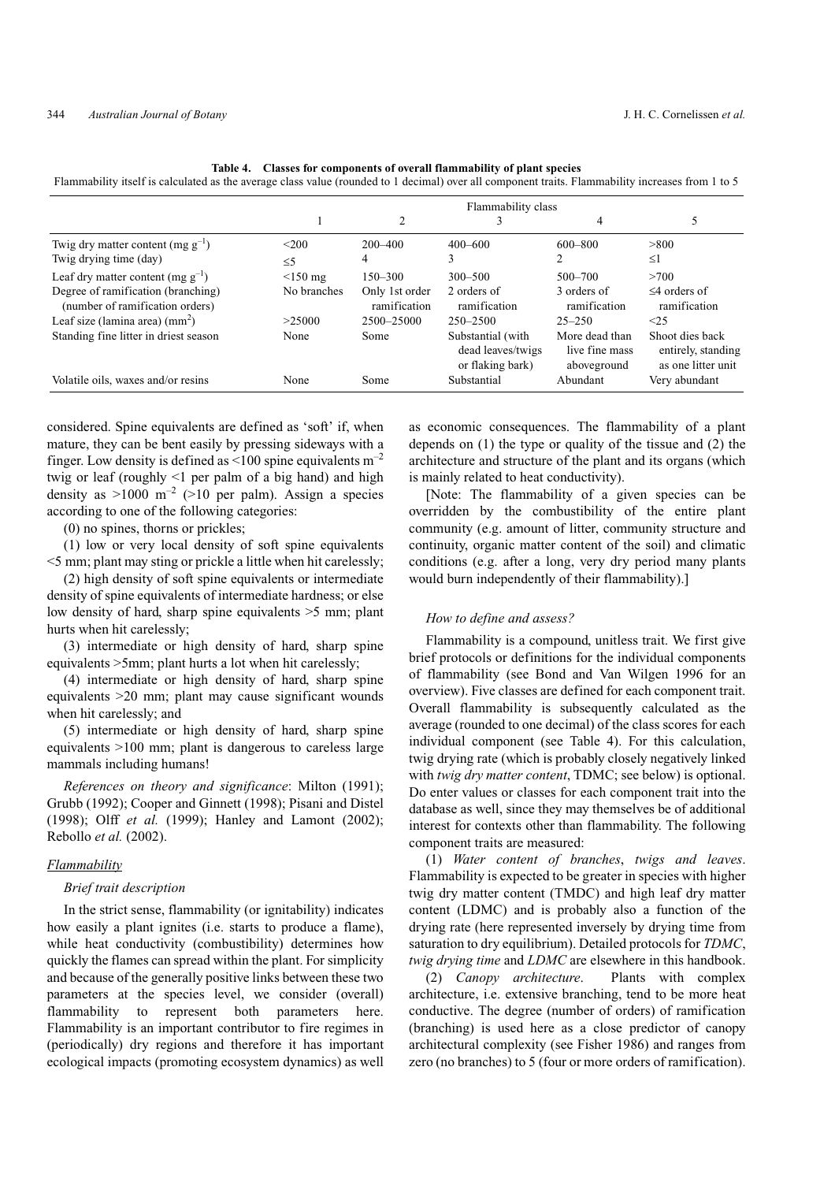**Table 4. Classes for components of overall flammability of plant species**
Flammability itself is calculated as the average class value (rounded to 1 decimal) over all component traits. Flammability increases from 1 to 5

| | Flammability class | | | | |
|---|---|---|---|---|---|
| | 1 | 2 | 3 | 4 | 5 |
| Twig dry matter content (mg $g^{-1}$) | <200 | 200–400 | 400–600 | 600–800 | >800 |
| Twig drying time (day) | ≤5 | 4 | 3 | 2 | ≤1 |
| Leaf dry matter content (mg $g^{-1}$) | <150 mg | 150–300 | 300–500 | 500–700 | >700 |
| Degree of ramification (branching) (number of ramification orders) | No branches | Only 1st order ramification | 2 orders of ramification | 3 orders of ramification | ≤4 orders of ramification |
| Leaf size (lamina area) ($mm^2$) | >25000 | 2500–25000 | 250–2500 | 25–250 | <25 |
| Standing fine litter in driest season | None | Some | Substantial (with dead leaves/twigs or flaking bark) | More dead than live fine mass aboveground | Shoot dies back entirely, standing as one litter unit |
| Volatile oils, waxes and/or resins | None | Some | Substantial | Abundant | Very abundant |

considered. Spine equivalents are defined as 'soft' if, when mature, they can be bent easily by pressing sideways with a finger. Low density is defined as <100 spine equivalents $m^{-2}$ twig or leaf (roughly <1 per palm of a big hand) and high density as >1000 $m^{-2}$ (>10 per palm). Assign a species according to one of the following categories:

(0) no spines, thorns or prickles;

(1) low or very local density of soft spine equivalents <5 mm; plant may sting or prickle a little when hit carelessly;

(2) high density of soft spine equivalents or intermediate density of spine equivalents of intermediate hardness; or else low density of hard, sharp spine equivalents >5 mm; plant hurts when hit carelessly;

(3) intermediate or high density of hard, sharp spine equivalents >5mm; plant hurts a lot when hit carelessly;

(4) intermediate or high density of hard, sharp spine equivalents >20 mm; plant may cause significant wounds when hit carelessly; and

(5) intermediate or high density of hard, sharp spine equivalents >100 mm; plant is dangerous to careless large mammals including humans!

*References on theory and significance*: Milton (1991); Grubb (1992); Cooper and Ginnett (1998); Pisani and Distel (1998); Olff *et al.* (1999); Hanley and Lamont (2002); Rebollo *et al.* (2002).

## Flammability

### Brief trait description

In the strict sense, flammability (or ignitability) indicates how easily a plant ignites (i.e. starts to produce a flame), while heat conductivity (combustibility) determines how quickly the flames can spread within the plant. For simplicity and because of the generally positive links between these two parameters at the species level, we consider (overall) flammability to represent both parameters here. Flammability is an important contributor to fire regimes in (periodically) dry regions and therefore it has important ecological impacts (promoting ecosystem dynamics) as well as economic consequences. The flammability of a plant depends on (1) the type or quality of the tissue and (2) the architecture and structure of the plant and its organs (which is mainly related to heat conductivity).

[Note: The flammability of a given species can be overridden by the combustibility of the entire plant community (e.g. amount of litter, community structure and continuity, organic matter content of the soil) and climatic conditions (e.g. after a long, very dry period many plants would burn independently of their flammability).]

### How to define and assess?

Flammability is a compound, unitless trait. We first give brief protocols or definitions for the individual components of flammability (see Bond and Van Wilgen 1996 for an overview). Five classes are defined for each component trait. Overall flammability is subsequently calculated as the average (rounded to one decimal) of the class scores for each individual component (see Table 4). For this calculation, twig drying rate (which is probably closely negatively linked with *twig dry matter content*, TDMC; see below) is optional. Do enter values or classes for each component trait into the database as well, since they may themselves be of additional interest for contexts other than flammability. The following component traits are measured:

(1) *Water content of branches*, *twigs and leaves*. Flammability is expected to be greater in species with higher twig dry matter content (TMDC) and high leaf dry matter content (LDMC) and is probably also a function of the drying rate (here represented inversely by drying time from saturation to dry equilibrium). Detailed protocols for *TDMC*, *twig drying time* and *LDMC* are elsewhere in this handbook.

(2) *Canopy architecture*. Plants with complex architecture, i.e. extensive branching, tend to be more heat conductive. The degree (number of orders) of ramification (branching) is used here as a close predictor of canopy architectural complexity (see Fisher 1986) and ranges from zero (no branches) to 5 (four or more orders of ramification).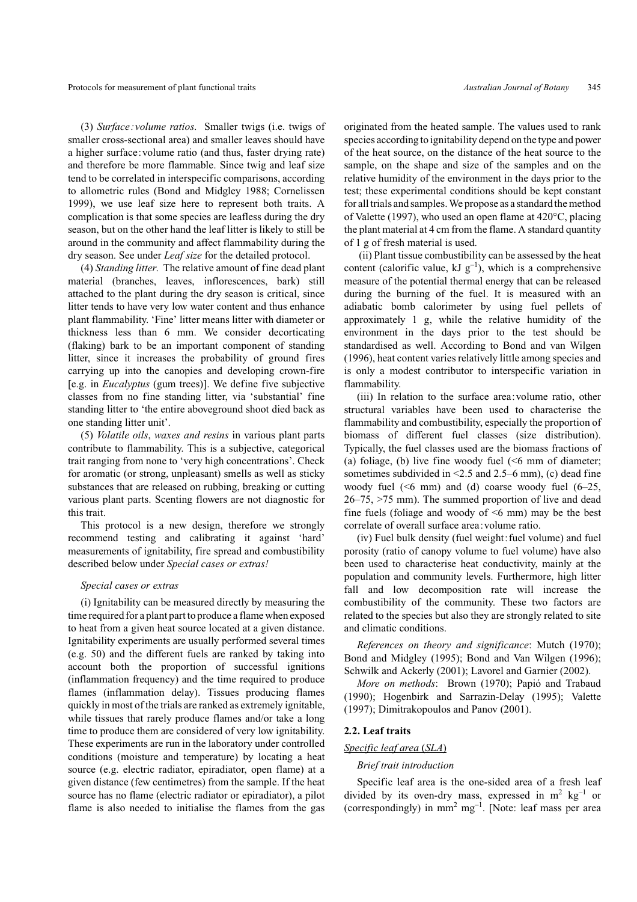(3) *Surface : volume ratios.* Smaller twigs (i.e. twigs of smaller cross-sectional area) and smaller leaves should have a higher surface : volume ratio (and thus, faster drying rate) and therefore be more flammable. Since twig and leaf size tend to be correlated in interspecific comparisons, according to allometric rules (Bond and Midgley 1988; Cornelissen 1999), we use leaf size here to represent both traits. A complication is that some species are leafless during the dry season, but on the other hand the leaf litter is likely to still be around in the community and affect flammability during the dry season. See under *Leaf size* for the detailed protocol.

(4) *Standing litter.* The relative amount of fine dead plant material (branches, leaves, inflorescences, bark) still attached to the plant during the dry season is critical, since litter tends to have very low water content and thus enhance plant flammability. 'Fine' litter means litter with diameter or thickness less than 6 mm. We consider decorticating (flaking) bark to be an important component of standing litter, since it increases the probability of ground fires carrying up into the canopies and developing crown-fire [e.g. in *Eucalyptus* (gum trees)]. We define five subjective classes from no fine standing litter, via 'substantial' fine standing litter to 'the entire aboveground shoot died back as one standing litter unit'.

(5) *Volatile oils*, *waxes and resins* in various plant parts contribute to flammability. This is a subjective, categorical trait ranging from none to 'very high concentrations'. Check for aromatic (or strong, unpleasant) smells as well as sticky substances that are released on rubbing, breaking or cutting various plant parts. Scenting flowers are not diagnostic for this trait.

This protocol is a new design, therefore we strongly recommend testing and calibrating it against 'hard' measurements of ignitability, fire spread and combustibility described below under *Special cases or extras!*

*Special cases or extras*

(i) Ignitability can be measured directly by measuring the time required for a plant part to produce a flame when exposed to heat from a given heat source located at a given distance. Ignitability experiments are usually performed several times (e.g. 50) and the different fuels are ranked by taking into account both the proportion of successful ignitions (inflammation frequency) and the time required to produce flames (inflammation delay). Tissues producing flames quickly in most of the trials are ranked as extremely ignitable, while tissues that rarely produce flames and/or take a long time to produce them are considered of very low ignitability. These experiments are run in the laboratory under controlled conditions (moisture and temperature) by locating a heat source (e.g. electric radiator, epiradiator, open flame) at a given distance (few centimetres) from the sample. If the heat source has no flame (electric radiator or epiradiator), a pilot flame is also needed to initialise the flames from the gas originated from the heated sample. The values used to rank species according to ignitability depend on the type and power of the heat source, on the distance of the heat source to the sample, on the shape and size of the samples and on the relative humidity of the environment in the days prior to the test; these experimental conditions should be kept constant for all trials and samples. We propose as a standard the method of Valette (1997), who used an open flame at 420°C, placing the plant material at 4 cm from the flame. A standard quantity of 1 g of fresh material is used.

(ii) Plant tissue combustibility can be assessed by the heat content (calorific value, kJ $g^{-1}$), which is a comprehensive measure of the potential thermal energy that can be released during the burning of the fuel. It is measured with an adiabatic bomb calorimeter by using fuel pellets of approximately 1 g, while the relative humidity of the environment in the days prior to the test should be standardised as well. According to Bond and van Wilgen (1996), heat content varies relatively little among species and is only a modest contributor to interspecific variation in flammability.

(iii) In relation to the surface area : volume ratio, other structural variables have been used to characterise the flammability and combustibility, especially the proportion of biomass of different fuel classes (size distribution). Typically, the fuel classes used are the biomass fractions of (a) foliage, (b) live fine woody fuel (<6 mm of diameter; sometimes subdivided in <2.5 and 2.5–6 mm), (c) dead fine woody fuel (<6 mm) and (d) coarse woody fuel (6–25, 26–75, >75 mm). The summed proportion of live and dead fine fuels (foliage and woody of <6 mm) may be the best correlate of overall surface area : volume ratio.

(iv) Fuel bulk density (fuel weight : fuel volume) and fuel porosity (ratio of canopy volume to fuel volume) have also been used to characterise heat conductivity, mainly at the population and community levels. Furthermore, high litter fall and low decomposition rate will increase the combustibility of the community. These two factors are related to the species but also they are strongly related to site and climatic conditions.

*References on theory and significance*: Mutch (1970); Bond and Midgley (1995); Bond and Van Wilgen (1996); Schwilk and Ackerly (2001); Lavorel and Garnier (2002).

*More on methods*: Brown (1970); Papió and Trabaud (1990); Hogenbirk and Sarrazin-Delay (1995); Valette (1997); Dimitrakopoulos and Panov (2001).

### 2.2. Leaf traits

<u>*Specific leaf area* (*SLA*)</u>

*Brief trait introduction*

Specific leaf area is the one-sided area of a fresh leaf divided by its oven-dry mass, expressed in $m^2$ $kg^{-1}$ or (correspondingly) in $mm^2$ $mg^{-1}$. [Note: leaf mass per area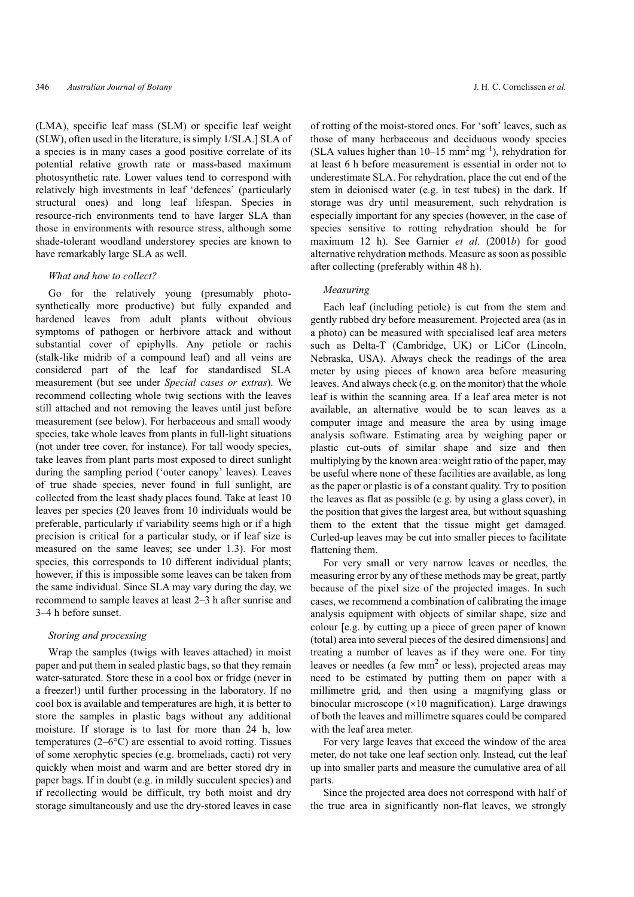(LMA), specific leaf mass (SLM) or specific leaf weight (SLW), often used in the literature, is simply 1/SLA.] SLA of a species is in many cases a good positive correlate of its potential relative growth rate or mass-based maximum photosynthetic rate. Lower values tend to correspond with relatively high investments in leaf 'defences' (particularly structural ones) and long leaf lifespan. Species in resource-rich environments tend to have larger SLA than those in environments with resource stress, although some shade-tolerant woodland understorey species are known to have remarkably large SLA as well.

*What and how to collect?*

Go for the relatively young (presumably photosynthetically more productive) but fully expanded and hardened leaves from adult plants without obvious symptoms of pathogen or herbivore attack and without substantial cover of epiphylls. Any petiole or rachis (stalk-like midrib of a compound leaf) and all veins are considered part of the leaf for standardised SLA measurement (but see under *Special cases or extras*). We recommend collecting whole twig sections with the leaves still attached and not removing the leaves until just before measurement (see below). For herbaceous and small woody species, take whole leaves from plants in full-light situations (not under tree cover, for instance). For tall woody species, take leaves from plant parts most exposed to direct sunlight during the sampling period ('outer canopy' leaves). Leaves of true shade species, never found in full sunlight, are collected from the least shady places found. Take at least 10 leaves per species (20 leaves from 10 individuals would be preferable, particularly if variability seems high or if a high precision is critical for a particular study, or if leaf size is measured on the same leaves; see under 1.3). For most species, this corresponds to 10 different individual plants; however, if this is impossible some leaves can be taken from the same individual. Since SLA may vary during the day, we recommend to sample leaves at least 2–3 h after sunrise and 3–4 h before sunset.

*Storing and processing*

Wrap the samples (twigs with leaves attached) in moist paper and put them in sealed plastic bags, so that they remain water-saturated. Store these in a cool box or fridge (never in a freezer!) until further processing in the laboratory. If no cool box is available and temperatures are high, it is better to store the samples in plastic bags without any additional moisture. If storage is to last for more than 24 h, low temperatures (2–6°C) are essential to avoid rotting. Tissues of some xerophytic species (e.g. bromeliads, cacti) rot very quickly when moist and warm and are better stored dry in paper bags. If in doubt (e.g. in mildly succulent species) and if recollecting would be difficult, try both moist and dry storage simultaneously and use the dry-stored leaves in case of rotting of the moist-stored ones. For 'soft' leaves, such as those of many herbaceous and deciduous woody species (SLA values higher than 10–15 $mm^2 mg^{-1}$), rehydration for at least 6 h before measurement is essential in order not to underestimate SLA. For rehydration, place the cut end of the stem in deionised water (e.g. in test tubes) in the dark. If storage was dry until measurement, such rehydration is especially important for any species (however, in the case of species sensitive to rotting rehydration should be for maximum 12 h). See Garnier *et al.* (2001*b*) for good alternative rehydration methods. Measure as soon as possible after collecting (preferably within 48 h).

*Measuring*

Each leaf (including petiole) is cut from the stem and gently rubbed dry before measurement. Projected area (as in a photo) can be measured with specialised leaf area meters such as Delta-T (Cambridge, UK) or LiCor (Lincoln, Nebraska, USA). Always check the readings of the area meter by using pieces of known area before measuring leaves. And always check (e.g. on the monitor) that the whole leaf is within the scanning area. If a leaf area meter is not available, an alternative would be to scan leaves as a computer image and measure the area by using image analysis software. Estimating area by weighing paper or plastic cut-outs of similar shape and size and then multiplying by the known area : weight ratio of the paper, may be useful where none of these facilities are available, as long as the paper or plastic is of a constant quality. Try to position the leaves as flat as possible (e.g. by using a glass cover), in the position that gives the largest area, but without squashing them to the extent that the tissue might get damaged. Curled-up leaves may be cut into smaller pieces to facilitate flattening them.

For very small or very narrow leaves or needles, the measuring error by any of these methods may be great, partly because of the pixel size of the projected images. In such cases, we recommend a combination of calibrating the image analysis equipment with objects of similar shape, size and colour [e.g. by cutting up a piece of green paper of known (total) area into several pieces of the desired dimensions] and treating a number of leaves as if they were one. For tiny leaves or needles (a few $mm^2$ or less), projected areas may need to be estimated by putting them on paper with a millimetre grid, and then using a magnifying glass or binocular microscope (×10 magnification). Large drawings of both the leaves and millimetre squares could be compared with the leaf area meter.

For very large leaves that exceed the window of the area meter, do not take one leaf section only. Instead, cut the leaf up into smaller parts and measure the cumulative area of all parts.

Since the projected area does not correspond with half of the true area in significantly non-flat leaves, we strongly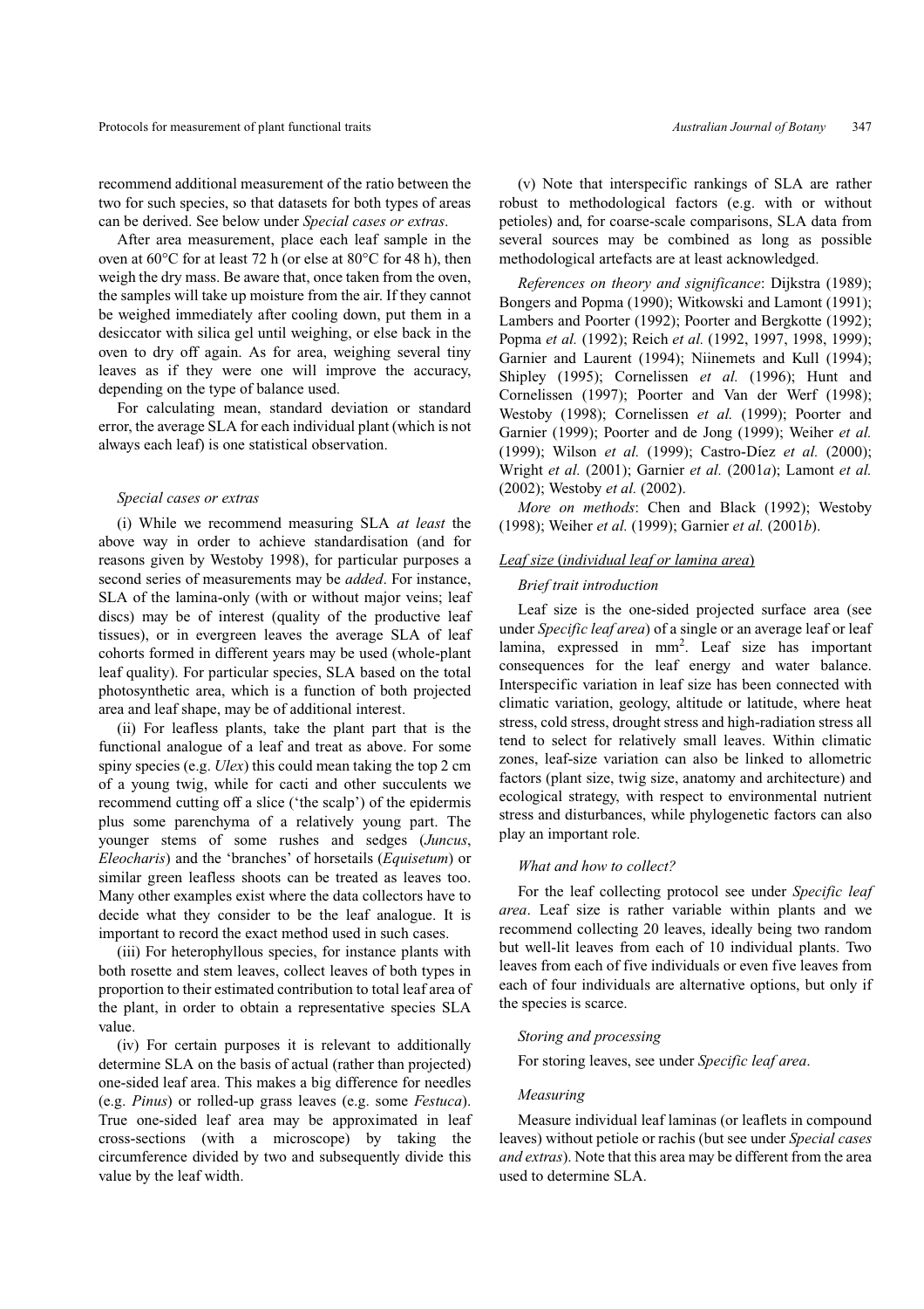recommend additional measurement of the ratio between the two for such species, so that datasets for both types of areas can be derived. See below under *Special cases or extras*.

After area measurement, place each leaf sample in the oven at 60°C for at least 72 h (or else at 80°C for 48 h), then weigh the dry mass. Be aware that, once taken from the oven, the samples will take up moisture from the air. If they cannot be weighed immediately after cooling down, put them in a desiccator with silica gel until weighing, or else back in the oven to dry off again. As for area, weighing several tiny leaves as if they were one will improve the accuracy, depending on the type of balance used.

For calculating mean, standard deviation or standard error, the average SLA for each individual plant (which is not always each leaf) is one statistical observation.

#### *Special cases or extras*

(i) While we recommend measuring SLA *at least* the above way in order to achieve standardisation (and for reasons given by Westoby 1998), for particular purposes a second series of measurements may be *added*. For instance, SLA of the lamina-only (with or without major veins; leaf discs) may be of interest (quality of the productive leaf tissues), or in evergreen leaves the average SLA of leaf cohorts formed in different years may be used (whole-plant leaf quality). For particular species, SLA based on the total photosynthetic area, which is a function of both projected area and leaf shape, may be of additional interest.

(ii) For leafless plants, take the plant part that is the functional analogue of a leaf and treat as above. For some spiny species (e.g. *Ulex*) this could mean taking the top 2 cm of a young twig, while for cacti and other succulents we recommend cutting off a slice ('the scalp') of the epidermis plus some parenchyma of a relatively young part. The younger stems of some rushes and sedges (*Juncus*, *Eleocharis*) and the 'branches' of horsetails (*Equisetum*) or similar green leafless shoots can be treated as leaves too. Many other examples exist where the data collectors have to decide what they consider to be the leaf analogue. It is important to record the exact method used in such cases.

(iii) For heterophyllous species, for instance plants with both rosette and stem leaves, collect leaves of both types in proportion to their estimated contribution to total leaf area of the plant, in order to obtain a representative species SLA value.

(iv) For certain purposes it is relevant to additionally determine SLA on the basis of actual (rather than projected) one-sided leaf area. This makes a big difference for needles (e.g. *Pinus*) or rolled-up grass leaves (e.g. some *Festuca*). True one-sided leaf area may be approximated in leaf cross-sections (with a microscope) by taking the circumference divided by two and subsequently divide this value by the leaf width.

(v) Note that interspecific rankings of SLA are rather robust to methodological factors (e.g. with or without petioles) and, for coarse-scale comparisons, SLA data from several sources may be combined as long as possible methodological artefacts are at least acknowledged.

*References on theory and significance*: Dijkstra (1989); Bongers and Popma (1990); Witkowski and Lamont (1991); Lambers and Poorter (1992); Poorter and Bergkotte (1992); Popma *et al.* (1992); Reich *et al.* (1992, 1997, 1998, 1999); Garnier and Laurent (1994); Niinemets and Kull (1994); Shipley (1995); Cornelissen *et al.* (1996); Hunt and Cornelissen (1997); Poorter and Van der Werf (1998); Westoby (1998); Cornelissen *et al.* (1999); Poorter and Garnier (1999); Poorter and de Jong (1999); Weiher *et al.* (1999); Wilson *et al.* (1999); Castro-Díez *et al.* (2000); Wright *et al.* (2001); Garnier *et al.* (2001*a*); Lamont *et al.* (2002); Westoby *et al.* (2002).

*More on methods*: Chen and Black (1992); Westoby (1998); Weiher *et al.* (1999); Garnier *et al.* (2001*b*).

### Leaf size (*individual leaf or lamina area*)

#### *Brief trait introduction*

Leaf size is the one-sided projected surface area (see under *Specific leaf area*) of a single or an average leaf or leaf lamina, expressed in $mm^2$. Leaf size has important consequences for the leaf energy and water balance. Interspecific variation in leaf size has been connected with climatic variation, geology, altitude or latitude, where heat stress, cold stress, drought stress and high-radiation stress all tend to select for relatively small leaves. Within climatic zones, leaf-size variation can also be linked to allometric factors (plant size, twig size, anatomy and architecture) and ecological strategy, with respect to environmental nutrient stress and disturbances, while phylogenetic factors can also play an important role.

#### *What and how to collect?*

For the leaf collecting protocol see under *Specific leaf area*. Leaf size is rather variable within plants and we recommend collecting 20 leaves, ideally being two random but well-lit leaves from each of 10 individual plants. Two leaves from each of five individuals or even five leaves from each of four individuals are alternative options, but only if the species is scarce.

#### *Storing and processing*

For storing leaves, see under *Specific leaf area*.

#### *Measuring*

Measure individual leaf laminas (or leaflets in compound leaves) without petiole or rachis (but see under *Special cases and extras*). Note that this area may be different from the area used to determine SLA.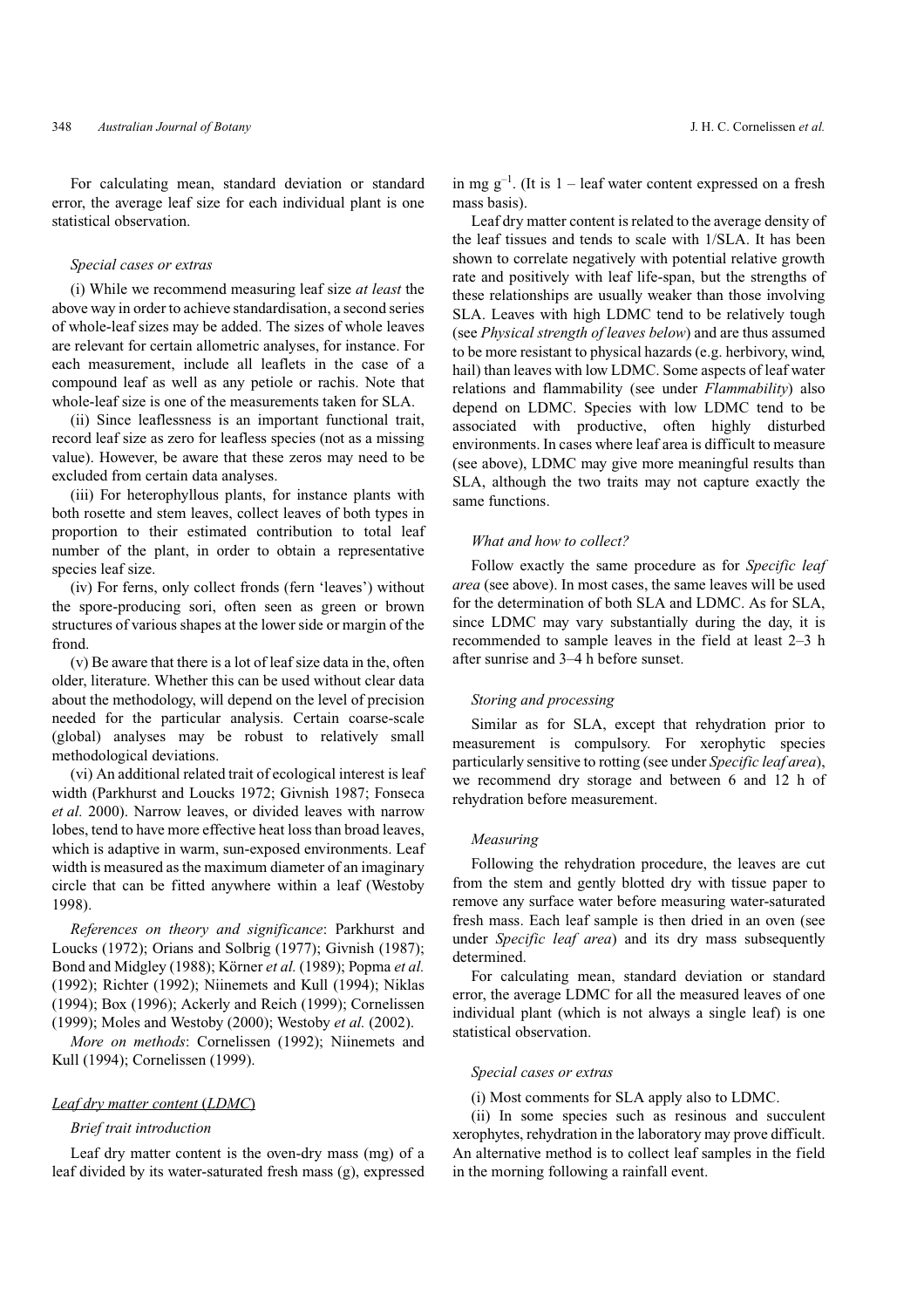For calculating mean, standard deviation or standard error, the average leaf size for each individual plant is one statistical observation.

*Special cases or extras*

(i) While we recommend measuring leaf size *at least* the above way in order to achieve standardisation, a second series of whole-leaf sizes may be added. The sizes of whole leaves are relevant for certain allometric analyses, for instance. For each measurement, include all leaflets in the case of a compound leaf as well as any petiole or rachis. Note that whole-leaf size is one of the measurements taken for SLA.

(ii) Since leaflessness is an important functional trait, record leaf size as zero for leafless species (not as a missing value). However, be aware that these zeros may need to be excluded from certain data analyses.

(iii) For heterophyllous plants, for instance plants with both rosette and stem leaves, collect leaves of both types in proportion to their estimated contribution to total leaf number of the plant, in order to obtain a representative species leaf size.

(iv) For ferns, only collect fronds (fern 'leaves') without the spore-producing sori, often seen as green or brown structures of various shapes at the lower side or margin of the frond.

(v) Be aware that there is a lot of leaf size data in the, often older, literature. Whether this can be used without clear data about the methodology, will depend on the level of precision needed for the particular analysis. Certain coarse-scale (global) analyses may be robust to relatively small methodological deviations.

(vi) An additional related trait of ecological interest is leaf width (Parkhurst and Loucks 1972; Givnish 1987; Fonseca *et al.* 2000). Narrow leaves, or divided leaves with narrow lobes, tend to have more effective heat loss than broad leaves, which is adaptive in warm, sun-exposed environments. Leaf width is measured as the maximum diameter of an imaginary circle that can be fitted anywhere within a leaf (Westoby 1998).

*References on theory and significance*: Parkhurst and Loucks (1972); Orians and Solbrig (1977); Givnish (1987); Bond and Midgley (1988); Körner *et al.* (1989); Popma *et al.* (1992); Richter (1992); Niinemets and Kull (1994); Niklas (1994); Box (1996); Ackerly and Reich (1999); Cornelissen (1999); Moles and Westoby (2000); Westoby *et al.* (2002).

*More on methods*: Cornelissen (1992); Niinemets and Kull (1994); Cornelissen (1999).

### Leaf dry matter content (LDMC)

*Brief trait introduction*

Leaf dry matter content is the oven-dry mass (mg) of a leaf divided by its water-saturated fresh mass (g), expressed in mg $g^{-1}$. (It is 1 – leaf water content expressed on a fresh mass basis).

Leaf dry matter content is related to the average density of the leaf tissues and tends to scale with 1/SLA. It has been shown to correlate negatively with potential relative growth rate and positively with leaf life-span, but the strengths of these relationships are usually weaker than those involving SLA. Leaves with high LDMC tend to be relatively tough (see *Physical strength of leaves below*) and are thus assumed to be more resistant to physical hazards (e.g. herbivory, wind, hail) than leaves with low LDMC. Some aspects of leaf water relations and flammability (see under *Flammability*) also depend on LDMC. Species with low LDMC tend to be associated with productive, often highly disturbed environments. In cases where leaf area is difficult to measure (see above), LDMC may give more meaningful results than SLA, although the two traits may not capture exactly the same functions.

*What and how to collect?*

Follow exactly the same procedure as for *Specific leaf area* (see above). In most cases, the same leaves will be used for the determination of both SLA and LDMC. As for SLA, since LDMC may vary substantially during the day, it is recommended to sample leaves in the field at least 2–3 h after sunrise and 3–4 h before sunset.

*Storing and processing*

Similar as for SLA, except that rehydration prior to measurement is compulsory. For xerophytic species particularly sensitive to rotting (see under *Specific leaf area*), we recommend dry storage and between 6 and 12 h of rehydration before measurement.

*Measuring*

Following the rehydration procedure, the leaves are cut from the stem and gently blotted dry with tissue paper to remove any surface water before measuring water-saturated fresh mass. Each leaf sample is then dried in an oven (see under *Specific leaf area*) and its dry mass subsequently determined.

For calculating mean, standard deviation or standard error, the average LDMC for all the measured leaves of one individual plant (which is not always a single leaf) is one statistical observation.

*Special cases or extras*

(i) Most comments for SLA apply also to LDMC.

(ii) In some species such as resinous and succulent xerophytes, rehydration in the laboratory may prove difficult. An alternative method is to collect leaf samples in the field in the morning following a rainfall event.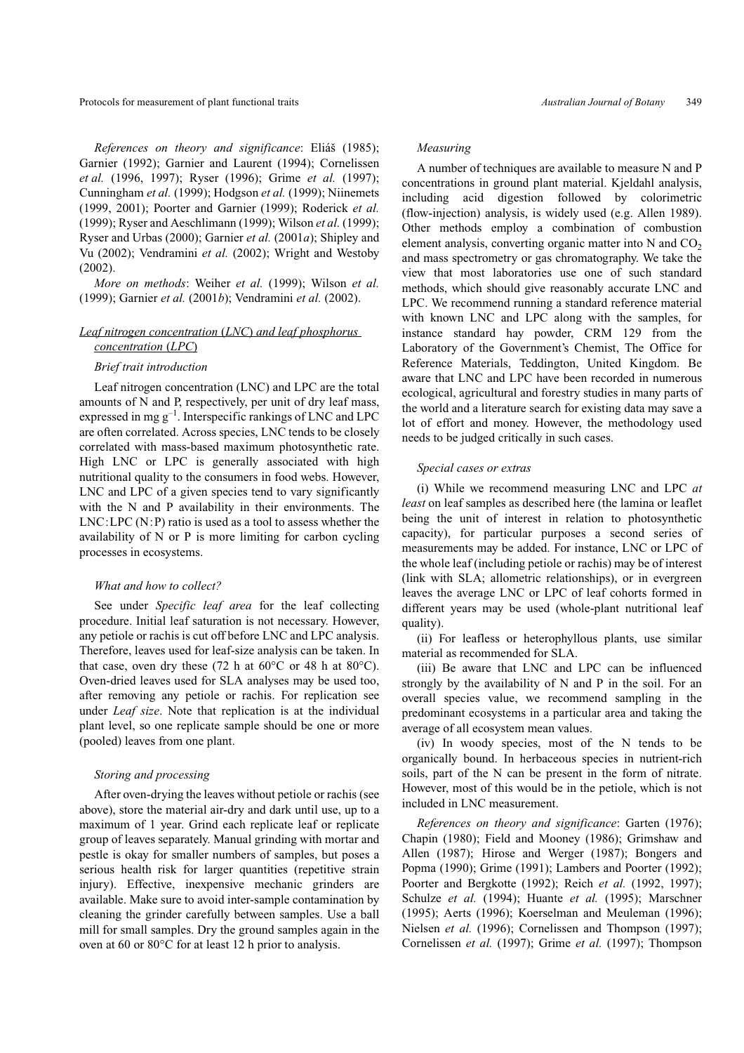*References on theory and significance*: Eliáš (1985); Garnier (1992); Garnier and Laurent (1994); Cornelissen *et al.* (1996, 1997); Ryser (1996); Grime *et al.* (1997); Cunningham *et al.* (1999); Hodgson *et al.* (1999); Niinemets (1999, 2001); Poorter and Garnier (1999); Roderick *et al.* (1999); Ryser and Aeschlimann (1999); Wilson *et al.* (1999); Ryser and Urbas (2000); Garnier *et al.* (2001*a*); Shipley and Vu (2002); Vendramini *et al.* (2002); Wright and Westoby (2002).

*More on methods*: Weiher *et al.* (1999); Wilson *et al.* (1999); Garnier *et al.* (2001*b*); Vendramini *et al.* (2002).

## *Leaf nitrogen concentration (LNC) and leaf phosphorus concentration (LPC)*

### *Brief trait introduction*

Leaf nitrogen concentration (LNC) and LPC are the total amounts of N and P, respectively, per unit of dry leaf mass, expressed in mg $g^{-1}$. Interspecific rankings of LNC and LPC are often correlated. Across species, LNC tends to be closely correlated with mass-based maximum photosynthetic rate. High LNC or LPC is generally associated with high nutritional quality to the consumers in food webs. However, LNC and LPC of a given species tend to vary significantly with the N and P availability in their environments. The LNC:LPC (N:P) ratio is used as a tool to assess whether the availability of N or P is more limiting for carbon cycling processes in ecosystems.

### *What and how to collect?*

See under *Specific leaf area* for the leaf collecting procedure. Initial leaf saturation is not necessary. However, any petiole or rachis is cut off before LNC and LPC analysis. Therefore, leaves used for leaf-size analysis can be taken. In that case, oven dry these (72 h at 60°C or 48 h at 80°C). Oven-dried leaves used for SLA analyses may be used too, after removing any petiole or rachis. For replication see under *Leaf size*. Note that replication is at the individual plant level, so one replicate sample should be one or more (pooled) leaves from one plant.

### *Storing and processing*

After oven-drying the leaves without petiole or rachis (see above), store the material air-dry and dark until use, up to a maximum of 1 year. Grind each replicate leaf or replicate group of leaves separately. Manual grinding with mortar and pestle is okay for smaller numbers of samples, but poses a serious health risk for larger quantities (repetitive strain injury). Effective, inexpensive mechanic grinders are available. Make sure to avoid inter-sample contamination by cleaning the grinder carefully between samples. Use a ball mill for small samples. Dry the ground samples again in the oven at 60 or 80°C for at least 12 h prior to analysis.

### *Measuring*

A number of techniques are available to measure N and P concentrations in ground plant material. Kjeldahl analysis, including acid digestion followed by colorimetric (flow-injection) analysis, is widely used (e.g. Allen 1989). Other methods employ a combination of combustion element analysis, converting organic matter into N and $CO_2$ and mass spectrometry or gas chromatography. We take the view that most laboratories use one of such standard methods, which should give reasonably accurate LNC and LPC. We recommend running a standard reference material with known LNC and LPC along with the samples, for instance standard hay powder, CRM 129 from the Laboratory of the Government's Chemist, The Office for Reference Materials, Teddington, United Kingdom. Be aware that LNC and LPC have been recorded in numerous ecological, agricultural and forestry studies in many parts of the world and a literature search for existing data may save a lot of effort and money. However, the methodology used needs to be judged critically in such cases.

### *Special cases or extras*

(i) While we recommend measuring LNC and LPC *at least* on leaf samples as described here (the lamina or leaflet being the unit of interest in relation to photosynthetic capacity), for particular purposes a second series of measurements may be added. For instance, LNC or LPC of the whole leaf (including petiole or rachis) may be of interest (link with SLA; allometric relationships), or in evergreen leaves the average LNC or LPC of leaf cohorts formed in different years may be used (whole-plant nutritional leaf quality).

(ii) For leafless or heterophyllous plants, use similar material as recommended for SLA.

(iii) Be aware that LNC and LPC can be influenced strongly by the availability of N and P in the soil. For an overall species value, we recommend sampling in the predominant ecosystems in a particular area and taking the average of all ecosystem mean values.

(iv) In woody species, most of the N tends to be organically bound. In herbaceous species in nutrient-rich soils, part of the N can be present in the form of nitrate. However, most of this would be in the petiole, which is not included in LNC measurement.

*References on theory and significance*: Garten (1976); Chapin (1980); Field and Mooney (1986); Grimshaw and Allen (1987); Hirose and Werger (1987); Bongers and Popma (1990); Grime (1991); Lambers and Poorter (1992); Poorter and Bergkotte (1992); Reich *et al.* (1992, 1997); Schulze *et al.* (1994); Huante *et al.* (1995); Marschner (1995); Aerts (1996); Koerselman and Meuleman (1996); Nielsen *et al.* (1996); Cornelissen and Thompson (1997); Cornelissen *et al.* (1997); Grime *et al.* (1997); Thompson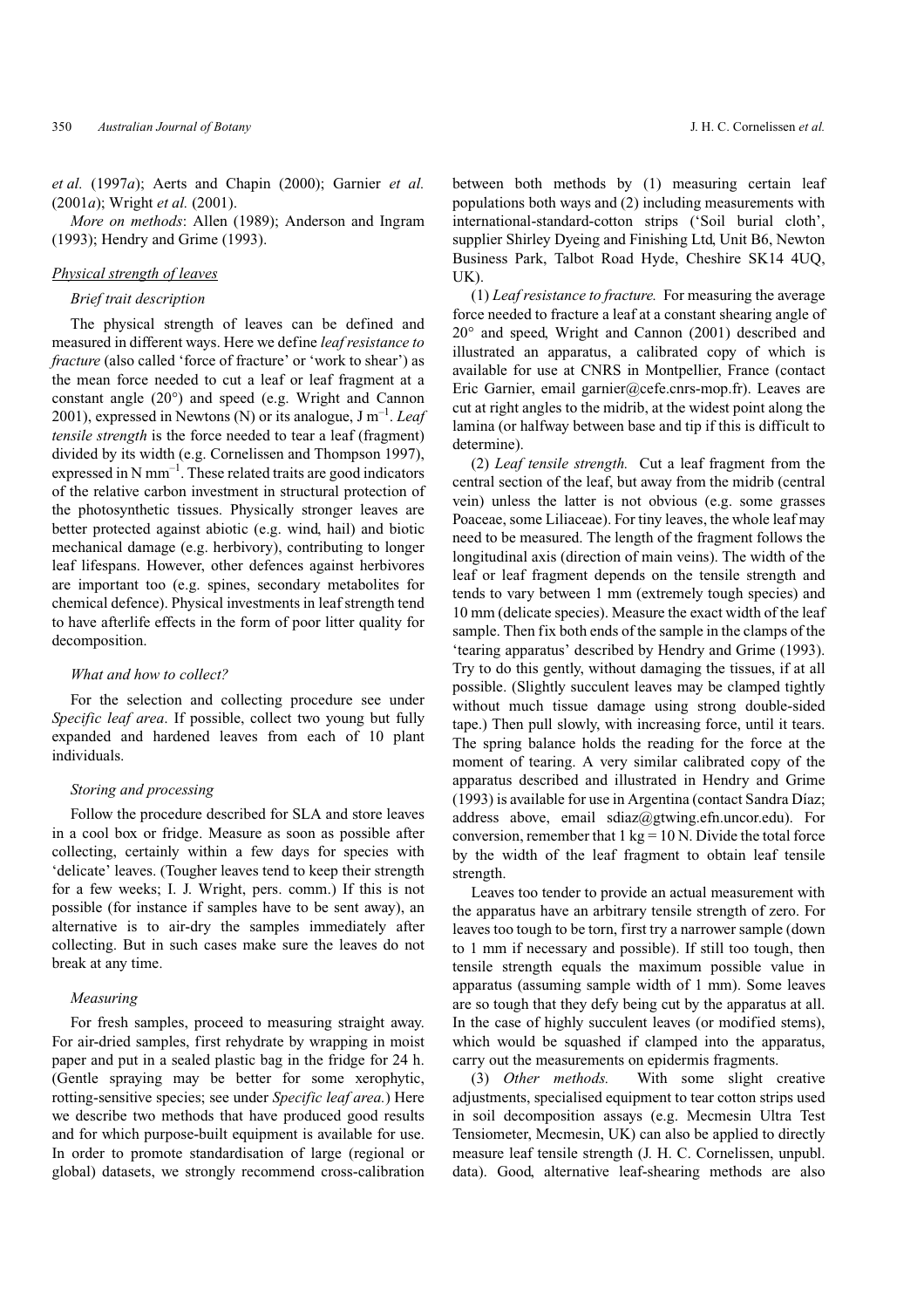*et al.* (1997*a*); Aerts and Chapin (2000); Garnier *et al.* (2001*a*); Wright *et al.* (2001).

*More on methods*: Allen (1989); Anderson and Ingram (1993); Hendry and Grime (1993).

## Physical strength of leaves

### *Brief trait description*

The physical strength of leaves can be defined and measured in different ways. Here we define *leaf resistance to fracture* (also called 'force of fracture' or 'work to shear') as the mean force needed to cut a leaf or leaf fragment at a constant angle (20°) and speed (e.g. Wright and Cannon 2001), expressed in Newtons (N) or its analogue, J $m^{-1}$. *Leaf tensile strength* is the force needed to tear a leaf (fragment) divided by its width (e.g. Cornelissen and Thompson 1997), expressed in N $mm^{-1}$. These related traits are good indicators of the relative carbon investment in structural protection of the photosynthetic tissues. Physically stronger leaves are better protected against abiotic (e.g. wind, hail) and biotic mechanical damage (e.g. herbivory), contributing to longer leaf lifespans. However, other defences against herbivores are important too (e.g. spines, secondary metabolites for chemical defence). Physical investments in leaf strength tend to have afterlife effects in the form of poor litter quality for decomposition.

### *What and how to collect?*

For the selection and collecting procedure see under *Specific leaf area*. If possible, collect two young but fully expanded and hardened leaves from each of 10 plant individuals.

### *Storing and processing*

Follow the procedure described for SLA and store leaves in a cool box or fridge. Measure as soon as possible after collecting, certainly within a few days for species with 'delicate' leaves. (Tougher leaves tend to keep their strength for a few weeks; I. J. Wright, pers. comm.) If this is not possible (for instance if samples have to be sent away), an alternative is to air-dry the samples immediately after collecting. But in such cases make sure the leaves do not break at any time.

### *Measuring*

For fresh samples, proceed to measuring straight away. For air-dried samples, first rehydrate by wrapping in moist paper and put in a sealed plastic bag in the fridge for 24 h. (Gentle spraying may be better for some xerophytic, rotting-sensitive species; see under *Specific leaf area.*) Here we describe two methods that have produced good results and for which purpose-built equipment is available for use. In order to promote standardisation of large (regional or global) datasets, we strongly recommend cross-calibration between both methods by (1) measuring certain leaf populations both ways and (2) including measurements with international-standard-cotton strips ('Soil burial cloth', supplier Shirley Dyeing and Finishing Ltd, Unit B6, Newton Business Park, Talbot Road Hyde, Cheshire SK14 4UQ, UK).

(1) *Leaf resistance to fracture.* For measuring the average force needed to fracture a leaf at a constant shearing angle of 20° and speed, Wright and Cannon (2001) described and illustrated an apparatus, a calibrated copy of which is available for use at CNRS in Montpellier, France (contact Eric Garnier, email garnier@cefe.cnrs-mop.fr). Leaves are cut at right angles to the midrib, at the widest point along the lamina (or halfway between base and tip if this is difficult to determine).

(2) *Leaf tensile strength.* Cut a leaf fragment from the central section of the leaf, but away from the midrib (central vein) unless the latter is not obvious (e.g. some grasses Poaceae, some Liliaceae). For tiny leaves, the whole leaf may need to be measured. The length of the fragment follows the longitudinal axis (direction of main veins). The width of the leaf or leaf fragment depends on the tensile strength and tends to vary between 1 mm (extremely tough species) and 10 mm (delicate species). Measure the exact width of the leaf sample. Then fix both ends of the sample in the clamps of the 'tearing apparatus' described by Hendry and Grime (1993). Try to do this gently, without damaging the tissues, if at all possible. (Slightly succulent leaves may be clamped tightly without much tissue damage using strong double-sided tape.) Then pull slowly, with increasing force, until it tears. The spring balance holds the reading for the force at the moment of tearing. A very similar calibrated copy of the apparatus described and illustrated in Hendry and Grime (1993) is available for use in Argentina (contact Sandra Díaz; address above, email sdiaz@gtwing.efn.uncor.edu). For conversion, remember that 1 kg = 10 N. Divide the total force by the width of the leaf fragment to obtain leaf tensile strength.

Leaves too tender to provide an actual measurement with the apparatus have an arbitrary tensile strength of zero. For leaves too tough to be torn, first try a narrower sample (down to 1 mm if necessary and possible). If still too tough, then tensile strength equals the maximum possible value in apparatus (assuming sample width of 1 mm). Some leaves are so tough that they defy being cut by the apparatus at all. In the case of highly succulent leaves (or modified stems), which would be squashed if clamped into the apparatus, carry out the measurements on epidermis fragments.

(3) *Other methods.* With some slight creative adjustments, specialised equipment to tear cotton strips used in soil decomposition assays (e.g. Mecmesin Ultra Test Tensiometer, Mecmesin, UK) can also be applied to directly measure leaf tensile strength (J. H. C. Cornelissen, unpubl. data). Good, alternative leaf-shearing methods are also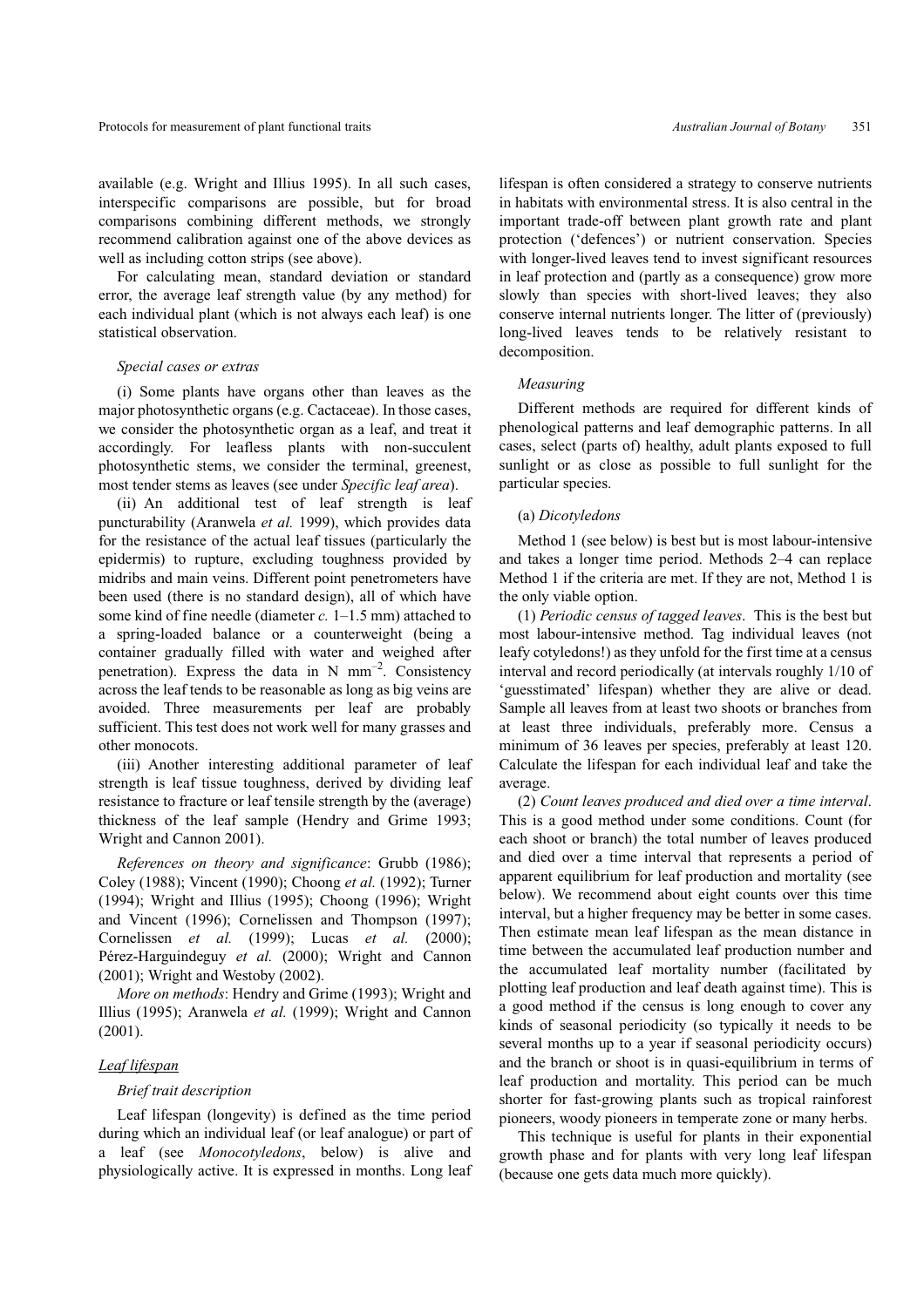available (e.g. Wright and Illius 1995). In all such cases, interspecific comparisons are possible, but for broad comparisons combining different methods, we strongly recommend calibration against one of the above devices as well as including cotton strips (see above).

For calculating mean, standard deviation or standard error, the average leaf strength value (by any method) for each individual plant (which is not always each leaf) is one statistical observation.

*Special cases or extras*

(i) Some plants have organs other than leaves as the major photosynthetic organs (e.g. Cactaceae). In those cases, we consider the photosynthetic organ as a leaf, and treat it accordingly. For leafless plants with non-succulent photosynthetic stems, we consider the terminal, greenest, most tender stems as leaves (see under *Specific leaf area*).

(ii) An additional test of leaf strength is leaf puncturability (Aranwela *et al.* 1999), which provides data for the resistance of the actual leaf tissues (particularly the epidermis) to rupture, excluding toughness provided by midribs and main veins. Different point penetrometers have been used (there is no standard design), all of which have some kind of fine needle (diameter *c.* 1–1.5 mm) attached to a spring-loaded balance or a counterweight (being a container gradually filled with water and weighed after penetration). Express the data in N $mm^{-2}$. Consistency across the leaf tends to be reasonable as long as big veins are avoided. Three measurements per leaf are probably sufficient. This test does not work well for many grasses and other monocots.

(iii) Another interesting additional parameter of leaf strength is leaf tissue toughness, derived by dividing leaf resistance to fracture or leaf tensile strength by the (average) thickness of the leaf sample (Hendry and Grime 1993; Wright and Cannon 2001).

*References on theory and significance*: Grubb (1986); Coley (1988); Vincent (1990); Choong *et al.* (1992); Turner (1994); Wright and Illius (1995); Choong (1996); Wright and Vincent (1996); Cornelissen and Thompson (1997); Cornelissen *et al.* (1999); Lucas *et al.* (2000); Pérez-Harguindeguy *et al.* (2000); Wright and Cannon (2001); Wright and Westoby (2002).

*More on methods*: Hendry and Grime (1993); Wright and Illius (1995); Aranwela *et al.* (1999); Wright and Cannon (2001).

## Leaf lifespan

*Brief trait description*

Leaf lifespan (longevity) is defined as the time period during which an individual leaf (or leaf analogue) or part of a leaf (see *Monocotyledons*, below) is alive and physiologically active. It is expressed in months. Long leaf lifespan is often considered a strategy to conserve nutrients in habitats with environmental stress. It is also central in the important trade-off between plant growth rate and plant protection ('defences') or nutrient conservation. Species with longer-lived leaves tend to invest significant resources in leaf protection and (partly as a consequence) grow more slowly than species with short-lived leaves; they also conserve internal nutrients longer. The litter of (previously) long-lived leaves tends to be relatively resistant to decomposition.

*Measuring*

Different methods are required for different kinds of phenological patterns and leaf demographic patterns. In all cases, select (parts of) healthy, adult plants exposed to full sunlight or as close as possible to full sunlight for the particular species.

(a) *Dicotyledons*

Method 1 (see below) is best but is most labour-intensive and takes a longer time period. Methods 2–4 can replace Method 1 if the criteria are met. If they are not, Method 1 is the only viable option.

(1) *Periodic census of tagged leaves*. This is the best but most labour-intensive method. Tag individual leaves (not leafy cotyledons!) as they unfold for the first time at a census interval and record periodically (at intervals roughly 1/10 of 'guesstimated' lifespan) whether they are alive or dead. Sample all leaves from at least two shoots or branches from at least three individuals, preferably more. Census a minimum of 36 leaves per species, preferably at least 120. Calculate the lifespan for each individual leaf and take the average.

(2) *Count leaves produced and died over a time interval*. This is a good method under some conditions. Count (for each shoot or branch) the total number of leaves produced and died over a time interval that represents a period of apparent equilibrium for leaf production and mortality (see below). We recommend about eight counts over this time interval, but a higher frequency may be better in some cases. Then estimate mean leaf lifespan as the mean distance in time between the accumulated leaf production number and the accumulated leaf mortality number (facilitated by plotting leaf production and leaf death against time). This is a good method if the census is long enough to cover any kinds of seasonal periodicity (so typically it needs to be several months up to a year if seasonal periodicity occurs) and the branch or shoot is in quasi-equilibrium in terms of leaf production and mortality. This period can be much shorter for fast-growing plants such as tropical rainforest pioneers, woody pioneers in temperate zone or many herbs.

This technique is useful for plants in their exponential growth phase and for plants with very long leaf lifespan (because one gets data much more quickly).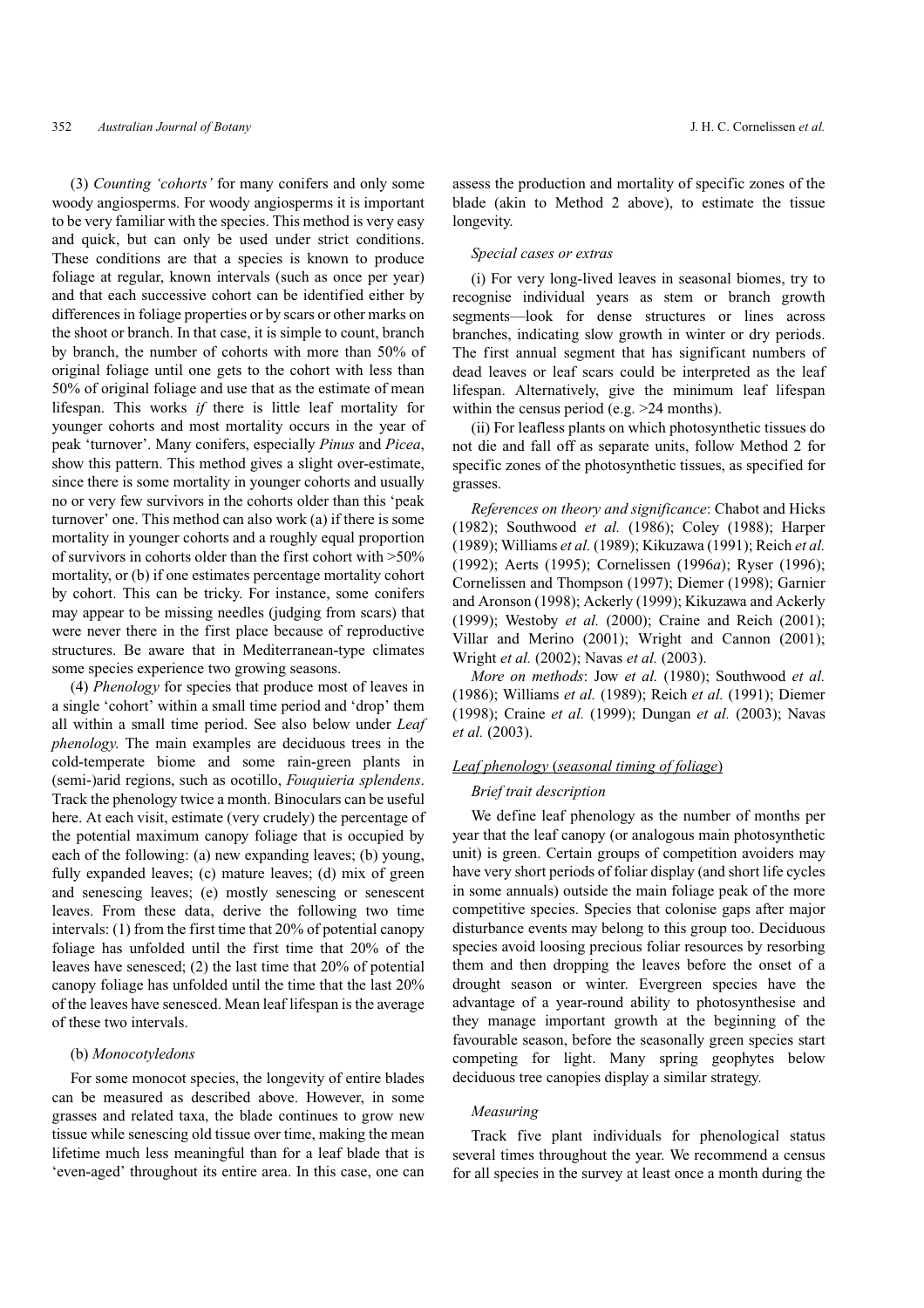(3) *Counting 'cohorts'* for many conifers and only some woody angiosperms. For woody angiosperms it is important to be very familiar with the species. This method is very easy and quick, but can only be used under strict conditions. These conditions are that a species is known to produce foliage at regular, known intervals (such as once per year) and that each successive cohort can be identified either by differences in foliage properties or by scars or other marks on the shoot or branch. In that case, it is simple to count, branch by branch, the number of cohorts with more than 50% of original foliage until one gets to the cohort with less than 50% of original foliage and use that as the estimate of mean lifespan. This works *if* there is little leaf mortality for younger cohorts and most mortality occurs in the year of peak 'turnover'. Many conifers, especially *Pinus* and *Picea*, show this pattern. This method gives a slight over-estimate, since there is some mortality in younger cohorts and usually no or very few survivors in the cohorts older than this 'peak turnover' one. This method can also work (a) if there is some mortality in younger cohorts and a roughly equal proportion of survivors in cohorts older than the first cohort with >50% mortality, or (b) if one estimates percentage mortality cohort by cohort. This can be tricky. For instance, some conifers may appear to be missing needles (judging from scars) that were never there in the first place because of reproductive structures. Be aware that in Mediterranean-type climates some species experience two growing seasons.

(4) *Phenology* for species that produce most of leaves in a single 'cohort' within a small time period and 'drop' them all within a small time period. See also below under *Leaf phenology.* The main examples are deciduous trees in the cold-temperate biome and some rain-green plants in (semi-)arid regions, such as ocotillo, *Fouquieria splendens*. Track the phenology twice a month. Binoculars can be useful here. At each visit, estimate (very crudely) the percentage of the potential maximum canopy foliage that is occupied by each of the following: (a) new expanding leaves; (b) young, fully expanded leaves; (c) mature leaves; (d) mix of green and senescing leaves; (e) mostly senescing or senescent leaves. From these data, derive the following two time intervals: (1) from the first time that 20% of potential canopy foliage has unfolded until the first time that 20% of the leaves have senesced; (2) the last time that 20% of potential canopy foliage has unfolded until the time that the last 20% of the leaves have senesced. Mean leaf lifespan is the average of these two intervals.

(b) *Monocotyledons*

For some monocot species, the longevity of entire blades can be measured as described above. However, in some grasses and related taxa, the blade continues to grow new tissue while senescing old tissue over time, making the mean lifetime much less meaningful than for a leaf blade that is 'even-aged' throughout its entire area. In this case, one can assess the production and mortality of specific zones of the blade (akin to Method 2 above), to estimate the tissue longevity.

*Special cases or extras*

(i) For very long-lived leaves in seasonal biomes, try to recognise individual years as stem or branch growth segments—look for dense structures or lines across branches, indicating slow growth in winter or dry periods. The first annual segment that has significant numbers of dead leaves or leaf scars could be interpreted as the leaf lifespan. Alternatively, give the minimum leaf lifespan within the census period (e.g. >24 months).

(ii) For leafless plants on which photosynthetic tissues do not die and fall off as separate units, follow Method 2 for specific zones of the photosynthetic tissues, as specified for grasses.

*References on theory and significance*: Chabot and Hicks (1982); Southwood *et al.* (1986); Coley (1988); Harper (1989); Williams *et al.* (1989); Kikuzawa (1991); Reich *et al.* (1992); Aerts (1995); Cornelissen (1996*a*); Ryser (1996); Cornelissen and Thompson (1997); Diemer (1998); Garnier and Aronson (1998); Ackerly (1999); Kikuzawa and Ackerly (1999); Westoby *et al.* (2000); Craine and Reich (2001); Villar and Merino (2001); Wright and Cannon (2001); Wright *et al.* (2002); Navas *et al.* (2003).

*More on methods*: Jow *et al.* (1980); Southwood *et al.* (1986); Williams *et al.* (1989); Reich *et al.* (1991); Diemer (1998); Craine *et al.* (1999); Dungan *et al.* (2003); Navas *et al.* (2003).

## Leaf phenology (seasonal timing of foliage)

*Brief trait description*

We define leaf phenology as the number of months per year that the leaf canopy (or analogous main photosynthetic unit) is green. Certain groups of competition avoiders may have very short periods of foliar display (and short life cycles in some annuals) outside the main foliage peak of the more competitive species. Species that colonise gaps after major disturbance events may belong to this group too. Deciduous species avoid loosing precious foliar resources by resorbing them and then dropping the leaves before the onset of a drought season or winter. Evergreen species have the advantage of a year-round ability to photosynthesise and they manage important growth at the beginning of the favourable season, before the seasonally green species start competing for light. Many spring geophytes below deciduous tree canopies display a similar strategy.

*Measuring*

Track five plant individuals for phenological status several times throughout the year. We recommend a census for all species in the survey at least once a month during the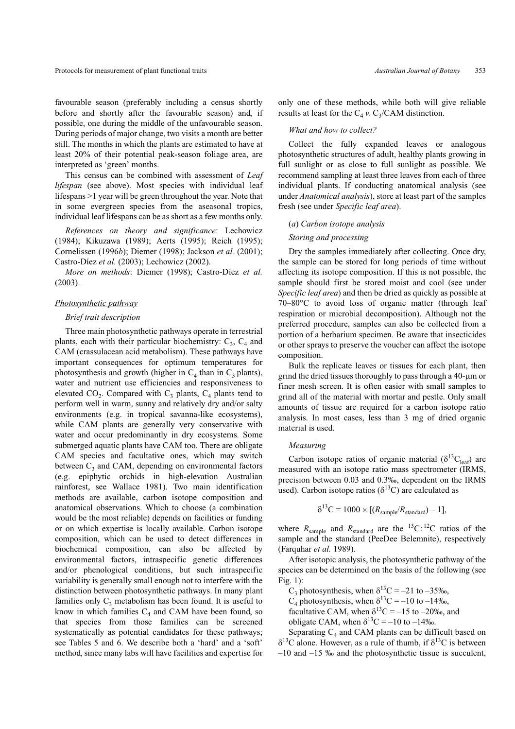favourable season (preferably including a census shortly before and shortly after the favourable season) and, if possible, one during the middle of the unfavourable season. During periods of major change, two visits a month are better still. The months in which the plants are estimated to have at least 20% of their potential peak-season foliage area, are interpreted as 'green' months.

This census can be combined with assessment of *Leaf lifespan* (see above). Most species with individual leaf lifespans >1 year will be green throughout the year. Note that in some evergreen species from the aseasonal tropics, individual leaf lifespans can be as short as a few months only.

*References on theory and significance*: Lechowicz (1984); Kikuzawa (1989); Aerts (1995); Reich (1995); Cornelissen (1996*b*); Diemer (1998); Jackson *et al.* (2001); Castro-Díez *et al.* (2003); Lechowicz (2002).

*More on methods*: Diemer (1998); Castro-Díez *et al.* (2003).

## Photosynthetic pathway

### *Brief trait description*

Three main photosynthetic pathways operate in terrestrial plants, each with their particular biochemistry: $C_3$, $C_4$ and CAM (crassulacean acid metabolism). These pathways have important consequences for optimum temperatures for photosynthesis and growth (higher in $C_4$ than in $C_3$ plants), water and nutrient use efficiencies and responsiveness to elevated $CO_2$. Compared with $C_3$ plants, $C_4$ plants tend to perform well in warm, sunny and relatively dry and/or salty environments (e.g. in tropical savanna-like ecosystems), while CAM plants are generally very conservative with water and occur predominantly in dry ecosystems. Some submerged aquatic plants have CAM too. There are obligate CAM species and facultative ones, which may switch between $C_3$ and CAM, depending on environmental factors (e.g. epiphytic orchids in high-elevation Australian rainforest, see Wallace 1981). Two main identification methods are available, carbon isotope composition and anatomical observations. Which to choose (a combination would be the most reliable) depends on facilities or funding or on which expertise is locally available. Carbon isotope composition, which can be used to detect differences in biochemical composition, can also be affected by environmental factors, intraspecific genetic differences and/or phenological conditions, but such intraspecific variability is generally small enough not to interfere with the distinction between photosynthetic pathways. In many plant families only $C_3$ metabolism has been found. It is useful to know in which families $C_4$ and CAM have been found, so that species from those families can be screened systematically as potential candidates for these pathways; see Tables 5 and 6. We describe both a 'hard' and a 'soft' method, since many labs will have facilities and expertise for only one of these methods, while both will give reliable results at least for the $C_4$ *v.* $C_3$/CAM distinction.

### *What and how to collect?*

Collect the fully expanded leaves or analogous photosynthetic structures of adult, healthy plants growing in full sunlight or as close to full sunlight as possible. We recommend sampling at least three leaves from each of three individual plants. If conducting anatomical analysis (see under *Anatomical analysis*), store at least part of the samples fresh (see under *Specific leaf area*).

### (*a*) *Carbon isotope analysis*

### *Storing and processing*

Dry the samples immediately after collecting. Once dry, the sample can be stored for long periods of time without affecting its isotope composition. If this is not possible, the sample should first be stored moist and cool (see under *Specific leaf area*) and then be dried as quickly as possible at 70–80°C to avoid loss of organic matter (through leaf respiration or microbial decomposition). Although not the preferred procedure, samples can also be collected from a portion of a herbarium specimen. Be aware that insecticides or other sprays to preserve the voucher can affect the isotope composition.

Bulk the replicate leaves or tissues for each plant, then grind the dried tissues thoroughly to pass through a 40-µm or finer mesh screen. It is often easier with small samples to grind all of the material with mortar and pestle. Only small amounts of tissue are required for a carbon isotope ratio analysis. In most cases, less than 3 mg of dried organic material is used.

### *Measuring*

Carbon isotope ratios of organic material ($\delta^{13}C_{leaf}$) are measured with an isotope ratio mass spectrometer (IRMS, precision between 0.03 and 0.3‰, dependent on the IRMS used). Carbon isotope ratios ($\delta^{13}C$) are calculated as

$$\delta^{13}C = 1000 \times [(R_{sample}/R_{standard}) - 1],$$

where $R_{sample}$ and $R_{standard}$ are the $^{13}C:^{12}C$ ratios of the sample and the standard (PeeDee Belemnite), respectively (Farquhar *et al.* 1989).

After isotopic analysis, the photosynthetic pathway of the species can be determined on the basis of the following (see Fig. 1):

$C_3$ photosynthesis, when $\delta^{13}C$ = –21 to –35‰,
$C_4$ photosynthesis, when $\delta^{13}C$ = –10 to –14‰,
facultative CAM, when $\delta^{13}C$ = –15 to –20‰, and
obligate CAM, when $\delta^{13}C$ = –10 to –14‰.

Separating $C_4$ and CAM plants can be difficult based on $\delta^{13}C$ alone. However, as a rule of thumb, if $\delta^{13}C$ is between –10 and –15 ‰ and the photosynthetic tissue is succulent,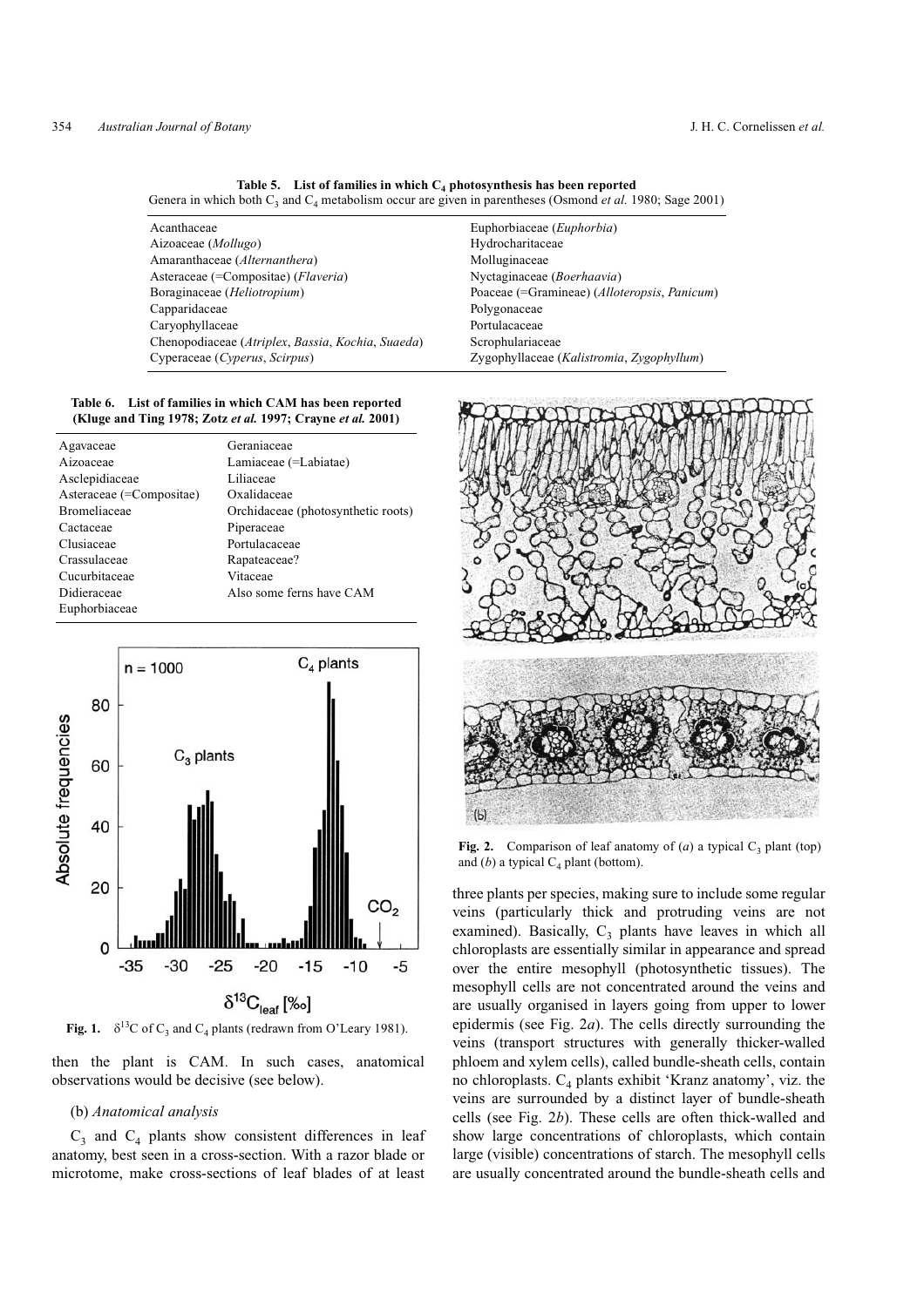**Table 5. List of families in which $C_4$ photosynthesis has been reported**
Genera in which both $C_3$ and $C_4$ metabolism occur are given in parentheses (Osmond *et al.* 1980; Sage 2001)

| | |
|---|---|
| Acanthaceae | Euphorbiaceae (*Euphorbia*) |
| Aizoaceae (*Mollugo*) | Hydrocharitaceae |
| Amaranthaceae (*Alternanthera*) | Molluginaceae |
| Asteraceae (=Compositae) (*Flaveria*) | Nyctaginaceae (*Boerhaavia*) |
| Boraginaceae (*Heliotropium*) | Poaceae (=Gramineae) (*Alloteropsis*, *Panicum*) |
| Capparidaceae | Polygonaceae |
| Caryophyllaceae | Portulacaceae |
| Chenopodiaceae (*Atriplex*, *Bassia*, *Kochia*, *Suaeda*) | Scrophulariaceae |
| Cyperaceae (*Cyperus*, *Scirpus*) | Zygophyllaceae (*Kalistromia*, *Zygophyllum*) |

**Table 6. List of families in which CAM has been reported (Kluge and Ting 1978; Zotz *et al.* 1997; Crayne *et al.* 2001)**

| | |
|---|---|
| Agavaceae | Geraniaceae |
| Aizoaceae | Lamiaceae (=Labiatae) |
| Asclepidiaceae | Liliaceae |
| Asteraceae (=Compositae) | Oxalidaceae |
| Bromeliaceae | Orchidaceae (photosynthetic roots) |
| Cactaceae | Piperaceae |
| Clusiaceae | Portulacaceae |
| Crassulaceae | Rapateaceae? |
| Cucurbitaceae | Vitaceae |
| Didieraceae | Also some ferns have CAM |
| Euphorbiaceae | |

**Fig. 1.** $\delta^{13}C$ of $C_3$ and $C_4$ plants (redrawn from O'Leary 1981).

then the plant is CAM. In such cases, anatomical observations would be decisive (see below).

### (b) *Anatomical analysis*

$C_3$ and $C_4$ plants show consistent differences in leaf anatomy, best seen in a cross-section. With a razor blade or microtome, make cross-sections of leaf blades of at least three plants per species, making sure to include some regular veins (particularly thick and protruding veins are not examined). Basically, $C_3$ plants have leaves in which all chloroplasts are essentially similar in appearance and spread over the entire mesophyll (photosynthetic tissues). The mesophyll cells are not concentrated around the veins and are usually organised in layers going from upper to lower epidermis (see Fig. 2*a*). The cells directly surrounding the veins (transport structures with generally thicker-walled phloem and xylem cells), called bundle-sheath cells, contain no chloroplasts. $C_4$ plants exhibit 'Kranz anatomy', viz. the veins are surrounded by a distinct layer of bundle-sheath cells (see Fig. 2*b*). These cells are often thick-walled and show large concentrations of chloroplasts, which contain large (visible) concentrations of starch. The mesophyll cells are usually concentrated around the bundle-sheath cells and

**Fig. 2.** Comparison of leaf anatomy of (*a*) a typical $C_3$ plant (top) and (*b*) a typical $C_4$ plant (bottom).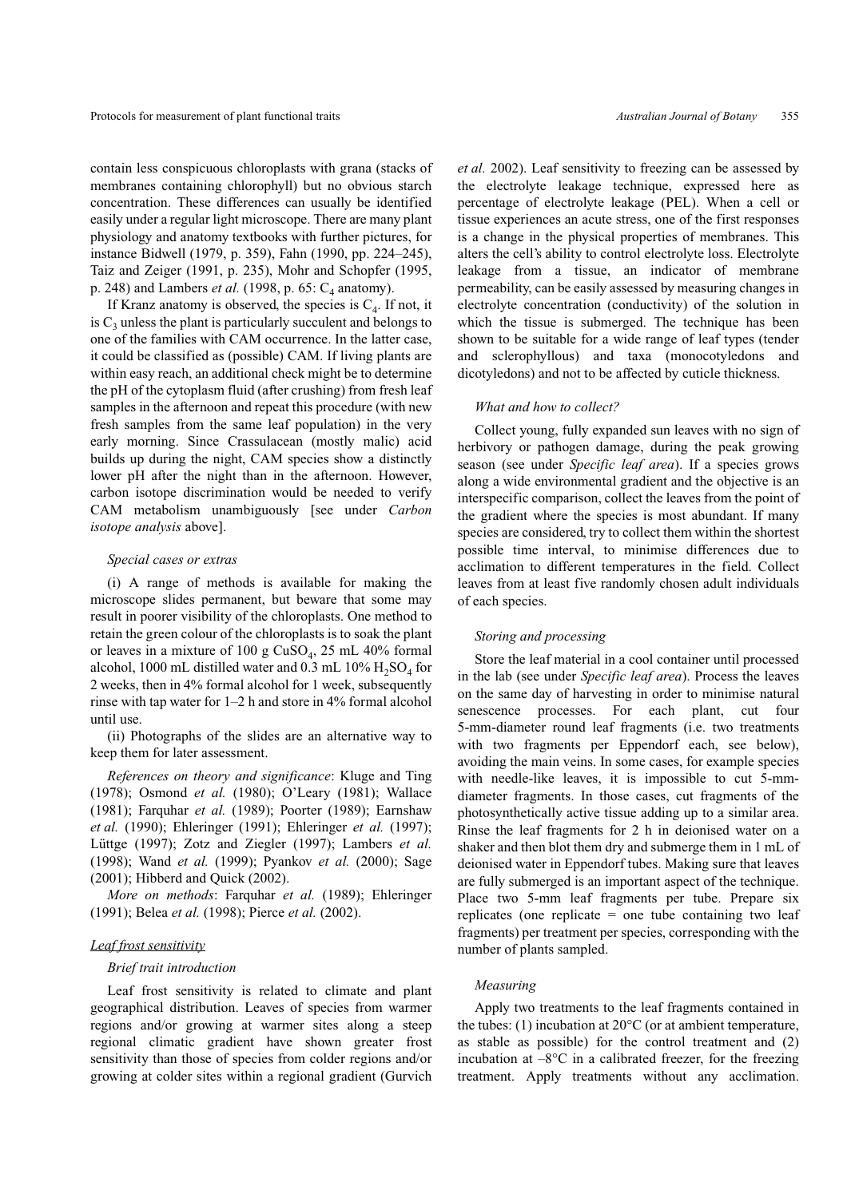contain less conspicuous chloroplasts with grana (stacks of membranes containing chlorophyll) but no obvious starch concentration. These differences can usually be identified easily under a regular light microscope. There are many plant physiology and anatomy textbooks with further pictures, for instance Bidwell (1979, p. 359), Fahn (1990, pp. 224–245), Taiz and Zeiger (1991, p. 235), Mohr and Schopfer (1995, p. 248) and Lambers *et al.* (1998, p. 65: $C_4$ anatomy).

If Kranz anatomy is observed, the species is $C_4$. If not, it is $C_3$ unless the plant is particularly succulent and belongs to one of the families with CAM occurrence. In the latter case, it could be classified as (possible) CAM. If living plants are within easy reach, an additional check might be to determine the pH of the cytoplasm fluid (after crushing) from fresh leaf samples in the afternoon and repeat this procedure (with new fresh samples from the same leaf population) in the very early morning. Since Crassulacean (mostly malic) acid builds up during the night, CAM species show a distinctly lower pH after the night than in the afternoon. However, carbon isotope discrimination would be needed to verify CAM metabolism unambiguously [see under *Carbon isotope analysis* above].

*Special cases or extras*

(i) A range of methods is available for making the microscope slides permanent, but beware that some may result in poorer visibility of the chloroplasts. One method to retain the green colour of the chloroplasts is to soak the plant or leaves in a mixture of 100 g $CuSO_4$, 25 mL 40% formal alcohol, 1000 mL distilled water and 0.3 mL 10% $H_2SO_4$ for 2 weeks, then in 4% formal alcohol for 1 week, subsequently rinse with tap water for 1–2 h and store in 4% formal alcohol until use.

(ii) Photographs of the slides are an alternative way to keep them for later assessment.

*References on theory and significance*: Kluge and Ting (1978); Osmond *et al.* (1980); O'Leary (1981); Wallace (1981); Farquhar *et al.* (1989); Poorter (1989); Earnshaw *et al.* (1990); Ehleringer (1991); Ehleringer *et al.* (1997); Lüttge (1997); Zotz and Ziegler (1997); Lambers *et al.* (1998); Wand *et al.* (1999); Pyankov *et al.* (2000); Sage (2001); Hibberd and Quick (2002).

*More on methods*: Farquhar *et al.* (1989); Ehleringer (1991); Belea *et al.* (1998); Pierce *et al.* (2002).

### Leaf frost sensitivity

*Brief trait introduction*

Leaf frost sensitivity is related to climate and plant geographical distribution. Leaves of species from warmer regions and/or growing at warmer sites along a steep regional climatic gradient have shown greater frost sensitivity than those of species from colder regions and/or growing at colder sites within a regional gradient (Gurvich *et al.* 2002). Leaf sensitivity to freezing can be assessed by the electrolyte leakage technique, expressed here as percentage of electrolyte leakage (PEL). When a cell or tissue experiences an acute stress, one of the first responses is a change in the physical properties of membranes. This alters the cell's ability to control electrolyte loss. Electrolyte leakage from a tissue, an indicator of membrane permeability, can be easily assessed by measuring changes in electrolyte concentration (conductivity) of the solution in which the tissue is submerged. The technique has been shown to be suitable for a wide range of leaf types (tender and sclerophyllous) and taxa (monocotyledons and dicotyledons) and not to be affected by cuticle thickness.

*What and how to collect?*

Collect young, fully expanded sun leaves with no sign of herbivory or pathogen damage, during the peak growing season (see under *Specific leaf area*). If a species grows along a wide environmental gradient and the objective is an interspecific comparison, collect the leaves from the point of the gradient where the species is most abundant. If many species are considered, try to collect them within the shortest possible time interval, to minimise differences due to acclimation to different temperatures in the field. Collect leaves from at least five randomly chosen adult individuals of each species.

*Storing and processing*

Store the leaf material in a cool container until processed in the lab (see under *Specific leaf area*). Process the leaves on the same day of harvesting in order to minimise natural senescence processes. For each plant, cut four 5-mm-diameter round leaf fragments (i.e. two treatments with two fragments per Eppendorf each, see below), avoiding the main veins. In some cases, for example species with needle-like leaves, it is impossible to cut 5-mm-diameter fragments. In those cases, cut fragments of the photosynthetically active tissue adding up to a similar area. Rinse the leaf fragments for 2 h in deionised water on a shaker and then blot them dry and submerge them in 1 mL of deionised water in Eppendorf tubes. Making sure that leaves are fully submerged is an important aspect of the technique. Place two 5-mm leaf fragments per tube. Prepare six replicates (one replicate = one tube containing two leaf fragments) per treatment per species, corresponding with the number of plants sampled.

*Measuring*

Apply two treatments to the leaf fragments contained in the tubes: (1) incubation at 20°C (or at ambient temperature, as stable as possible) for the control treatment and (2) incubation at –8°C in a calibrated freezer, for the freezing treatment. Apply treatments without any acclimation.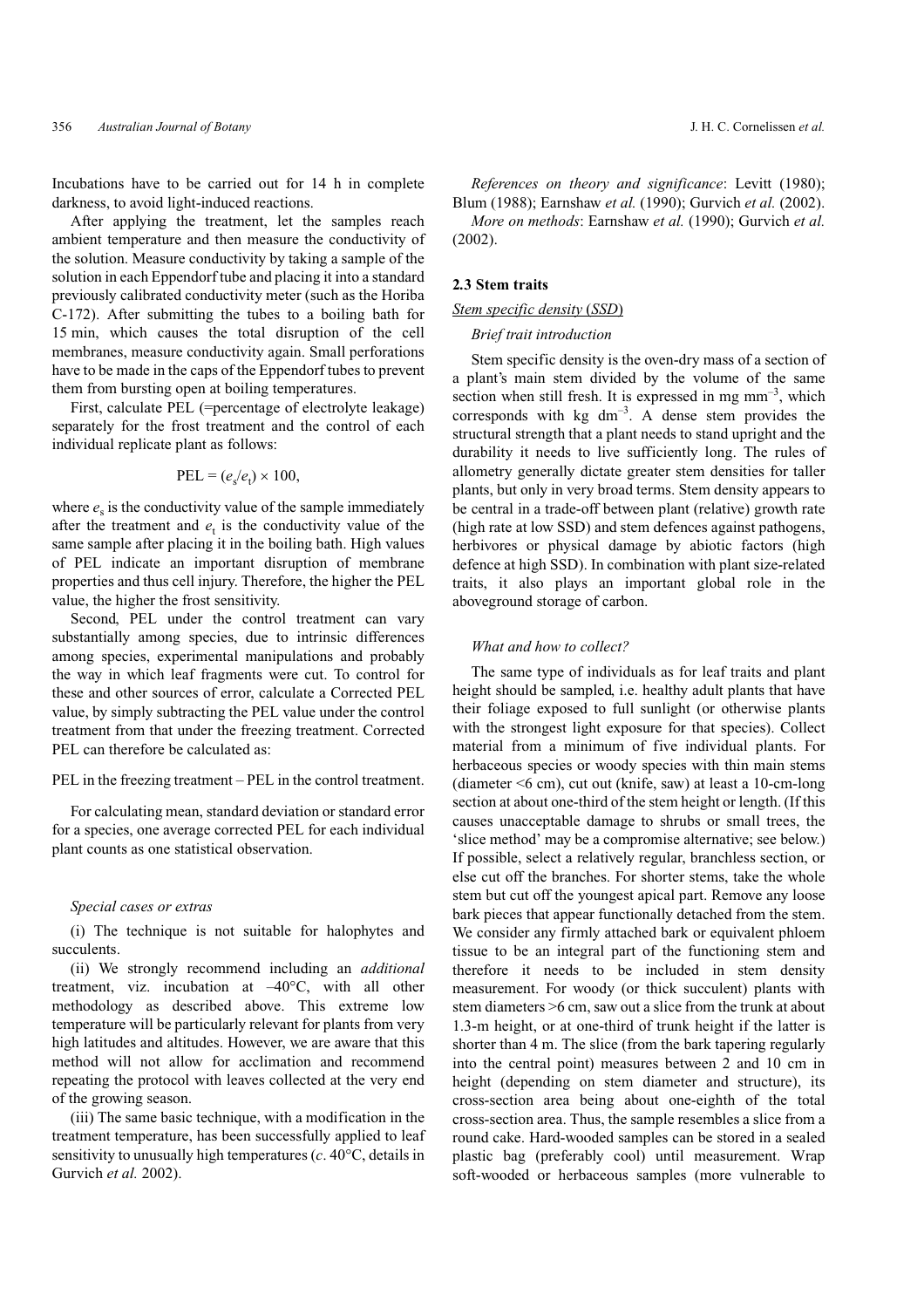Incubations have to be carried out for 14 h in complete darkness, to avoid light-induced reactions.

After applying the treatment, let the samples reach ambient temperature and then measure the conductivity of the solution. Measure conductivity by taking a sample of the solution in each Eppendorf tube and placing it into a standard previously calibrated conductivity meter (such as the Horiba C-172). After submitting the tubes to a boiling bath for 15 min, which causes the total disruption of the cell membranes, measure conductivity again. Small perforations have to be made in the caps of the Eppendorf tubes to prevent them from bursting open at boiling temperatures.

First, calculate PEL (=percentage of electrolyte leakage) separately for the frost treatment and the control of each individual replicate plant as follows:

$$\text{PEL} = (e_s/e_t) \times 100,$$

where $e_s$ is the conductivity value of the sample immediately after the treatment and $e_t$ is the conductivity value of the same sample after placing it in the boiling bath. High values of PEL indicate an important disruption of membrane properties and thus cell injury. Therefore, the higher the PEL value, the higher the frost sensitivity.

Second, PEL under the control treatment can vary substantially among species, due to intrinsic differences among species, experimental manipulations and probably the way in which leaf fragments were cut. To control for these and other sources of error, calculate a Corrected PEL value, by simply subtracting the PEL value under the control treatment from that under the freezing treatment. Corrected PEL can therefore be calculated as:

PEL in the freezing treatment – PEL in the control treatment.

For calculating mean, standard deviation or standard error for a species, one average corrected PEL for each individual plant counts as one statistical observation.

*Special cases or extras*

(i) The technique is not suitable for halophytes and succulents.

(ii) We strongly recommend including an *additional* treatment, viz. incubation at –40°C, with all other methodology as described above. This extreme low temperature will be particularly relevant for plants from very high latitudes and altitudes. However, we are aware that this method will not allow for acclimation and recommend repeating the protocol with leaves collected at the very end of the growing season.

(iii) The same basic technique, with a modification in the treatment temperature, has been successfully applied to leaf sensitivity to unusually high temperatures (*c*. 40°C, details in Gurvich *et al.* 2002).

*References on theory and significance*: Levitt (1980); Blum (1988); Earnshaw *et al.* (1990); Gurvich *et al.* (2002).

*More on methods*: Earnshaw *et al.* (1990); Gurvich *et al.* (2002).

## 2.3 Stem traits

### Stem specific density (SSD)

*Brief trait introduction*

Stem specific density is the oven-dry mass of a section of a plant's main stem divided by the volume of the same section when still fresh. It is expressed in mg mm$^{-3}$, which corresponds with kg dm$^{-3}$. A dense stem provides the structural strength that a plant needs to stand upright and the durability it needs to live sufficiently long. The rules of allometry generally dictate greater stem densities for taller plants, but only in very broad terms. Stem density appears to be central in a trade-off between plant (relative) growth rate (high rate at low SSD) and stem defences against pathogens, herbivores or physical damage by abiotic factors (high defence at high SSD). In combination with plant size-related traits, it also plays an important global role in the aboveground storage of carbon.

*What and how to collect?*

The same type of individuals as for leaf traits and plant height should be sampled, i.e. healthy adult plants that have their foliage exposed to full sunlight (or otherwise plants with the strongest light exposure for that species). Collect material from a minimum of five individual plants. For herbaceous species or woody species with thin main stems (diameter <6 cm), cut out (knife, saw) at least a 10-cm-long section at about one-third of the stem height or length. (If this causes unacceptable damage to shrubs or small trees, the 'slice method' may be a compromise alternative; see below.) If possible, select a relatively regular, branchless section, or else cut off the branches. For shorter stems, take the whole stem but cut off the youngest apical part. Remove any loose bark pieces that appear functionally detached from the stem. We consider any firmly attached bark or equivalent phloem tissue to be an integral part of the functioning stem and therefore it needs to be included in stem density measurement. For woody (or thick succulent) plants with stem diameters >6 cm, saw out a slice from the trunk at about 1.3-m height, or at one-third of trunk height if the latter is shorter than 4 m. The slice (from the bark tapering regularly into the central point) measures between 2 and 10 cm in height (depending on stem diameter and structure), its cross-section area being about one-eighth of the total cross-section area. Thus, the sample resembles a slice from a round cake. Hard-wooded samples can be stored in a sealed plastic bag (preferably cool) until measurement. Wrap soft-wooded or herbaceous samples (more vulnerable to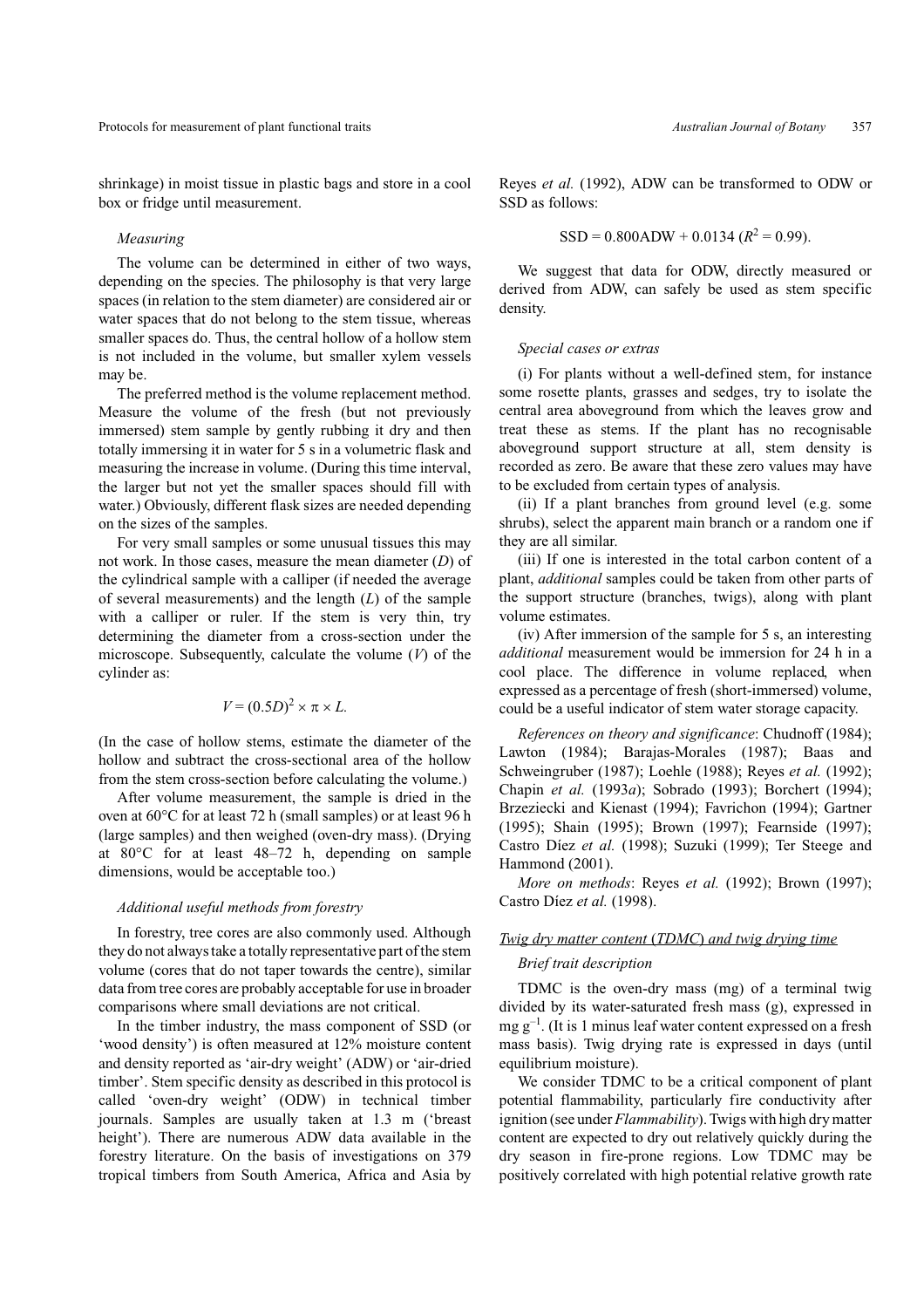shrinkage) in moist tissue in plastic bags and store in a cool box or fridge until measurement.

*Measuring*

The volume can be determined in either of two ways, depending on the species. The philosophy is that very large spaces (in relation to the stem diameter) are considered air or water spaces that do not belong to the stem tissue, whereas smaller spaces do. Thus, the central hollow of a hollow stem is not included in the volume, but smaller xylem vessels may be.

The preferred method is the volume replacement method. Measure the volume of the fresh (but not previously immersed) stem sample by gently rubbing it dry and then totally immersing it in water for 5 s in a volumetric flask and measuring the increase in volume. (During this time interval, the larger but not yet the smaller spaces should fill with water.) Obviously, different flask sizes are needed depending on the sizes of the samples.

For very small samples or some unusual tissues this may not work. In those cases, measure the mean diameter ($D$) of the cylindrical sample with a calliper (if needed the average of several measurements) and the length ($L$) of the sample with a calliper or ruler. If the stem is very thin, try determining the diameter from a cross-section under the microscope. Subsequently, calculate the volume ($V$) of the cylinder as:

$$V = (0.5D)^2 \times \pi \times L.$$

(In the case of hollow stems, estimate the diameter of the hollow and subtract the cross-sectional area of the hollow from the stem cross-section before calculating the volume.)

After volume measurement, the sample is dried in the oven at 60°C for at least 72 h (small samples) or at least 96 h (large samples) and then weighed (oven-dry mass). (Drying at 80°C for at least 48–72 h, depending on sample dimensions, would be acceptable too.)

*Additional useful methods from forestry*

In forestry, tree cores are also commonly used. Although they do not always take a totally representative part of the stem volume (cores that do not taper towards the centre), similar data from tree cores are probably acceptable for use in broader comparisons where small deviations are not critical.

In the timber industry, the mass component of SSD (or 'wood density') is often measured at 12% moisture content and density reported as 'air-dry weight' (ADW) or 'air-dried timber'. Stem specific density as described in this protocol is called 'oven-dry weight' (ODW) in technical timber journals. Samples are usually taken at 1.3 m ('breast height'). There are numerous ADW data available in the forestry literature. On the basis of investigations on 379 tropical timbers from South America, Africa and Asia by Reyes *et al.* (1992), ADW can be transformed to ODW or SSD as follows:

$$\text{SSD} = 0.800\text{ADW} + 0.0134 \ (R^2 = 0.99).$$

We suggest that data for ODW, directly measured or derived from ADW, can safely be used as stem specific density.

*Special cases or extras*

(i) For plants without a well-defined stem, for instance some rosette plants, grasses and sedges, try to isolate the central area aboveground from which the leaves grow and treat these as stems. If the plant has no recognisable aboveground support structure at all, stem density is recorded as zero. Be aware that these zero values may have to be excluded from certain types of analysis.

(ii) If a plant branches from ground level (e.g. some shrubs), select the apparent main branch or a random one if they are all similar.

(iii) If one is interested in the total carbon content of a plant, *additional* samples could be taken from other parts of the support structure (branches, twigs), along with plant volume estimates.

(iv) After immersion of the sample for 5 s, an interesting *additional* measurement would be immersion for 24 h in a cool place. The difference in volume replaced, when expressed as a percentage of fresh (short-immersed) volume, could be a useful indicator of stem water storage capacity.

*References on theory and significance*: Chudnoff (1984); Lawton (1984); Barajas-Morales (1987); Baas and Schweingruber (1987); Loehle (1988); Reyes *et al.* (1992); Chapin *et al.* (1993*a*); Sobrado (1993); Borchert (1994); Brzeziecki and Kienast (1994); Favrichon (1994); Gartner (1995); Shain (1995); Brown (1997); Fearnside (1997); Castro Díez *et al.* (1998); Suzuki (1999); Ter Steege and Hammond (2001).

*More on methods*: Reyes *et al.* (1992); Brown (1997); Castro Díez *et al.* (1998).

### Twig dry matter content (TDMC) and twig drying time

*Brief trait description*

TDMC is the oven-dry mass (mg) of a terminal twig divided by its water-saturated fresh mass (g), expressed in mg $g^{-1}$. (It is 1 minus leaf water content expressed on a fresh mass basis). Twig drying rate is expressed in days (until equilibrium moisture).

We consider TDMC to be a critical component of plant potential flammability, particularly fire conductivity after ignition (see under *Flammability*). Twigs with high dry matter content are expected to dry out relatively quickly during the dry season in fire-prone regions. Low TDMC may be positively correlated with high potential relative growth rate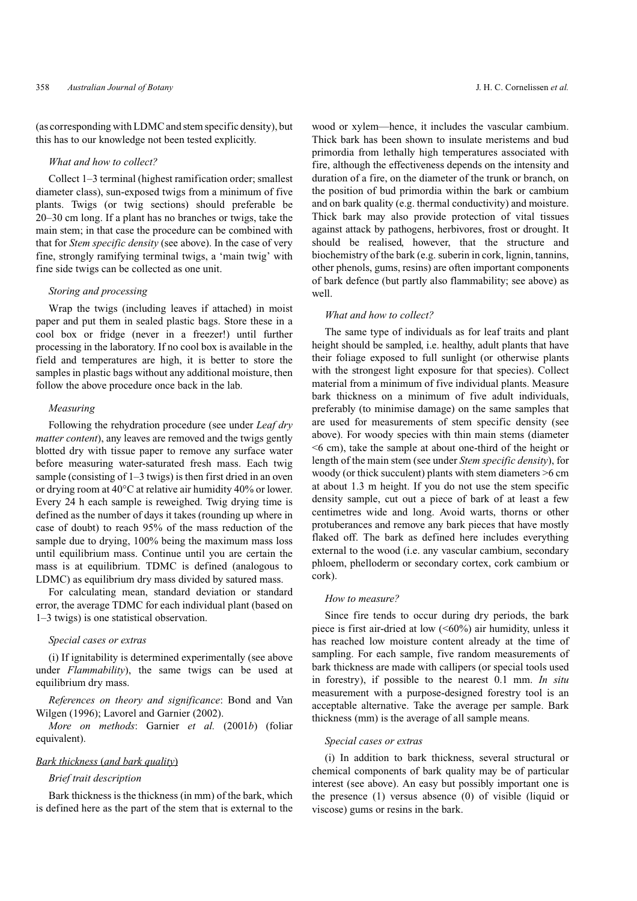(as corresponding with LDMC and stem specific density), but this has to our knowledge not been tested explicitly.

*What and how to collect?*

Collect 1–3 terminal (highest ramification order; smallest diameter class), sun-exposed twigs from a minimum of five plants. Twigs (or twig sections) should preferable be 20–30 cm long. If a plant has no branches or twigs, take the main stem; in that case the procedure can be combined with that for *Stem specific density* (see above). In the case of very fine, strongly ramifying terminal twigs, a 'main twig' with fine side twigs can be collected as one unit.

*Storing and processing*

Wrap the twigs (including leaves if attached) in moist paper and put them in sealed plastic bags. Store these in a cool box or fridge (never in a freezer!) until further processing in the laboratory. If no cool box is available in the field and temperatures are high, it is better to store the samples in plastic bags without any additional moisture, then follow the above procedure once back in the lab.

*Measuring*

Following the rehydration procedure (see under *Leaf dry matter content*), any leaves are removed and the twigs gently blotted dry with tissue paper to remove any surface water before measuring water-saturated fresh mass. Each twig sample (consisting of 1–3 twigs) is then first dried in an oven or drying room at 40°C at relative air humidity 40% or lower. Every 24 h each sample is reweighed. Twig drying time is defined as the number of days it takes (rounding up where in case of doubt) to reach 95% of the mass reduction of the sample due to drying, 100% being the maximum mass loss until equilibrium mass. Continue until you are certain the mass is at equilibrium. TDMC is defined (analogous to LDMC) as equilibrium dry mass divided by satured mass.

For calculating mean, standard deviation or standard error, the average TDMC for each individual plant (based on 1–3 twigs) is one statistical observation.

*Special cases or extras*

(i) If ignitability is determined experimentally (see above under *Flammability*), the same twigs can be used at equilibrium dry mass.

*References on theory and significance*: Bond and Van Wilgen (1996); Lavorel and Garnier (2002).

*More on methods*: Garnier *et al.* (2001*b*) (foliar equivalent).

<u>Bark thickness (*and bark quality*)</u>

*Brief trait description*

Bark thickness is the thickness (in mm) of the bark, which is defined here as the part of the stem that is external to the wood or xylem—hence, it includes the vascular cambium. Thick bark has been shown to insulate meristems and bud primordia from lethally high temperatures associated with fire, although the effectiveness depends on the intensity and duration of a fire, on the diameter of the trunk or branch, on the position of bud primordia within the bark or cambium and on bark quality (e.g. thermal conductivity) and moisture. Thick bark may also provide protection of vital tissues against attack by pathogens, herbivores, frost or drought. It should be realised, however, that the structure and biochemistry of the bark (e.g. suberin in cork, lignin, tannins, other phenols, gums, resins) are often important components of bark defence (but partly also flammability; see above) as well.

*What and how to collect?*

The same type of individuals as for leaf traits and plant height should be sampled, i.e. healthy, adult plants that have their foliage exposed to full sunlight (or otherwise plants with the strongest light exposure for that species). Collect material from a minimum of five individual plants. Measure bark thickness on a minimum of five adult individuals, preferably (to minimise damage) on the same samples that are used for measurements of stem specific density (see above). For woody species with thin main stems (diameter <6 cm), take the sample at about one-third of the height or length of the main stem (see under *Stem specific density*), for woody (or thick succulent) plants with stem diameters >6 cm at about 1.3 m height. If you do not use the stem specific density sample, cut out a piece of bark of at least a few centimetres wide and long. Avoid warts, thorns or other protuberances and remove any bark pieces that have mostly flaked off. The bark as defined here includes everything external to the wood (i.e. any vascular cambium, secondary phloem, phelloderm or secondary cortex, cork cambium or cork).

*How to measure?*

Since fire tends to occur during dry periods, the bark piece is first air-dried at low (<60%) air humidity, unless it has reached low moisture content already at the time of sampling. For each sample, five random measurements of bark thickness are made with callipers (or special tools used in forestry), if possible to the nearest 0.1 mm. *In situ* measurement with a purpose-designed forestry tool is an acceptable alternative. Take the average per sample. Bark thickness (mm) is the average of all sample means.

*Special cases or extras*

(i) In addition to bark thickness, several structural or chemical components of bark quality may be of particular interest (see above). An easy but possibly important one is the presence (1) versus absence (0) of visible (liquid or viscose) gums or resins in the bark.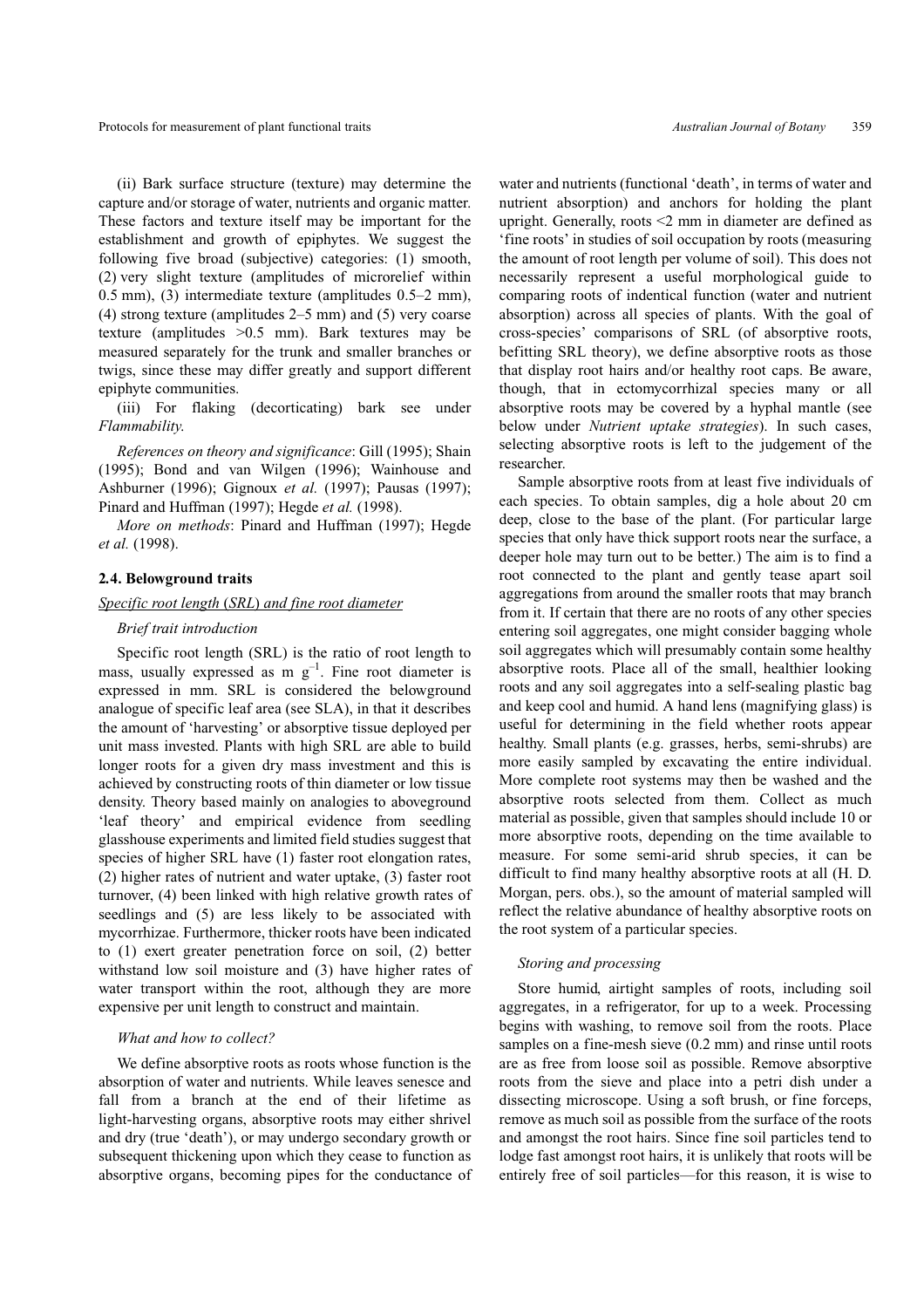(ii) Bark surface structure (texture) may determine the capture and/or storage of water, nutrients and organic matter. These factors and texture itself may be important for the establishment and growth of epiphytes. We suggest the following five broad (subjective) categories: (1) smooth, (2) very slight texture (amplitudes of microrelief within 0.5 mm), (3) intermediate texture (amplitudes 0.5–2 mm), (4) strong texture (amplitudes 2–5 mm) and (5) very coarse texture (amplitudes >0.5 mm). Bark textures may be measured separately for the trunk and smaller branches or twigs, since these may differ greatly and support different epiphyte communities.

(iii) For flaking (decorticating) bark see under *Flammability.*

*References on theory and significance*: Gill (1995); Shain (1995); Bond and van Wilgen (1996); Wainhouse and Ashburner (1996); Gignoux *et al.* (1997); Pausas (1997); Pinard and Huffman (1997); Hegde *et al.* (1998).

*More on methods*: Pinard and Huffman (1997); Hegde *et al.* (1998).

### 2.4. Belowground traits

#### Specific root length (SRL) and fine root diameter

*Brief trait introduction*

Specific root length (SRL) is the ratio of root length to mass, usually expressed as m $g^{-1}$. Fine root diameter is expressed in mm. SRL is considered the belowground analogue of specific leaf area (see SLA), in that it describes the amount of 'harvesting' or absorptive tissue deployed per unit mass invested. Plants with high SRL are able to build longer roots for a given dry mass investment and this is achieved by constructing roots of thin diameter or low tissue density. Theory based mainly on analogies to aboveground 'leaf theory' and empirical evidence from seedling glasshouse experiments and limited field studies suggest that species of higher SRL have (1) faster root elongation rates, (2) higher rates of nutrient and water uptake, (3) faster root turnover, (4) been linked with high relative growth rates of seedlings and (5) are less likely to be associated with mycorrhizae. Furthermore, thicker roots have been indicated to (1) exert greater penetration force on soil, (2) better withstand low soil moisture and (3) have higher rates of water transport within the root, although they are more expensive per unit length to construct and maintain.

*What and how to collect?*

We define absorptive roots as roots whose function is the absorption of water and nutrients. While leaves senesce and fall from a branch at the end of their lifetime as light-harvesting organs, absorptive roots may either shrivel and dry (true 'death'), or may undergo secondary growth or subsequent thickening upon which they cease to function as absorptive organs, becoming pipes for the conductance of water and nutrients (functional 'death', in terms of water and nutrient absorption) and anchors for holding the plant upright. Generally, roots <2 mm in diameter are defined as 'fine roots' in studies of soil occupation by roots (measuring the amount of root length per volume of soil). This does not necessarily represent a useful morphological guide to comparing roots of indentical function (water and nutrient absorption) across all species of plants. With the goal of cross-species' comparisons of SRL (of absorptive roots, befitting SRL theory), we define absorptive roots as those that display root hairs and/or healthy root caps. Be aware, though, that in ectomycorrhizal species many or all absorptive roots may be covered by a hyphal mantle (see below under *Nutrient uptake strategies*). In such cases, selecting absorptive roots is left to the judgement of the researcher.

Sample absorptive roots from at least five individuals of each species. To obtain samples, dig a hole about 20 cm deep, close to the base of the plant. (For particular large species that only have thick support roots near the surface, a deeper hole may turn out to be better.) The aim is to find a root connected to the plant and gently tease apart soil aggregations from around the smaller roots that may branch from it. If certain that there are no roots of any other species entering soil aggregates, one might consider bagging whole soil aggregates which will presumably contain some healthy absorptive roots. Place all of the small, healthier looking roots and any soil aggregates into a self-sealing plastic bag and keep cool and humid. A hand lens (magnifying glass) is useful for determining in the field whether roots appear healthy. Small plants (e.g. grasses, herbs, semi-shrubs) are more easily sampled by excavating the entire individual. More complete root systems may then be washed and the absorptive roots selected from them. Collect as much material as possible, given that samples should include 10 or more absorptive roots, depending on the time available to measure. For some semi-arid shrub species, it can be difficult to find many healthy absorptive roots at all (H. D. Morgan, pers. obs.), so the amount of material sampled will reflect the relative abundance of healthy absorptive roots on the root system of a particular species.

*Storing and processing*

Store humid, airtight samples of roots, including soil aggregates, in a refrigerator, for up to a week. Processing begins with washing, to remove soil from the roots. Place samples on a fine-mesh sieve (0.2 mm) and rinse until roots are as free from loose soil as possible. Remove absorptive roots from the sieve and place into a petri dish under a dissecting microscope. Using a soft brush, or fine forceps, remove as much soil as possible from the surface of the roots and amongst the root hairs. Since fine soil particles tend to lodge fast amongst root hairs, it is unlikely that roots will be entirely free of soil particles—for this reason, it is wise to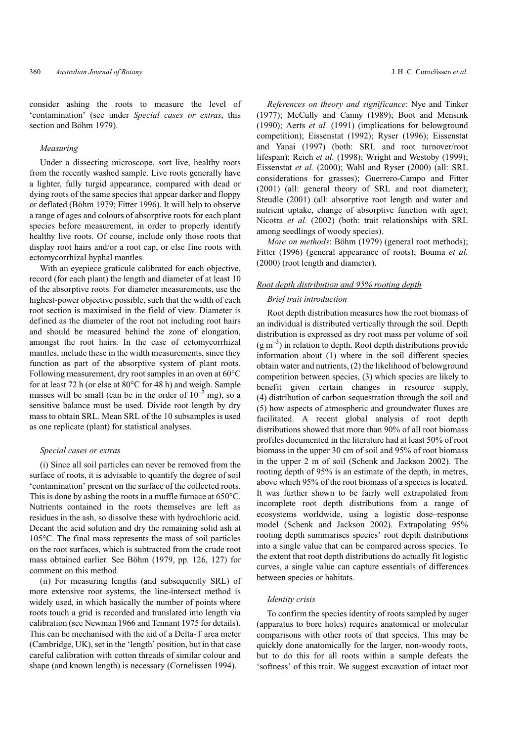consider ashing the roots to measure the level of 'contamination' (see under *Special cases or extras*, this section and Böhm 1979).

*Measuring*

Under a dissecting microscope, sort live, healthy roots from the recently washed sample. Live roots generally have a lighter, fully turgid appearance, compared with dead or dying roots of the same species that appear darker and floppy or deflated (Böhm 1979; Fitter 1996). It will help to observe a range of ages and colours of absorptive roots for each plant species before measurement, in order to properly identify healthy live roots. Of course, include only those roots that display root hairs and/or a root cap, or else fine roots with ectomycorrhizal hyphal mantles.

With an eyepiece graticule calibrated for each objective, record (for each plant) the length and diameter of at least 10 of the absorptive roots. For diameter measurements, use the highest-power objective possible, such that the width of each root section is maximised in the field of view. Diameter is defined as the diameter of the root not including root hairs and should be measured behind the zone of elongation, amongst the root hairs. In the case of ectomycorrhizal mantles, include these in the width measurements, since they function as part of the absorptive system of plant roots. Following measurement, dry root samples in an oven at 60°C for at least 72 h (or else at 80°C for 48 h) and weigh. Sample masses will be small (can be in the order of $10^{-2}$ mg), so a sensitive balance must be used. Divide root length by dry mass to obtain SRL. Mean SRL of the 10 subsamples is used as one replicate (plant) for statistical analyses.

*Special cases or extras*

(i) Since all soil particles can never be removed from the surface of roots, it is advisable to quantify the degree of soil 'contamination' present on the surface of the collected roots. This is done by ashing the roots in a muffle furnace at 650°C. Nutrients contained in the roots themselves are left as residues in the ash, so dissolve these with hydrochloric acid. Decant the acid solution and dry the remaining solid ash at 105°C. The final mass represents the mass of soil particles on the root surfaces, which is subtracted from the crude root mass obtained earlier. See Böhm (1979, pp. 126, 127) for comment on this method.

(ii) For measuring lengths (and subsequently SRL) of more extensive root systems, the line-intersect method is widely used, in which basically the number of points where roots touch a grid is recorded and translated into length via calibration (see Newman 1966 and Tennant 1975 for details). This can be mechanised with the aid of a Delta-T area meter (Cambridge, UK), set in the 'length' position, but in that case careful calibration with cotton threads of similar colour and shape (and known length) is necessary (Cornelissen 1994).

*References on theory and significance*: Nye and Tinker (1977); McCully and Canny (1989); Boot and Mensink (1990); Aerts *et al.* (1991) (implications for belowground competition); Eissenstat (1992); Ryser (1996); Eissenstat and Yanai (1997) (both: SRL and root turnover/root lifespan); Reich *et al.* (1998); Wright and Westoby (1999); Eissenstat *et al.* (2000); Wahl and Ryser (2000) (all: SRL considerations for grasses); Guerrero-Campo and Fitter (2001) (all: general theory of SRL and root diameter); Steudle (2001) (all: absorptive root length and water and nutrient uptake, change of absorptive function with age); Nicotra *et al.* (2002) (both: trait relationships with SRL among seedlings of woody species).

*More on methods*: Böhm (1979) (general root methods); Fitter (1996) (general appearance of roots); Bouma *et al.* (2000) (root length and diameter).

## Root depth distribution and 95% rooting depth

*Brief trait introduction*

Root depth distribution measures how the root biomass of an individual is distributed vertically through the soil. Depth distribution is expressed as dry root mass per volume of soil (g $m^{-3}$) in relation to depth. Root depth distributions provide information about (1) where in the soil different species obtain water and nutrients, (2) the likelihood of belowground competition between species, (3) which species are likely to benefit given certain changes in resource supply, (4) distribution of carbon sequestration through the soil and (5) how aspects of atmospheric and groundwater fluxes are facilitated. A recent global analysis of root depth distributions showed that more than 90% of all root biomass profiles documented in the literature had at least 50% of root biomass in the upper 30 cm of soil and 95% of root biomass in the upper 2 m of soil (Schenk and Jackson 2002). The rooting depth of 95% is an estimate of the depth, in metres, above which 95% of the root biomass of a species is located. It was further shown to be fairly well extrapolated from incomplete root depth distributions from a range of ecosystems worldwide, using a logistic dose–response model (Schenk and Jackson 2002). Extrapolating 95% rooting depth summarises species' root depth distributions into a single value that can be compared across species. To the extent that root depth distributions do actually fit logistic curves, a single value can capture essentials of differences between species or habitats.

*Identity crisis*

To confirm the species identity of roots sampled by auger (apparatus to bore holes) requires anatomical or molecular comparisons with other roots of that species. This may be quickly done anatomically for the larger, non-woody roots, but to do this for all roots within a sample defeats the 'softness' of this trait. We suggest excavation of intact root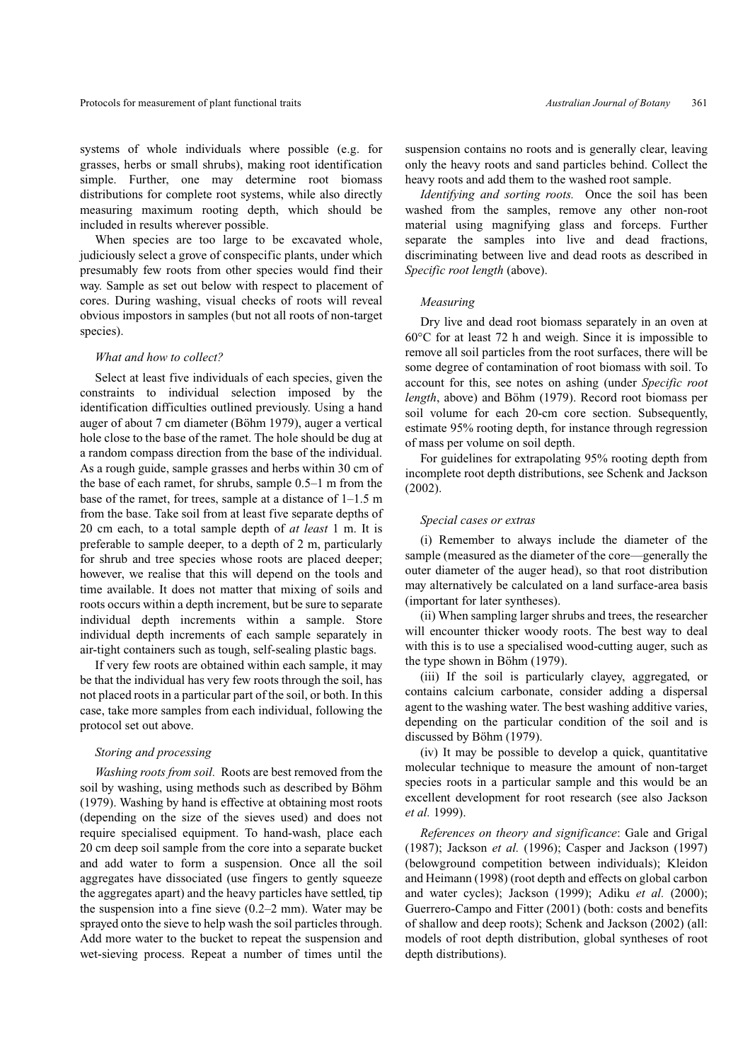systems of whole individuals where possible (e.g. for grasses, herbs or small shrubs), making root identification simple. Further, one may determine root biomass distributions for complete root systems, while also directly measuring maximum rooting depth, which should be included in results wherever possible.

When species are too large to be excavated whole, judiciously select a grove of conspecific plants, under which presumably few roots from other species would find their way. Sample as set out below with respect to placement of cores. During washing, visual checks of roots will reveal obvious impostors in samples (but not all roots of non-target species).

### *What and how to collect?*

Select at least five individuals of each species, given the constraints to individual selection imposed by the identification difficulties outlined previously. Using a hand auger of about 7 cm diameter (Böhm 1979), auger a vertical hole close to the base of the ramet. The hole should be dug at a random compass direction from the base of the individual. As a rough guide, sample grasses and herbs within 30 cm of the base of each ramet, for shrubs, sample 0.5–1 m from the base of the ramet, for trees, sample at a distance of 1–1.5 m from the base. Take soil from at least five separate depths of 20 cm each, to a total sample depth of *at least* 1 m. It is preferable to sample deeper, to a depth of 2 m, particularly for shrub and tree species whose roots are placed deeper; however, we realise that this will depend on the tools and time available. It does not matter that mixing of soils and roots occurs within a depth increment, but be sure to separate individual depth increments within a sample. Store individual depth increments of each sample separately in air-tight containers such as tough, self-sealing plastic bags.

If very few roots are obtained within each sample, it may be that the individual has very few roots through the soil, has not placed roots in a particular part of the soil, or both. In this case, take more samples from each individual, following the protocol set out above.

### *Storing and processing*

*Washing roots from soil.* Roots are best removed from the soil by washing, using methods such as described by Böhm (1979). Washing by hand is effective at obtaining most roots (depending on the size of the sieves used) and does not require specialised equipment. To hand-wash, place each 20 cm deep soil sample from the core into a separate bucket and add water to form a suspension. Once all the soil aggregates have dissociated (use fingers to gently squeeze the aggregates apart) and the heavy particles have settled, tip the suspension into a fine sieve (0.2–2 mm). Water may be sprayed onto the sieve to help wash the soil particles through. Add more water to the bucket to repeat the suspension and wet-sieving process. Repeat a number of times until the suspension contains no roots and is generally clear, leaving only the heavy roots and sand particles behind. Collect the heavy roots and add them to the washed root sample.

*Identifying and sorting roots.* Once the soil has been washed from the samples, remove any other non-root material using magnifying glass and forceps. Further separate the samples into live and dead fractions, discriminating between live and dead roots as described in *Specific root length* (above).

### *Measuring*

Dry live and dead root biomass separately in an oven at 60°C for at least 72 h and weigh. Since it is impossible to remove all soil particles from the root surfaces, there will be some degree of contamination of root biomass with soil. To account for this, see notes on ashing (under *Specific root length*, above) and Böhm (1979). Record root biomass per soil volume for each 20-cm core section. Subsequently, estimate 95% rooting depth, for instance through regression of mass per volume on soil depth.

For guidelines for extrapolating 95% rooting depth from incomplete root depth distributions, see Schenk and Jackson (2002).

### *Special cases or extras*

(i) Remember to always include the diameter of the sample (measured as the diameter of the core—generally the outer diameter of the auger head), so that root distribution may alternatively be calculated on a land surface-area basis (important for later syntheses).

(ii) When sampling larger shrubs and trees, the researcher will encounter thicker woody roots. The best way to deal with this is to use a specialised wood-cutting auger, such as the type shown in Böhm (1979).

(iii) If the soil is particularly clayey, aggregated, or contains calcium carbonate, consider adding a dispersal agent to the washing water. The best washing additive varies, depending on the particular condition of the soil and is discussed by Böhm (1979).

(iv) It may be possible to develop a quick, quantitative molecular technique to measure the amount of non-target species roots in a particular sample and this would be an excellent development for root research (see also Jackson *et al.* 1999).

*References on theory and significance*: Gale and Grigal (1987); Jackson *et al.* (1996); Casper and Jackson (1997) (belowground competition between individuals); Kleidon and Heimann (1998) (root depth and effects on global carbon and water cycles); Jackson (1999); Adiku *et al.* (2000); Guerrero-Campo and Fitter (2001) (both: costs and benefits of shallow and deep roots); Schenk and Jackson (2002) (all: models of root depth distribution, global syntheses of root depth distributions).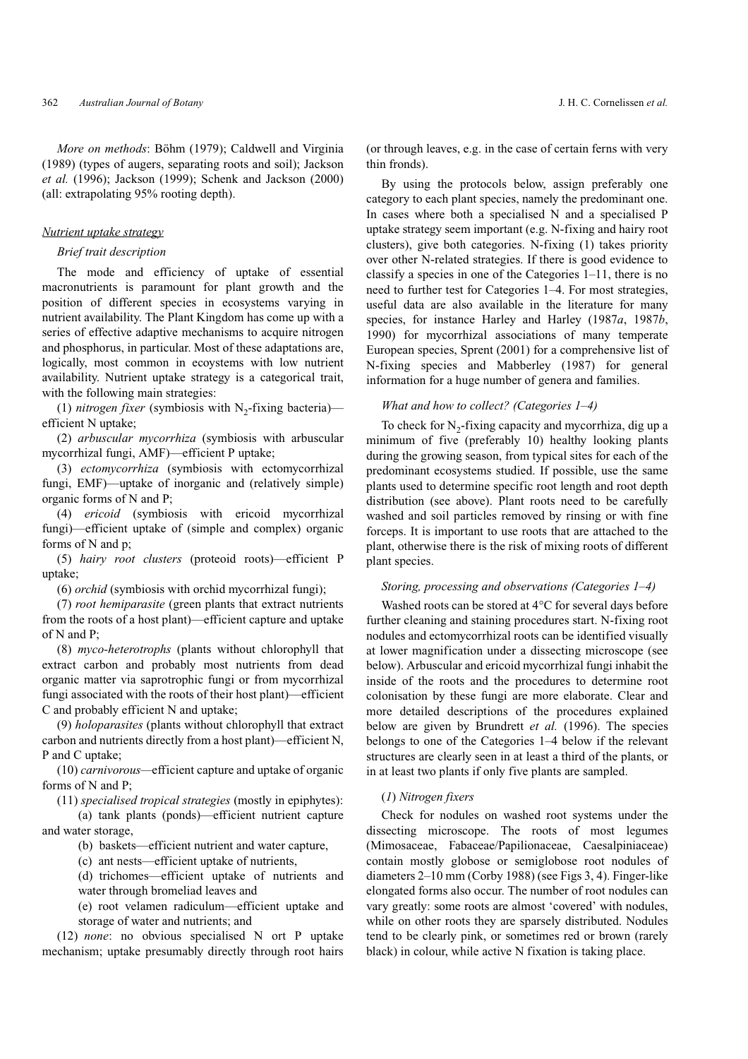*More on methods*: Böhm (1979); Caldwell and Virginia (1989) (types of augers, separating roots and soil); Jackson *et al.* (1996); Jackson (1999); Schenk and Jackson (2000) (all: extrapolating 95% rooting depth).

## Nutrient uptake strategy

### *Brief trait description*

The mode and efficiency of uptake of essential macronutrients is paramount for plant growth and the position of different species in ecosystems varying in nutrient availability. The Plant Kingdom has come up with a series of effective adaptive mechanisms to acquire nitrogen and phosphorus, in particular. Most of these adaptations are, logically, most common in ecoystems with low nutrient availability. Nutrient uptake strategy is a categorical trait, with the following main strategies:

(1) *nitrogen fixer* (symbiosis with $N_2$-fixing bacteria)—efficient N uptake;

(2) *arbuscular mycorrhiza* (symbiosis with arbuscular mycorrhizal fungi, AMF)—efficient P uptake;

(3) *ectomycorrhiza* (symbiosis with ectomycorrhizal fungi, EMF)—uptake of inorganic and (relatively simple) organic forms of N and P;

(4) *ericoid* (symbiosis with ericoid mycorrhizal fungi)—efficient uptake of (simple and complex) organic forms of N and p;

(5) *hairy root clusters* (proteoid roots)—efficient P uptake;

(6) *orchid* (symbiosis with orchid mycorrhizal fungi);

(7) *root hemiparasite* (green plants that extract nutrients from the roots of a host plant)—efficient capture and uptake of N and P;

(8) *myco-heterotrophs* (plants without chlorophyll that extract carbon and probably most nutrients from dead organic matter via saprotrophic fungi or from mycorrhizal fungi associated with the roots of their host plant)—efficient C and probably efficient N and uptake;

(9) *holoparasites* (plants without chlorophyll that extract carbon and nutrients directly from a host plant)—efficient N, P and C uptake;

(10) *carnivorous*—efficient capture and uptake of organic forms of N and P;

(11) *specialised tropical strategies* (mostly in epiphytes):

- (a) tank plants (ponds)—efficient nutrient capture and water storage,
- (b) baskets—efficient nutrient and water capture,
- (c) ant nests—efficient uptake of nutrients,
- (d) trichomes—efficient uptake of nutrients and water through bromeliad leaves and
- (e) root velamen radiculum—efficient uptake and storage of water and nutrients; and

(12) *none*: no obvious specialised N ort P uptake mechanism; uptake presumably directly through root hairs (or through leaves, e.g. in the case of certain ferns with very thin fronds).

By using the protocols below, assign preferably one category to each plant species, namely the predominant one. In cases where both a specialised N and a specialised P uptake strategy seem important (e.g. N-fixing and hairy root clusters), give both categories. N-fixing (1) takes priority over other N-related strategies. If there is good evidence to classify a species in one of the Categories 1–11, there is no need to further test for Categories 1–4. For most strategies, useful data are also available in the literature for many species, for instance Harley and Harley (1987*a*, 1987*b*, 1990) for mycorrhizal associations of many temperate European species, Sprent (2001) for a comprehensive list of N-fixing species and Mabberley (1987) for general information for a huge number of genera and families.

### *What and how to collect? (Categories 1–4)*

To check for $N_2$-fixing capacity and mycorrhiza, dig up a minimum of five (preferably 10) healthy looking plants during the growing season, from typical sites for each of the predominant ecosystems studied. If possible, use the same plants used to determine specific root length and root depth distribution (see above). Plant roots need to be carefully washed and soil particles removed by rinsing or with fine forceps. It is important to use roots that are attached to the plant, otherwise there is the risk of mixing roots of different plant species.

### *Storing, processing and observations (Categories 1–4)*

Washed roots can be stored at 4°C for several days before further cleaning and staining procedures start. N-fixing root nodules and ectomycorrhizal roots can be identified visually at lower magnification under a dissecting microscope (see below). Arbuscular and ericoid mycorrhizal fungi inhabit the inside of the roots and the procedures to determine root colonisation by these fungi are more elaborate. Clear and more detailed descriptions of the procedures explained below are given by Brundrett *et al.* (1996). The species belongs to one of the Categories 1–4 below if the relevant structures are clearly seen in at least a third of the plants, or in at least two plants if only five plants are sampled.

### *(1) Nitrogen fixers*

Check for nodules on washed root systems under the dissecting microscope. The roots of most legumes (Mimosaceae, Fabaceae/Papilionaceae, Caesalpiniaceae) contain mostly globose or semiglobose root nodules of diameters 2–10 mm (Corby 1988) (see Figs 3, 4). Finger-like elongated forms also occur. The number of root nodules can vary greatly: some roots are almost 'covered' with nodules, while on other roots they are sparsely distributed. Nodules tend to be clearly pink, or sometimes red or brown (rarely black) in colour, while active N fixation is taking place.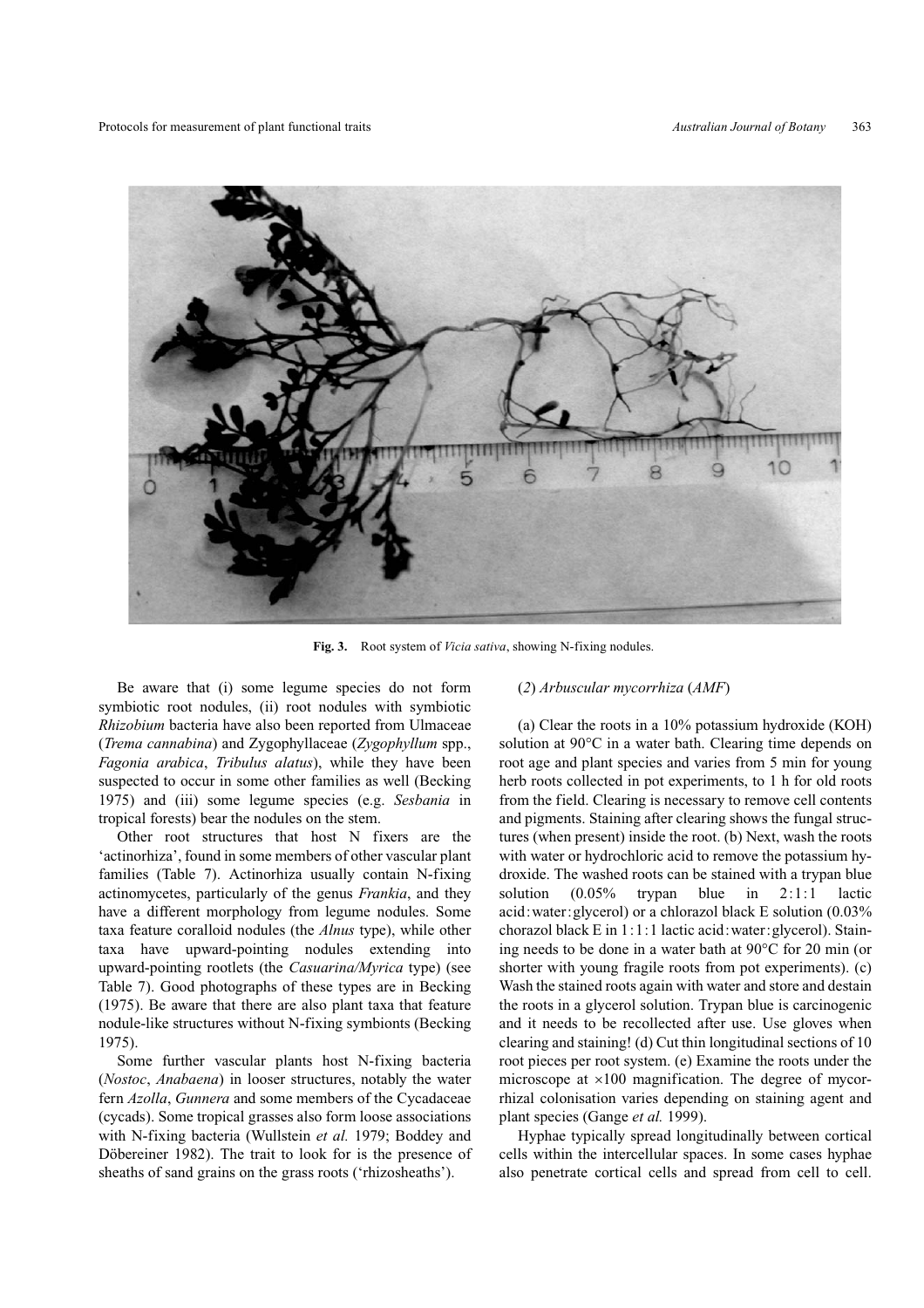Fig. 3. Root system of *Vicia sativa*, showing N-fixing nodules.

Be aware that (i) some legume species do not form symbiotic root nodules, (ii) root nodules with symbiotic *Rhizobium* bacteria have also been reported from Ulmaceae (*Trema cannabina*) and Zygophyllaceae (*Zygophyllum* spp., *Fagonia arabica*, *Tribulus alatus*), while they have been suspected to occur in some other families as well (Becking 1975) and (iii) some legume species (e.g. *Sesbania* in tropical forests) bear the nodules on the stem.

Other root structures that host N fixers are the 'actinorhiza', found in some members of other vascular plant families (Table 7). Actinorhiza usually contain N-fixing actinomycetes, particularly of the genus *Frankia*, and they have a different morphology from legume nodules. Some taxa feature coralloid nodules (the *Alnus* type), while other taxa have upward-pointing nodules extending into upward-pointing rootlets (the *Casuarina/Myrica* type) (see Table 7). Good photographs of these types are in Becking (1975). Be aware that there are also plant taxa that feature nodule-like structures without N-fixing symbionts (Becking 1975).

Some further vascular plants host N-fixing bacteria (*Nostoc*, *Anabaena*) in looser structures, notably the water fern *Azolla*, *Gunnera* and some members of the Cycadaceae (cycads). Some tropical grasses also form loose associations with N-fixing bacteria (Wullstein *et al.* 1979; Boddey and Döbereiner 1982). The trait to look for is the presence of sheaths of sand grains on the grass roots ('rhizosheaths').

(*2*) *Arbuscular mycorrhiza* (*AMF*)

(a) Clear the roots in a 10% potassium hydroxide (KOH) solution at 90°C in a water bath. Clearing time depends on root age and plant species and varies from 5 min for young herb roots collected in pot experiments, to 1 h for old roots from the field. Clearing is necessary to remove cell contents and pigments. Staining after clearing shows the fungal structures (when present) inside the root. (b) Next, wash the roots with water or hydrochloric acid to remove the potassium hydroxide. The washed roots can be stained with a trypan blue solution (0.05% trypan blue in 2 : 1 : 1 lactic acid : water : glycerol) or a chlorazol black E solution (0.03% chorazol black E in 1 : 1 : 1 lactic acid : water : glycerol). Staining needs to be done in a water bath at 90°C for 20 min (or shorter with young fragile roots from pot experiments). (c) Wash the stained roots again with water and store and destain the roots in a glycerol solution. Trypan blue is carcinogenic and it needs to be recollected after use. Use gloves when clearing and staining! (d) Cut thin longitudinal sections of 10 root pieces per root system. (e) Examine the roots under the microscope at ×100 magnification. The degree of mycorrhizal colonisation varies depending on staining agent and plant species (Gange *et al.* 1999).

Hyphae typically spread longitudinally between cortical cells within the intercellular spaces. In some cases hyphae also penetrate cortical cells and spread from cell to cell.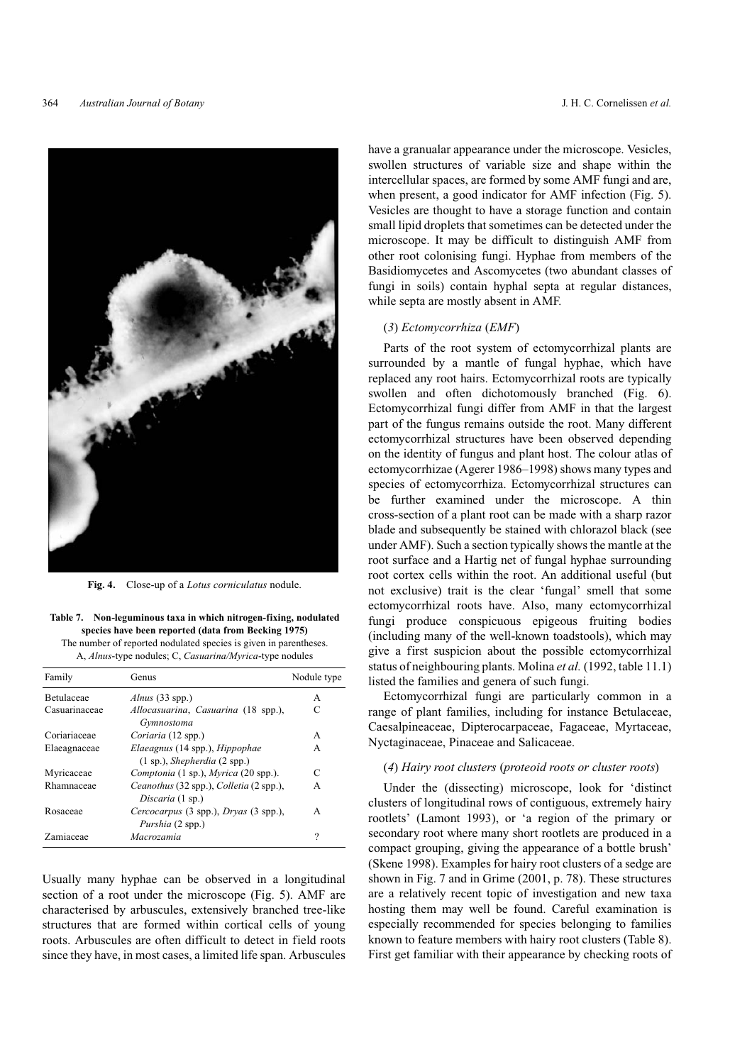Fig. 4. Close-up of a *Lotus corniculatus* nodule.

**Table 7. Non-leguminous taxa in which nitrogen-fixing, nodulated species have been reported (data from Becking 1975)**
The number of reported nodulated species is given in parentheses. A, *Alnus*-type nodules; C, *Casuarina/Myrica*-type nodules

| Family | Genus | Nodule type |
|---|---|---|
| Betulaceae | *Alnus* (33 spp.) | A |
| Casuarinaceae | *Allocasuarina*, *Casuarina* (18 spp.), *Gymnostoma* | C |
| Coriariaceae | *Coriaria* (12 spp.) | A |
| Elaeagnaceae | *Elaeagnus* (14 spp.), *Hippophae* (1 sp.), *Shepherdia* (2 spp.) | A |
| Myricaceae | *Comptonia* (1 sp.), *Myrica* (20 spp.). | C |
| Rhamnaceae | *Ceanothus* (32 spp.), *Colletia* (2 spp.), *Discaria* (1 sp.) | A |
| Rosaceae | *Cercocarpus* (3 spp.), *Dryas* (3 spp.), *Purshia* (2 spp.) | A |
| Zamiaceae | *Macrozamia* | ? |

Usually many hyphae can be observed in a longitudinal section of a root under the microscope (Fig. 5). AMF are characterised by arbuscules, extensively branched tree-like structures that are formed within cortical cells of young roots. Arbuscules are often difficult to detect in field roots since they have, in most cases, a limited life span. Arbuscules have a granualar appearance under the microscope. Vesicles, swollen structures of variable size and shape within the intercellular spaces, are formed by some AMF fungi and are, when present, a good indicator for AMF infection (Fig. 5). Vesicles are thought to have a storage function and contain small lipid droplets that sometimes can be detected under the microscope. It may be difficult to distinguish AMF from other root colonising fungi. Hyphae from members of the Basidiomycetes and Ascomycetes (two abundant classes of fungi in soils) contain hyphal septa at regular distances, while septa are mostly absent in AMF.

### (*3*) *Ectomycorrhiza* (*EMF*)

Parts of the root system of ectomycorrhizal plants are surrounded by a mantle of fungal hyphae, which have replaced any root hairs. Ectomycorrhizal roots are typically swollen and often dichotomously branched (Fig. 6). Ectomycorrhizal fungi differ from AMF in that the largest part of the fungus remains outside the root. Many different ectomycorrhizal structures have been observed depending on the identity of fungus and plant host. The colour atlas of ectomycorrhizae (Agerer 1986–1998) shows many types and species of ectomycorrhiza. Ectomycorrhizal structures can be further examined under the microscope. A thin cross-section of a plant root can be made with a sharp razor blade and subsequently be stained with chlorazol black (see under AMF). Such a section typically shows the mantle at the root surface and a Hartig net of fungal hyphae surrounding root cortex cells within the root. An additional useful (but not exclusive) trait is the clear 'fungal' smell that some ectomycorrhizal roots have. Also, many ectomycorrhizal fungi produce conspicuous epigeous fruiting bodies (including many of the well-known toadstools), which may give a first suspicion about the possible ectomycorrhizal status of neighbouring plants. Molina *et al.* (1992, table 11.1) listed the families and genera of such fungi.

Ectomycorrhizal fungi are particularly common in a range of plant families, including for instance Betulaceae, Caesalpineaceae, Dipterocarpaceae, Fagaceae, Myrtaceae, Nyctaginaceae, Pinaceae and Salicaceae.

### (*4*) *Hairy root clusters* (*proteoid roots or cluster roots*)

Under the (dissecting) microscope, look for 'distinct clusters of longitudinal rows of contiguous, extremely hairy rootlets' (Lamont 1993), or 'a region of the primary or secondary root where many short rootlets are produced in a compact grouping, giving the appearance of a bottle brush' (Skene 1998). Examples for hairy root clusters of a sedge are shown in Fig. 7 and in Grime (2001, p. 78). These structures are a relatively recent topic of investigation and new taxa hosting them may well be found. Careful examination is especially recommended for species belonging to families known to feature members with hairy root clusters (Table 8). First get familiar with their appearance by checking roots of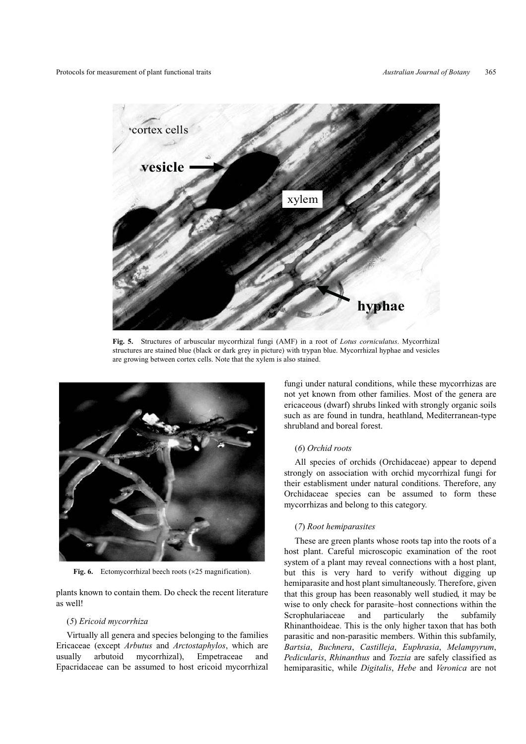**Fig. 5.** Structures of arbuscular mycorrhizal fungi (AMF) in a root of *Lotus corniculatus*. Mycorrhizal structures are stained blue (black or dark grey in picture) with trypan blue. Mycorrhizal hyphae and vesicles are growing between cortex cells. Note that the xylem is also stained.

**Fig. 6.** Ectomycorrhizal beech roots (×25 magnification).

plants known to contain them. Do check the recent literature as well!

(*5*) *Ericoid mycorrhiza*

Virtually all genera and species belonging to the families Ericaceae (except *Arbutus* and *Arctostaphylos*, which are usually arbutoid mycorrhizal), Empetraceae and Epacridaceae can be assumed to host ericoid mycorrhizal fungi under natural conditions, while these mycorrhizas are not yet known from other families. Most of the genera are ericaceous (dwarf) shrubs linked with strongly organic soils such as are found in tundra, heathland, Mediterranean-type shrubland and boreal forest.

(*6*) *Orchid roots*

All species of orchids (Orchidaceae) appear to depend strongly on association with orchid mycorrhizal fungi for their establisment under natural conditions. Therefore, any Orchidaceae species can be assumed to form these mycorrhizas and belong to this category.

(*7*) *Root hemiparasites*

These are green plants whose roots tap into the roots of a host plant. Careful microscopic examination of the root system of a plant may reveal connections with a host plant, but this is very hard to verify without digging up hemiparasite and host plant simultaneously. Therefore, given that this group has been reasonably well studied, it may be wise to only check for parasite–host connections within the Scrophulariaceae and particularly the subfamily Rhinanthoideae. This is the only higher taxon that has both parasitic and non-parasitic members. Within this subfamily, *Bartsia*, *Buchnera*, *Castilleja*, *Euphrasia*, *Melampyrum*, *Pedicularis*, *Rhinanthus* and *Tozzia* are safely classified as hemiparasitic, while *Digitalis*, *Hebe* and *Veronica* are not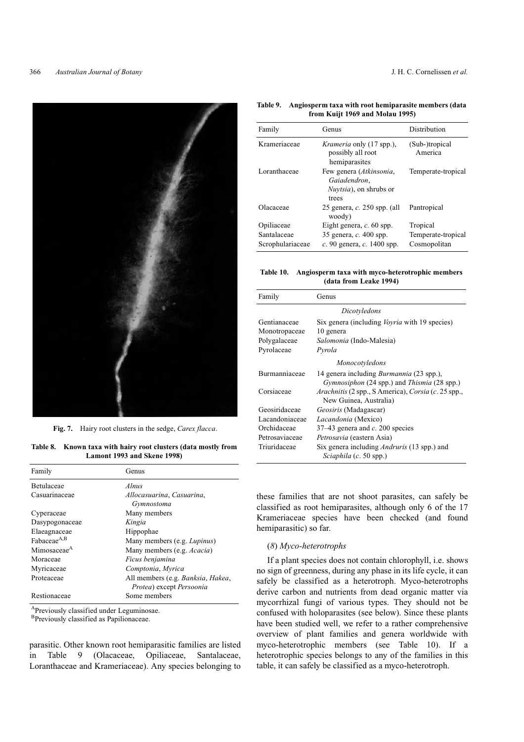Fig. 7. Hairy root clusters in the sedge, *Carex flacca*.

**Table 8. Known taxa with hairy root clusters (data mostly from Lamont 1993 and Skene 1998)**

| Family | Genus |
|---|---|
| Betulaceae | *Alnus* |
| Casuarinaceae | *Allocasuarina*, *Casuarina*, *Gymnostoma* |
| Cyperaceae | Many members |
| Dasypogonaceae | *Kingia* |
| Elaeagnaceae | Hippophae |
| Fabaceae[A,B] | Many members (e.g. *Lupinus*) |
| Mimosaceae[A] | Many members (e.g. *Acacia*) |
| Moraceae | *Ficus benjamina* |
| Myricaceae | *Comptonia*, *Myrica* |
| Proteaceae | All members (e.g. *Banksia*, *Hakea*, *Protea*) except *Persoonia* |
| Restionaceae | Some members |

[A]Previously classified under Leguminosae.
[B]Previously classified as Papilionaceae.

parasitic. Other known root hemiparasitic families are listed in Table 9 (Olacaceae, Opiliaceae, Santalaceae, Loranthaceae and Krameriaceae). Any species belonging to these families that are not shoot parasites, can safely be classified as root hemiparasites, although only 6 of the 17 Krameriaceae species have been checked (and found hemiparasitic) so far.

**Table 9. Angiosperm taxa with root hemiparasite members (data from Kuijt 1969 and Molau 1995)**

| Family | Genus | Distribution |
|---|---|---|
| Krameriaceae | *Krameria* only (17 spp.), possibly all root hemiparasites | (Sub-)tropical America |
| Loranthaceae | Few genera (*Atkinsonia*, *Gaiadendron*, *Nuytsia*), on shrubs or trees | Temperate-tropical |
| Olacaceae | 25 genera, *c.* 250 spp. (all woody) | Pantropical |
| Opiliaceae | Eight genera, *c.* 60 spp. | Tropical |
| Santalaceae | 35 genera, *c.* 400 spp. | Temperate-tropical |
| Scrophulariaceae | *c.* 90 genera, *c.* 1400 spp. | Cosmopolitan |

**Table 10. Angiosperm taxa with myco-heterotrophic members (data from Leake 1994)**

| Family | Genus |
|---|---|
| *Dicotyledons* | |
| Gentianaceae | Six genera (including *Voyria* with 19 species) |
| Monotropaceae | 10 genera |
| Polygalaceae | *Salomonia* (Indo-Malesia) |
| Pyrolaceae | *Pyrola* |
| *Monocotyledons* | |
| Burmanniaceae | 14 genera including *Burmannia* (23 spp.), *Gymnosiphon* (24 spp.) and *Thismia* (28 spp.) |
| Corsiaceae | *Arachnitis* (2 spp., S America), *Corsia* (*c.* 25 spp., New Guinea, Australia) |
| Geosiridaceae | *Geosiris* (Madagascar) |
| Lacandoniaceae | *Lacandonia* (Mexico) |
| Orchidaceae | 37–43 genera and *c.* 200 species |
| Petrosaviaceae | *Petrosavia* (eastern Asia) |
| Triuridaceae | Six genera including *Andruris* (13 spp.) and *Sciaphila* (*c.* 50 spp.) |

### (*8*) *Myco-heterotrophs*

If a plant species does not contain chlorophyll, i.e. shows no sign of greenness, during any phase in its life cycle, it can safely be classified as a heterotroph. Myco-heterotrophs derive carbon and nutrients from dead organic matter via mycorrhizal fungi of various types. They should not be confused with holoparasites (see below). Since these plants have been studied well, we refer to a rather comprehensive overview of plant families and genera worldwide with myco-heterotrophic members (see Table 10). If a heterotrophic species belongs to any of the families in this table, it can safely be classified as a myco-heterotroph.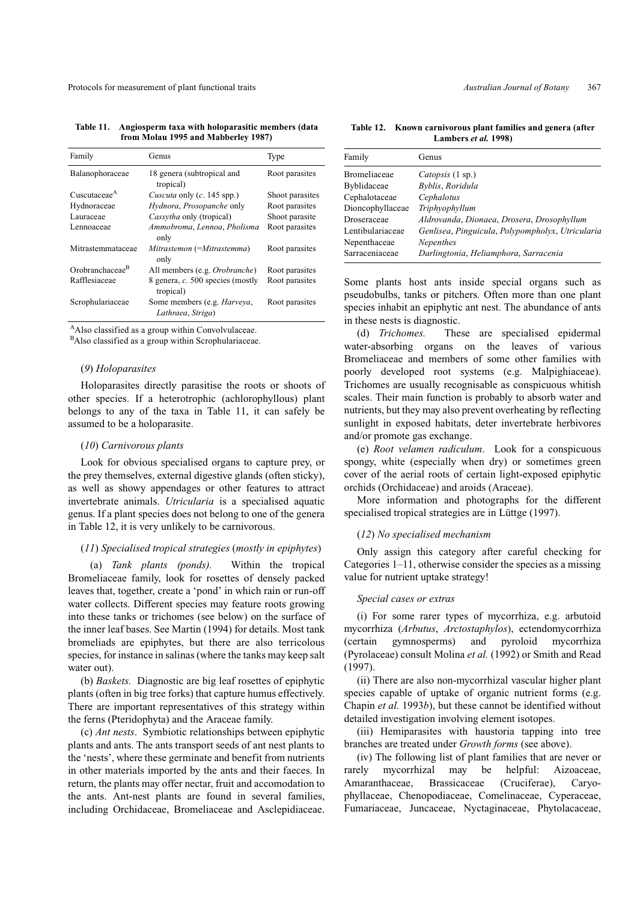**Table 11. Angiosperm taxa with holoparasitic members (data from Molau 1995 and Mabberley 1987)**

| Family | Genus | Type |
|---|---|---|
| Balanophoraceae | 18 genera (subtropical and tropical) | Root parasites |
| Cuscutaceae[A] | *Cuscuta* only (*c*. 145 spp.) | Shoot parasites |
| Hydnoraceae | *Hydnora*, *Prosopanche* only | Root parasites |
| Lauraceae | *Cassytha* only (tropical) | Shoot parasite |
| Lennoaceae | *Ammobroma*, *Lennoa*, *Pholisma* only | Root parasites |
| Mitrastemmataceae | *Mitrastemon* (=*Mitrastemma*) only | Root parasites |
| Orobranchaceae[B] | All members (e.g. *Orobranche*) | Root parasites |
| Rafflesiaceae | 8 genera, *c*. 500 species (mostly tropical) | Root parasites |
| Scrophulariaceae | Some members (e.g. *Harveya*, *Lathraea*, *Striga*) | Root parasites |

[A]Also classified as a group within Convolvulaceae.
[B]Also classified as a group within Scrophulariaceae.

### (*9*) *Holoparasites*

Holoparasites directly parasitise the roots or shoots of other species. If a heterotrophic (achlorophyllous) plant belongs to any of the taxa in Table 11, it can safely be assumed to be a holoparasite.

### (*10*) *Carnivorous plants*

Look for obvious specialised organs to capture prey, or the prey themselves, external digestive glands (often sticky), as well as showy appendages or other features to attract invertebrate animals. *Utricularia* is a specialised aquatic genus. If a plant species does not belong to one of the genera in Table 12, it is very unlikely to be carnivorous.

**Table 12. Known carnivorous plant families and genera (after Lambers *et al.* 1998)**

| Family | Genus |
|---|---|
| Bromeliaceae | *Catopsis* (1 sp.) |
| Byblidaceae | *Byblis*, *Roridula* |
| Cephalotaceae | *Cephalotus* |
| Dioncophyllaceae | *Triphyophyllum* |
| Droseraceae | *Aldrovanda*, *Dionaea*, *Drosera*, *Drosophyllum* |
| Lentibulariaceae | *Genlisea*, *Pinguicula*, *Polypompholyx*, *Utricularia* |
| Nepenthaceae | *Nepenthes* |
| Sarraceniaceae | *Darlingtonia*, *Heliamphora*, *Sarracenia* |

### (*11*) *Specialised tropical strategies* (*mostly in epiphytes*)

(a) *Tank plants (ponds).* Within the tropical Bromeliaceae family, look for rosettes of densely packed leaves that, together, create a 'pond' in which rain or run-off water collects. Different species may feature roots growing into these tanks or trichomes (see below) on the surface of the inner leaf bases. See Martin (1994) for details. Most tank bromeliads are epiphytes, but there are also terricolous species, for instance in salinas (where the tanks may keep salt water out).

(b) *Baskets.* Diagnostic are big leaf rosettes of epiphytic plants (often in big tree forks) that capture humus effectively. There are important representatives of this strategy within the ferns (Pteridophyta) and the Araceae family.

(c) *Ant nests*. Symbiotic relationships between epiphytic plants and ants. The ants transport seeds of ant nest plants to the 'nests', where these germinate and benefit from nutrients in other materials imported by the ants and their faeces. In return, the plants may offer nectar, fruit and accomodation to the ants. Ant-nest plants are found in several families, including Orchidaceae, Bromeliaceae and Asclepidiaceae. Some plants host ants inside special organs such as pseudobulbs, tanks or pitchers. Often more than one plant species inhabit an epiphytic ant nest. The abundance of ants in these nests is diagnostic.

(d) *Trichomes.* These are specialised epidermal water-absorbing organs on the leaves of various Bromeliaceae and members of some other families with poorly developed root systems (e.g. Malpighiaceae). Trichomes are usually recognisable as conspicuous whitish scales. Their main function is probably to absorb water and nutrients, but they may also prevent overheating by reflecting sunlight in exposed habitats, deter invertebrate herbivores and/or promote gas exchange.

(e) *Root velamen radiculum*. Look for a conspicuous spongy, white (especially when dry) or sometimes green cover of the aerial roots of certain light-exposed epiphytic orchids (Orchidaceae) and aroids (Araceae).

More information and photographs for the different specialised tropical strategies are in Lüttge (1997).

### (*12*) *No specialised mechanism*

Only assign this category after careful checking for Categories 1–11, otherwise consider the species as a missing value for nutrient uptake strategy!

### *Special cases or extras*

(i) For some rarer types of mycorrhiza, e.g. arbutoid mycorrhiza (*Arbutus*, *Arctostaphylos*), ectendomycorrhiza (certain gymnosperms) and pyroloid mycorrhiza (Pyrolaceae) consult Molina *et al.* (1992) or Smith and Read (1997).

(ii) There are also non-mycorrhizal vascular higher plant species capable of uptake of organic nutrient forms (e.g. Chapin *et al.* 1993*b*), but these cannot be identified without detailed investigation involving element isotopes.

(iii) Hemiparasites with haustoria tapping into tree branches are treated under *Growth forms* (see above).

(iv) The following list of plant families that are never or rarely mycorrhizal may be helpful: Aizoaceae, Amaranthaceae, Brassicaceae (Cruciferae), Caryophyllaceae, Chenopodiaceae, Comelinaceae, Cyperaceae, Fumariaceae, Juncaceae, Nyctaginaceae, Phytolacaceae,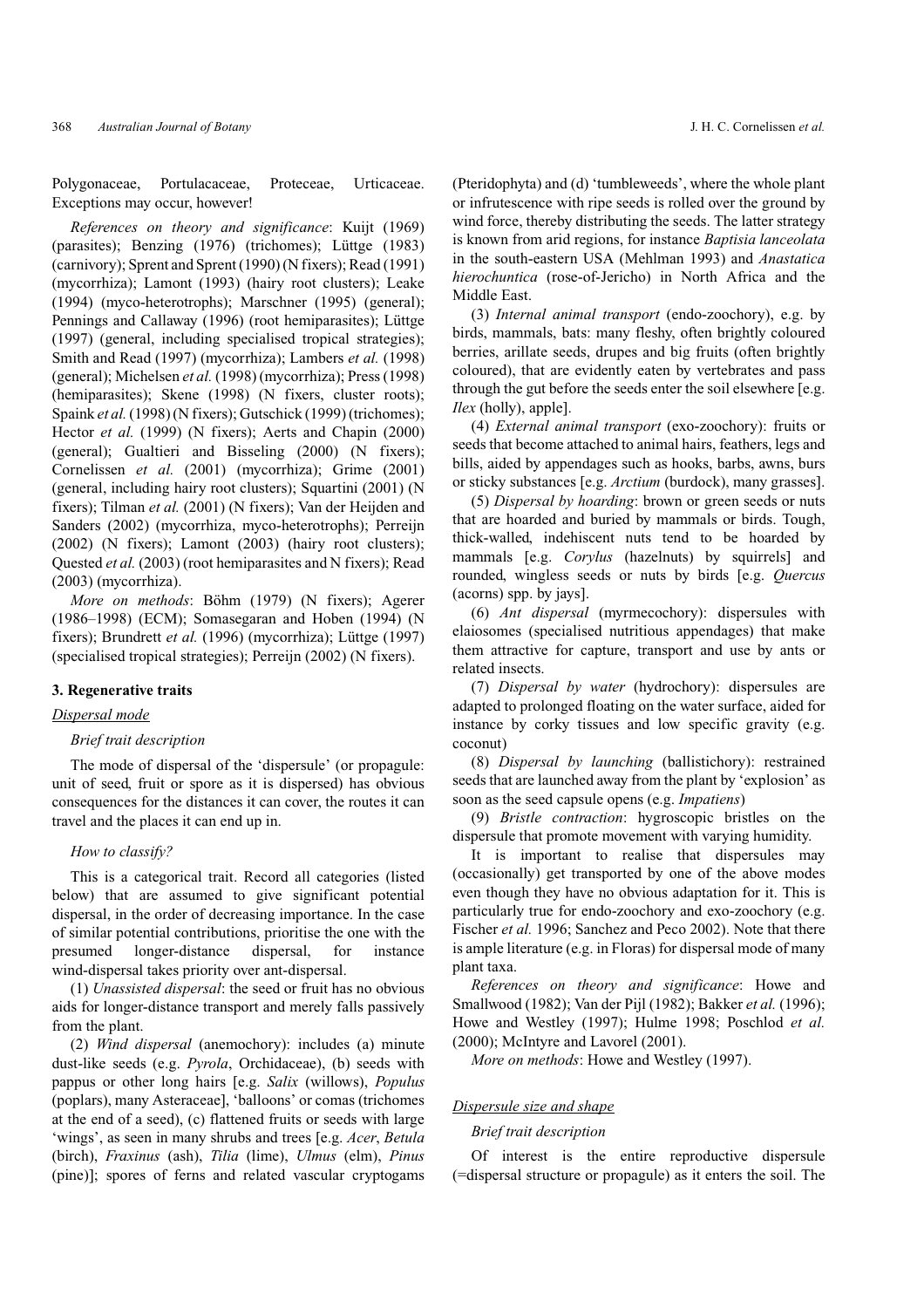Polygonaceae, Portulacaceae, Proteceae, Urticaceae. Exceptions may occur, however!

*References on theory and significance*: Kuijt (1969) (parasites); Benzing (1976) (trichomes); Lüttge (1983) (carnivory); Sprent and Sprent (1990) (N fixers); Read (1991) (mycorrhiza); Lamont (1993) (hairy root clusters); Leake (1994) (myco-heterotrophs); Marschner (1995) (general); Pennings and Callaway (1996) (root hemiparasites); Lüttge (1997) (general, including specialised tropical strategies); Smith and Read (1997) (mycorrhiza); Lambers *et al.* (1998) (general); Michelsen *et al.* (1998) (mycorrhiza); Press (1998) (hemiparasites); Skene (1998) (N fixers, cluster roots); Spaink *et al.* (1998) (N fixers); Gutschick (1999) (trichomes); Hector *et al.* (1999) (N fixers); Aerts and Chapin (2000) (general); Gualtieri and Bisseling (2000) (N fixers); Cornelissen *et al.* (2001) (mycorrhiza); Grime (2001) (general, including hairy root clusters); Squartini (2001) (N fixers); Tilman *et al.* (2001) (N fixers); Van der Heijden and Sanders (2002) (mycorrhiza, myco-heterotrophs); Perreijn (2002) (N fixers); Lamont (2003) (hairy root clusters); Quested *et al.* (2003) (root hemiparasites and N fixers); Read (2003) (mycorrhiza).

*More on methods*: Böhm (1979) (N fixers); Agerer (1986–1998) (ECM); Somasegaran and Hoben (1994) (N fixers); Brundrett *et al.* (1996) (mycorrhiza); Lüttge (1997) (specialised tropical strategies); Perreijn (2002) (N fixers).

## 3. Regenerative traits

### Dispersal mode

#### *Brief trait description*

The mode of dispersal of the 'dispersule' (or propagule: unit of seed, fruit or spore as it is dispersed) has obvious consequences for the distances it can cover, the routes it can travel and the places it can end up in.

#### *How to classify?*

This is a categorical trait. Record all categories (listed below) that are assumed to give significant potential dispersal, in the order of decreasing importance. In the case of similar potential contributions, prioritise the one with the presumed longer-distance dispersal, for instance wind-dispersal takes priority over ant-dispersal.

(1) *Unassisted dispersal*: the seed or fruit has no obvious aids for longer-distance transport and merely falls passively from the plant.

(2) *Wind dispersal* (anemochory): includes (a) minute dust-like seeds (e.g. *Pyrola*, Orchidaceae), (b) seeds with pappus or other long hairs [e.g. *Salix* (willows), *Populus* (poplars), many Asteraceae], 'balloons' or comas (trichomes at the end of a seed), (c) flattened fruits or seeds with large 'wings', as seen in many shrubs and trees [e.g. *Acer*, *Betula* (birch), *Fraxinus* (ash), *Tilia* (lime), *Ulmus* (elm), *Pinus* (pine)]; spores of ferns and related vascular cryptogams (Pteridophyta) and (d) 'tumbleweeds', where the whole plant or infrutescence with ripe seeds is rolled over the ground by wind force, thereby distributing the seeds. The latter strategy is known from arid regions, for instance *Baptisia lanceolata* in the south-eastern USA (Mehlman 1993) and *Anastatica hierochuntica* (rose-of-Jericho) in North Africa and the Middle East.

(3) *Internal animal transport* (endo-zoochory), e.g. by birds, mammals, bats: many fleshy, often brightly coloured berries, arillate seeds, drupes and big fruits (often brightly coloured), that are evidently eaten by vertebrates and pass through the gut before the seeds enter the soil elsewhere [e.g. *Ilex* (holly), apple].

(4) *External animal transport* (exo-zoochory): fruits or seeds that become attached to animal hairs, feathers, legs and bills, aided by appendages such as hooks, barbs, awns, burs or sticky substances [e.g. *Arctium* (burdock), many grasses].

(5) *Dispersal by hoarding*: brown or green seeds or nuts that are hoarded and buried by mammals or birds. Tough, thick-walled, indehiscent nuts tend to be hoarded by mammals [e.g. *Corylus* (hazelnuts) by squirrels] and rounded, wingless seeds or nuts by birds [e.g. *Quercus* (acorns) spp. by jays].

(6) *Ant dispersal* (myrmecochory): dispersules with elaiosomes (specialised nutritious appendages) that make them attractive for capture, transport and use by ants or related insects.

(7) *Dispersal by water* (hydrochory): dispersules are adapted to prolonged floating on the water surface, aided for instance by corky tissues and low specific gravity (e.g. coconut)

(8) *Dispersal by launching* (ballistichory): restrained seeds that are launched away from the plant by 'explosion' as soon as the seed capsule opens (e.g. *Impatiens*)

(9) *Bristle contraction*: hygroscopic bristles on the dispersule that promote movement with varying humidity.

It is important to realise that dispersules may (occasionally) get transported by one of the above modes even though they have no obvious adaptation for it. This is particularly true for endo-zoochory and exo-zoochory (e.g. Fischer *et al.* 1996; Sanchez and Peco 2002). Note that there is ample literature (e.g. in Floras) for dispersal mode of many plant taxa.

*References on theory and significance*: Howe and Smallwood (1982); Van der Pijl (1982); Bakker *et al.* (1996); Howe and Westley (1997); Hulme 1998; Poschlod *et al.* (2000); McIntyre and Lavorel (2001).

*More on methods*: Howe and Westley (1997).

### Dispersule size and shape

#### *Brief trait description*

Of interest is the entire reproductive dispersule (=dispersal structure or propagule) as it enters the soil. The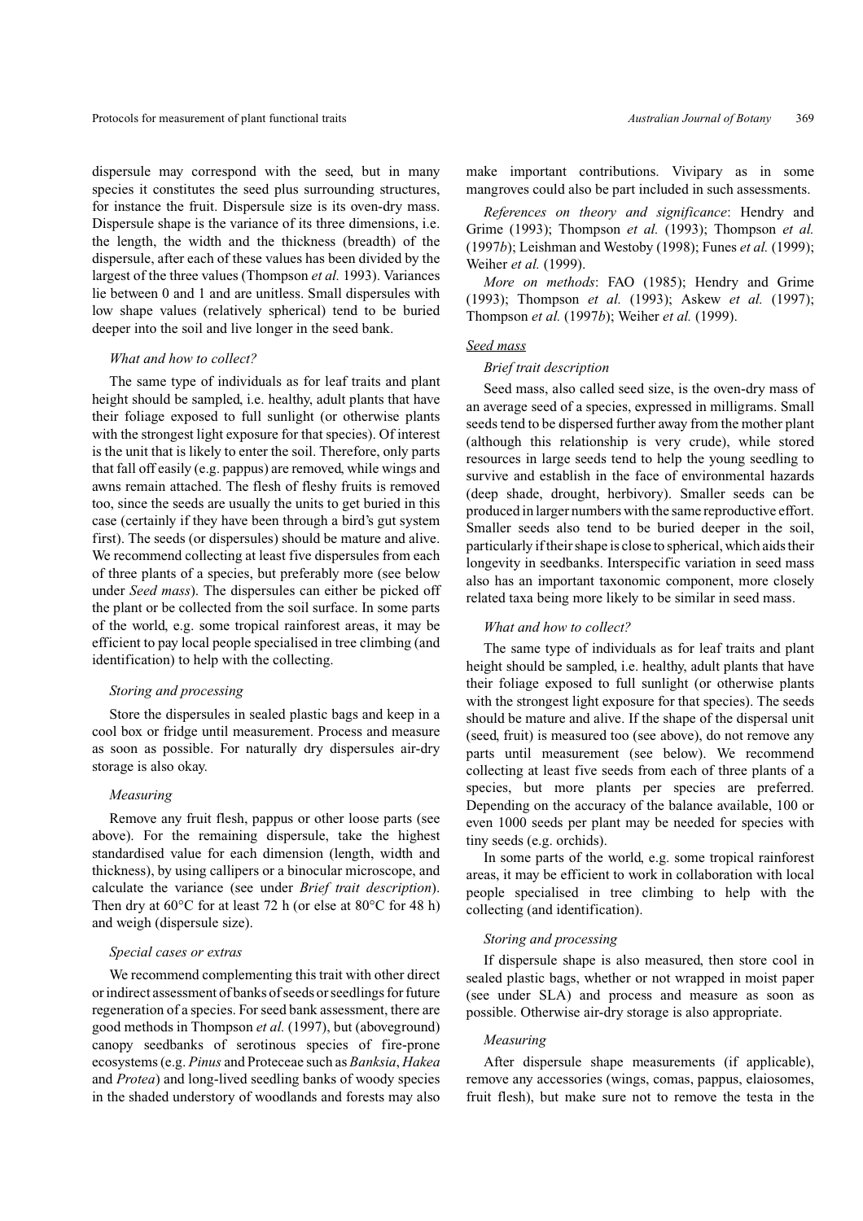dispersule may correspond with the seed, but in many species it constitutes the seed plus surrounding structures, for instance the fruit. Dispersule size is its oven-dry mass. Dispersule shape is the variance of its three dimensions, i.e. the length, the width and the thickness (breadth) of the dispersule, after each of these values has been divided by the largest of the three values (Thompson *et al.* 1993). Variances lie between 0 and 1 and are unitless. Small dispersules with low shape values (relatively spherical) tend to be buried deeper into the soil and live longer in the seed bank.

*What and how to collect?*

The same type of individuals as for leaf traits and plant height should be sampled, i.e. healthy, adult plants that have their foliage exposed to full sunlight (or otherwise plants with the strongest light exposure for that species). Of interest is the unit that is likely to enter the soil. Therefore, only parts that fall off easily (e.g. pappus) are removed, while wings and awns remain attached. The flesh of fleshy fruits is removed too, since the seeds are usually the units to get buried in this case (certainly if they have been through a bird's gut system first). The seeds (or dispersules) should be mature and alive. We recommend collecting at least five dispersules from each of three plants of a species, but preferably more (see below under *Seed mass*). The dispersules can either be picked off the plant or be collected from the soil surface. In some parts of the world, e.g. some tropical rainforest areas, it may be efficient to pay local people specialised in tree climbing (and identification) to help with the collecting.

*Storing and processing*

Store the dispersules in sealed plastic bags and keep in a cool box or fridge until measurement. Process and measure as soon as possible. For naturally dry dispersules air-dry storage is also okay.

*Measuring*

Remove any fruit flesh, pappus or other loose parts (see above). For the remaining dispersule, take the highest standardised value for each dimension (length, width and thickness), by using callipers or a binocular microscope, and calculate the variance (see under *Brief trait description*). Then dry at 60°C for at least 72 h (or else at 80°C for 48 h) and weigh (dispersule size).

*Special cases or extras*

We recommend complementing this trait with other direct or indirect assessment of banks of seeds or seedlings for future regeneration of a species. For seed bank assessment, there are good methods in Thompson *et al.* (1997), but (aboveground) canopy seedbanks of serotinous species of fire-prone ecosystems (e.g. *Pinus* and Proteceae such as *Banksia*, *Hakea* and *Protea*) and long-lived seedling banks of woody species in the shaded understory of woodlands and forests may also make important contributions. Vivipary as in some mangroves could also be part included in such assessments.

*References on theory and significance*: Hendry and Grime (1993); Thompson *et al.* (1993); Thompson *et al.* (1997*b*); Leishman and Westoby (1998); Funes *et al.* (1999); Weiher *et al.* (1999).

*More on methods*: FAO (1985); Hendry and Grime (1993); Thompson *et al.* (1993); Askew *et al.* (1997); Thompson *et al.* (1997*b*); Weiher *et al.* (1999).

## Seed mass

*Brief trait description*

Seed mass, also called seed size, is the oven-dry mass of an average seed of a species, expressed in milligrams. Small seeds tend to be dispersed further away from the mother plant (although this relationship is very crude), while stored resources in large seeds tend to help the young seedling to survive and establish in the face of environmental hazards (deep shade, drought, herbivory). Smaller seeds can be produced in larger numbers with the same reproductive effort. Smaller seeds also tend to be buried deeper in the soil, particularly if their shape is close to spherical, which aids their longevity in seedbanks. Interspecific variation in seed mass also has an important taxonomic component, more closely related taxa being more likely to be similar in seed mass.

*What and how to collect?*

The same type of individuals as for leaf traits and plant height should be sampled, i.e. healthy, adult plants that have their foliage exposed to full sunlight (or otherwise plants with the strongest light exposure for that species). The seeds should be mature and alive. If the shape of the dispersal unit (seed, fruit) is measured too (see above), do not remove any parts until measurement (see below). We recommend collecting at least five seeds from each of three plants of a species, but more plants per species are preferred. Depending on the accuracy of the balance available, 100 or even 1000 seeds per plant may be needed for species with tiny seeds (e.g. orchids).

In some parts of the world, e.g. some tropical rainforest areas, it may be efficient to work in collaboration with local people specialised in tree climbing to help with the collecting (and identification).

*Storing and processing*

If dispersule shape is also measured, then store cool in sealed plastic bags, whether or not wrapped in moist paper (see under SLA) and process and measure as soon as possible. Otherwise air-dry storage is also appropriate.

*Measuring*

After dispersule shape measurements (if applicable), remove any accessories (wings, comas, pappus, elaiosomes, fruit flesh), but make sure not to remove the testa in the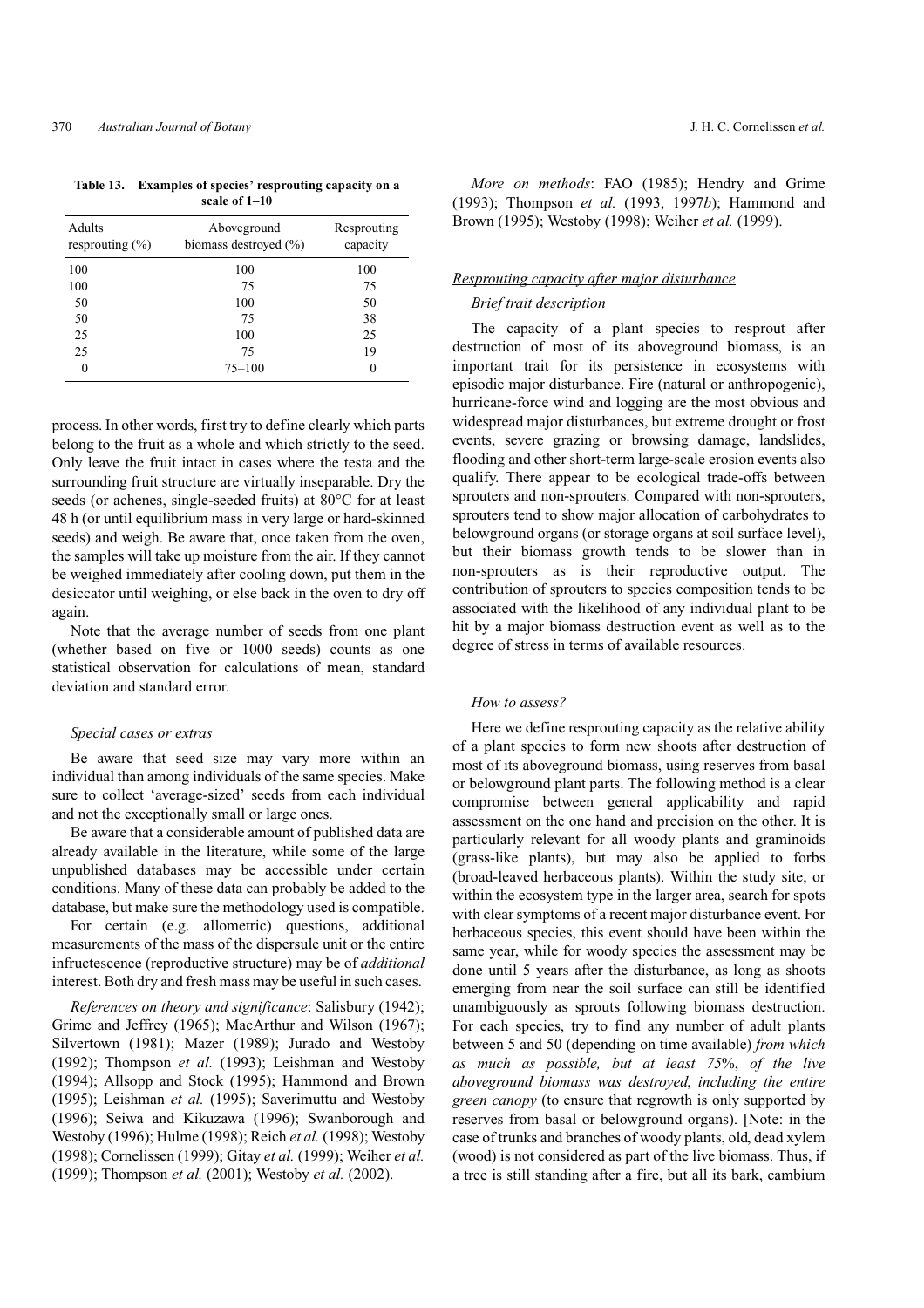**Table 13. Examples of species' resprouting capacity on a scale of 1–10**

| Adults resprouting (%) | Aboveground biomass destroyed (%) | Resprouting capacity |
|---|---|---|
| 100 | 100 | 100 |
| 100 | 75 | 75 |
| 50 | 100 | 50 |
| 50 | 75 | 38 |
| 25 | 100 | 25 |
| 25 | 75 | 19 |
| 0 | 75–100 | 0 |

process. In other words, first try to define clearly which parts belong to the fruit as a whole and which strictly to the seed. Only leave the fruit intact in cases where the testa and the surrounding fruit structure are virtually inseparable. Dry the seeds (or achenes, single-seeded fruits) at 80°C for at least 48 h (or until equilibrium mass in very large or hard-skinned seeds) and weigh. Be aware that, once taken from the oven, the samples will take up moisture from the air. If they cannot be weighed immediately after cooling down, put them in the desiccator until weighing, or else back in the oven to dry off again.

Note that the average number of seeds from one plant (whether based on five or 1000 seeds) counts as one statistical observation for calculations of mean, standard deviation and standard error.

*Special cases or extras*

Be aware that seed size may vary more within an individual than among individuals of the same species. Make sure to collect 'average-sized' seeds from each individual and not the exceptionally small or large ones.

Be aware that a considerable amount of published data are already available in the literature, while some of the large unpublished databases may be accessible under certain conditions. Many of these data can probably be added to the database, but make sure the methodology used is compatible.

For certain (e.g. allometric) questions, additional measurements of the mass of the dispersule unit or the entire infructescence (reproductive structure) may be of *additional* interest. Both dry and fresh mass may be useful in such cases.

*References on theory and significance*: Salisbury (1942); Grime and Jeffrey (1965); MacArthur and Wilson (1967); Silvertown (1981); Mazer (1989); Jurado and Westoby (1992); Thompson *et al.* (1993); Leishman and Westoby (1994); Allsopp and Stock (1995); Hammond and Brown (1995); Leishman *et al.* (1995); Saverimuttu and Westoby (1996); Seiwa and Kikuzawa (1996); Swanborough and Westoby (1996); Hulme (1998); Reich *et al.* (1998); Westoby (1998); Cornelissen (1999); Gitay *et al.* (1999); Weiher *et al.* (1999); Thompson *et al.* (2001); Westoby *et al.* (2002).

*More on methods*: FAO (1985); Hendry and Grime (1993); Thompson *et al.* (1993, 1997*b*); Hammond and Brown (1995); Westoby (1998); Weiher *et al.* (1999).

## Resprouting capacity after major disturbance

*Brief trait description*

The capacity of a plant species to resprout after destruction of most of its aboveground biomass, is an important trait for its persistence in ecosystems with episodic major disturbance. Fire (natural or anthropogenic), hurricane-force wind and logging are the most obvious and widespread major disturbances, but extreme drought or frost events, severe grazing or browsing damage, landslides, flooding and other short-term large-scale erosion events also qualify. There appear to be ecological trade-offs between sprouters and non-sprouters. Compared with non-sprouters, sprouters tend to show major allocation of carbohydrates to belowground organs (or storage organs at soil surface level), but their biomass growth tends to be slower than in non-sprouters as is their reproductive output. The contribution of sprouters to species composition tends to be associated with the likelihood of any individual plant to be hit by a major biomass destruction event as well as to the degree of stress in terms of available resources.

*How to assess?*

Here we define resprouting capacity as the relative ability of a plant species to form new shoots after destruction of most of its aboveground biomass, using reserves from basal or belowground plant parts. The following method is a clear compromise between general applicability and rapid assessment on the one hand and precision on the other. It is particularly relevant for all woody plants and graminoids (grass-like plants), but may also be applied to forbs (broad-leaved herbaceous plants). Within the study site, or within the ecosystem type in the larger area, search for spots with clear symptoms of a recent major disturbance event. For herbaceous species, this event should have been within the same year, while for woody species the assessment may be done until 5 years after the disturbance, as long as shoots emerging from near the soil surface can still be identified unambiguously as sprouts following biomass destruction. For each species, try to find any number of adult plants between 5 and 50 (depending on time available) *from which as much as possible, but at least 75%, of the live aboveground biomass was destroyed, including the entire green canopy* (to ensure that regrowth is only supported by reserves from basal or belowground organs). [Note: in the case of trunks and branches of woody plants, old, dead xylem (wood) is not considered as part of the live biomass. Thus, if a tree is still standing after a fire, but all its bark, cambium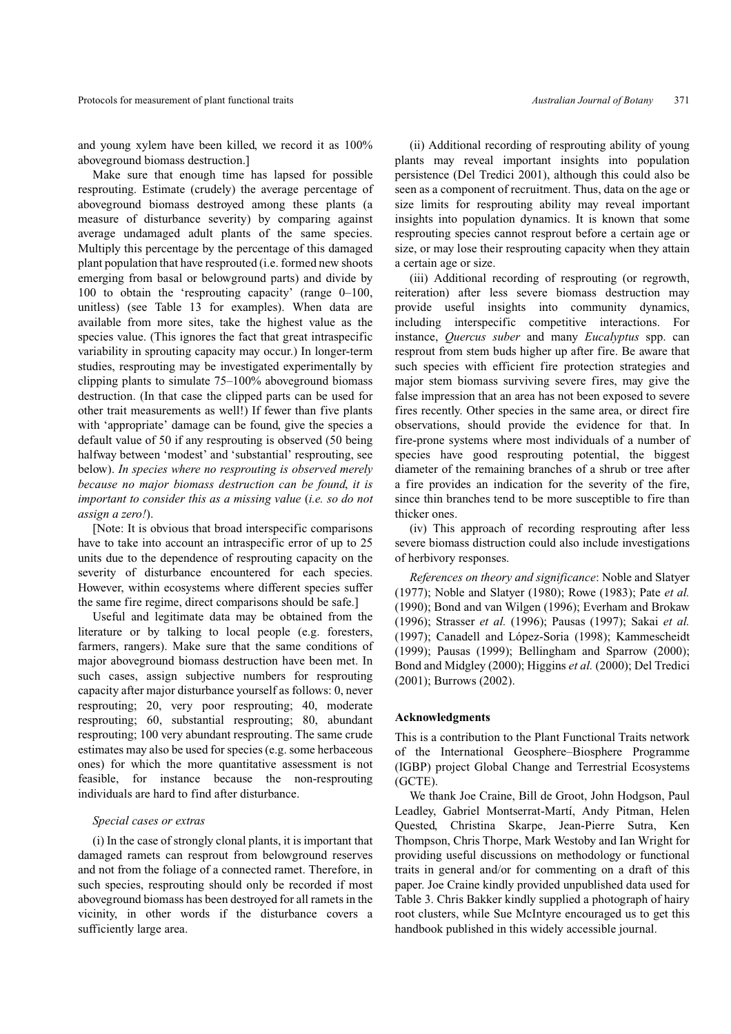and young xylem have been killed, we record it as 100% aboveground biomass destruction.]

Make sure that enough time has lapsed for possible resprouting. Estimate (crudely) the average percentage of aboveground biomass destroyed among these plants (a measure of disturbance severity) by comparing against average undamaged adult plants of the same species. Multiply this percentage by the percentage of this damaged plant population that have resprouted (i.e. formed new shoots emerging from basal or belowground parts) and divide by 100 to obtain the 'resprouting capacity' (range 0–100, unitless) (see Table 13 for examples). When data are available from more sites, take the highest value as the species value. (This ignores the fact that great intraspecific variability in sprouting capacity may occur.) In longer-term studies, resprouting may be investigated experimentally by clipping plants to simulate 75–100% aboveground biomass destruction. (In that case the clipped parts can be used for other trait measurements as well!) If fewer than five plants with 'appropriate' damage can be found, give the species a default value of 50 if any resprouting is observed (50 being halfway between 'modest' and 'substantial' resprouting, see below). *In species where no resprouting is observed merely because no major biomass destruction can be found, it is important to consider this as a missing value* (*i.e. so do not assign a zero!*).

[Note: It is obvious that broad interspecific comparisons have to take into account an intraspecific error of up to 25 units due to the dependence of resprouting capacity on the severity of disturbance encountered for each species. However, within ecosystems where different species suffer the same fire regime, direct comparisons should be safe.]

Useful and legitimate data may be obtained from the literature or by talking to local people (e.g. foresters, farmers, rangers). Make sure that the same conditions of major aboveground biomass destruction have been met. In such cases, assign subjective numbers for resprouting capacity after major disturbance yourself as follows: 0, never resprouting; 20, very poor resprouting; 40, moderate resprouting; 60, substantial resprouting; 80, abundant resprouting; 100 very abundant resprouting. The same crude estimates may also be used for species (e.g. some herbaceous ones) for which the more quantitative assessment is not feasible, for instance because the non-resprouting individuals are hard to find after disturbance.

*Special cases or extras*

(i) In the case of strongly clonal plants, it is important that damaged ramets can resprout from belowground reserves and not from the foliage of a connected ramet. Therefore, in such species, resprouting should only be recorded if most aboveground biomass has been destroyed for all ramets in the vicinity, in other words if the disturbance covers a sufficiently large area.

(ii) Additional recording of resprouting ability of young plants may reveal important insights into population persistence (Del Tredici 2001), although this could also be seen as a component of recruitment. Thus, data on the age or size limits for resprouting ability may reveal important insights into population dynamics. It is known that some resprouting species cannot resprout before a certain age or size, or may lose their resprouting capacity when they attain a certain age or size.

(iii) Additional recording of resprouting (or regrowth, reiteration) after less severe biomass destruction may provide useful insights into community dynamics, including interspecific competitive interactions. For instance, *Quercus suber* and many *Eucalyptus* spp. can resprout from stem buds higher up after fire. Be aware that such species with efficient fire protection strategies and major stem biomass surviving severe fires, may give the false impression that an area has not been exposed to severe fires recently. Other species in the same area, or direct fire observations, should provide the evidence for that. In fire-prone systems where most individuals of a number of species have good resprouting potential, the biggest diameter of the remaining branches of a shrub or tree after a fire provides an indication for the severity of the fire, since thin branches tend to be more susceptible to fire than thicker ones.

(iv) This approach of recording resprouting after less severe biomass distruction could also include investigations of herbivory responses.

*References on theory and significance*: Noble and Slatyer (1977); Noble and Slatyer (1980); Rowe (1983); Pate *et al.* (1990); Bond and van Wilgen (1996); Everham and Brokaw (1996); Strasser *et al.* (1996); Pausas (1997); Sakai *et al.* (1997); Canadell and López-Soria (1998); Kammescheidt (1999); Pausas (1999); Bellingham and Sparrow (2000); Bond and Midgley (2000); Higgins *et al.* (2000); Del Tredici (2001); Burrows (2002).

## Acknowledgments

This is a contribution to the Plant Functional Traits network of the International Geosphere–Biosphere Programme (IGBP) project Global Change and Terrestrial Ecosystems (GCTE).

We thank Joe Craine, Bill de Groot, John Hodgson, Paul Leadley, Gabriel Montserrat-Martí, Andy Pitman, Helen Quested, Christina Skarpe, Jean-Pierre Sutra, Ken Thompson, Chris Thorpe, Mark Westoby and Ian Wright for providing useful discussions on methodology or functional traits in general and/or for commenting on a draft of this paper. Joe Craine kindly provided unpublished data used for Table 3. Chris Bakker kindly supplied a photograph of hairy root clusters, while Sue McIntyre encouraged us to get this handbook published in this widely accessible journal.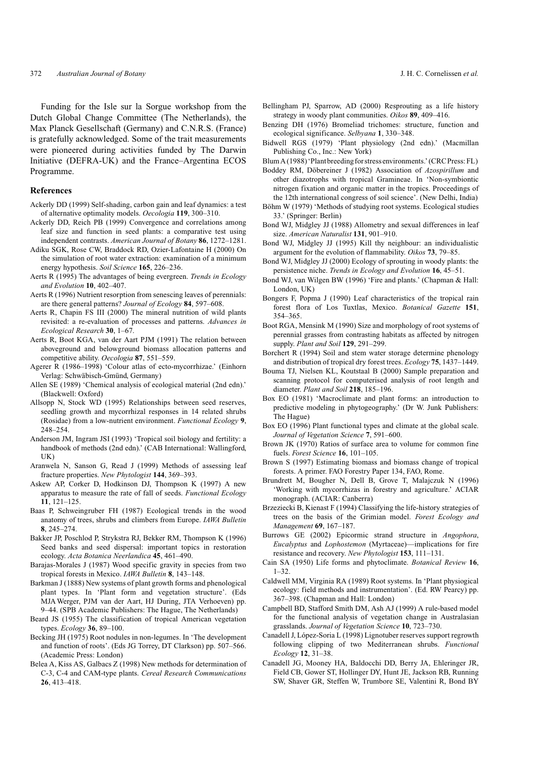Funding for the Isle sur la Sorgue workshop from the Dutch Global Change Committee (The Netherlands), the Max Planck Gesellschaft (Germany) and C.N.R.S. (France) is gratefully acknowledged. Some of the trait measurements were pioneered during activities funded by The Darwin Initiative (DEFRA-UK) and the France–Argentina ECOS Programme.

## References

Ackerly DD (1999) Self-shading, carbon gain and leaf dynamics: a test of alternative optimality models. *Oecologia* **119**, 300–310.

Ackerly DD, Reich PB (1999) Convergence and correlations among leaf size and function in seed plants: a comparative test using independent contrasts. *American Journal of Botany* **86**, 1272–1281.

Adiku SGK, Rose CW, Braddock RD, Ozier-Lafontaine H (2000) On the simulation of root water extraction: examination of a minimum energy hypothesis. *Soil Science* **165**, 226–236.

Aerts R (1995) The advantages of being evergreen. *Trends in Ecology and Evolution* **10**, 402–407.

Aerts R (1996) Nutrient resorption from senescing leaves of perennials: are there general patterns? *Journal of Ecology* **84**, 597–608.

Aerts R, Chapin FS III (2000) The mineral nutrition of wild plants revisited: a re-evaluation of processes and patterns. *Advances in Ecological Research* **30**, 1–67.

Aerts R, Boot KGA, van der Aart PJM (1991) The relation between aboveground and belowground biomass allocation patterns and competitive ability. *Oecologia* **87**, 551–559.

Agerer R (1986–1998) 'Colour atlas of ecto-mycorrhizae.' (Einhorn Verlag: Schwäbisch-Gmünd, Germany)

Allen SE (1989) 'Chemical analysis of ecological material (2nd edn).' (Blackwell: Oxford)

Allsopp N, Stock WD (1995) Relationships between seed reserves, seedling growth and mycorrhizal responses in 14 related shrubs (Rosidae) from a low-nutrient environment. *Functional Ecology* **9**, 248–254.

Anderson JM, Ingram JSI (1993) 'Tropical soil biology and fertility: a handbook of methods (2nd edn).' (CAB International: Wallingford, UK)

Aranwela N, Sanson G, Read J (1999) Methods of assessing leaf fracture properties. *New Phytologist* **144**, 369–393.

Askew AP, Corker D, Hodkinson DJ, Thompson K (1997) A new apparatus to measure the rate of fall of seeds. *Functional Ecology* **11**, 121–125.

Baas P, Schweingruber FH (1987) Ecological trends in the wood anatomy of trees, shrubs and climbers from Europe. *IAWA Bulletin* **8**, 245–274.

Bakker JP, Poschlod P, Strykstra RJ, Bekker RM, Thompson K (1996) Seed banks and seed dispersal: important topics in restoration ecology. *Acta Botanica Neerlandica* **45**, 461–490.

Barajas-Morales J (1987) Wood specific gravity in species from two tropical forests in Mexico. *IAWA Bulletin* **8**, 143–148.

Barkman J (1888) New systems of plant growth forms and phenological plant types. In 'Plant form and vegetation structure'. (Eds MJA Werger, PJM van der Aart, HJ During, JTA Verhoeven) pp. 9–44. (SPB Academic Publishers: The Hague, The Netherlands)

Beard JS (1955) The classification of tropical American vegetation types. *Ecology* **36**, 89–100.

Becking JH (1975) Root nodules in non-legumes. In 'The development and function of roots'. (Eds JG Torrey, DT Clarkson) pp. 507–566. (Academic Press: London)

Belea A, Kiss AS, Galbacs Z (1998) New methods for determination of C-3, C-4 and CAM-type plants. *Cereal Research Communications* **26**, 413–418.

Bellingham PJ, Sparrow, AD (2000) Resprouting as a life history strategy in woody plant communities. *Oikos* **89**, 409–416.

Benzing DH (1976) Bromeliad trichomes: structure, function and ecological significance. *Selbyana* **1**, 330–348.

Bidwell RGS (1979) 'Plant physiology (2nd edn).' (Macmillan Publishing Co., Inc.: New York)

Blum A (1988) 'Plant breeding for stress environments.' (CRC Press: FL)

Boddey RM, Döbereiner J (1982) Association of *Azospirillum* and other diazotrophs with tropical Gramineae. In 'Non-symbiontic nitrogen fixation and organic matter in the tropics. Proceedings of the 12th international congress of soil science'. (New Delhi, India)

Böhm W (1979) 'Methods of studying root systems. Ecological studies 33.' (Springer: Berlin)

Bond WJ, Midgley JJ (1988) Allometry and sexual differences in leaf size. *American Naturalist* **131**, 901–910.

Bond WJ, Midgley JJ (1995) Kill thy neighbour: an individualistic argument for the evolution of flammability. *Oikos* **73**, 79–85.

Bond WJ, Midgley JJ (2000) Ecology of sprouting in woody plants: the persistence niche. *Trends in Ecology and Evolution* **16**, 45–51.

Bond WJ, van Wilgen BW (1996) 'Fire and plants.' (Chapman & Hall: London, UK)

Bongers F, Popma J (1990) Leaf characteristics of the tropical rain forest flora of Los Tuxtlas, Mexico. *Botanical Gazette* **151**, 354–365.

Boot RGA, Mensink M (1990) Size and morphology of root systems of perennial grasses from contrasting habitats as affected by nitrogen supply. *Plant and Soil* **129**, 291–299.

Borchert R (1994) Soil and stem water storage determine phenology and distribution of tropical dry forest trees. *Ecology* **75**, 1437–1449.

Bouma TJ, Nielsen KL, Koutstaal B (2000) Sample preparation and scanning protocol for computerised analysis of root length and diameter. *Plant and Soil* **218**, 185–196.

Box EO (1981) 'Macroclimate and plant forms: an introduction to predictive modeling in phytogeography.' (Dr W. Junk Publishers: The Hague)

Box EO (1996) Plant functional types and climate at the global scale. *Journal of Vegetation Science* **7**, 591–600.

Brown JK (1970) Ratios of surface area to volume for common fine fuels. *Forest Science* **16**, 101–105.

Brown S (1997) Estimating biomass and biomass change of tropical forests. A primer. FAO Forestry Paper 134, FAO, Rome.

Brundrett M, Bougher N, Dell B, Grove T, Malajczuk N (1996) 'Working with mycorrhizas in forestry and agriculture.' ACIAR monograph. (ACIAR: Canberra)

Brzeziecki B, Kienast F (1994) Classifying the life-history strategies of trees on the basis of the Grimian model. *Forest Ecology and Management* **69**, 167–187.

Burrows GE (2002) Epicormic strand structure in *Angophora*, *Eucalyptus* and *Lophostemon* (Myrtaceae)—implications for fire resistance and recovery. *New Phytologist* **153**, 111–131.

Cain SA (1950) Life forms and phytoclimate. *Botanical Review* **16**, 1–32.

Caldwell MM, Virginia RA (1989) Root systems. In 'Plant physiogical ecology: field methods and instrumentation'. (Ed. RW Pearcy) pp. 367–398. (Chapman and Hall: London)

Campbell BD, Stafford Smith DM, Ash AJ (1999) A rule-based model for the functional analysis of vegetation change in Australasian grasslands. *Journal of Vegetation Science* **10**, 723–730.

Canadell J, López-Soria L (1998) Lignotuber reserves support regrowth following clipping of two Mediterranean shrubs. *Functional Ecology* **12**, 31–38.

Canadell JG, Mooney HA, Baldocchi DD, Berry JA, Ehleringer JR, Field CB, Gower ST, Hollinger DY, Hunt JE, Jackson RB, Running SW, Shaver GR, Steffen W, Trumbore SE, Valentini R, Bond BY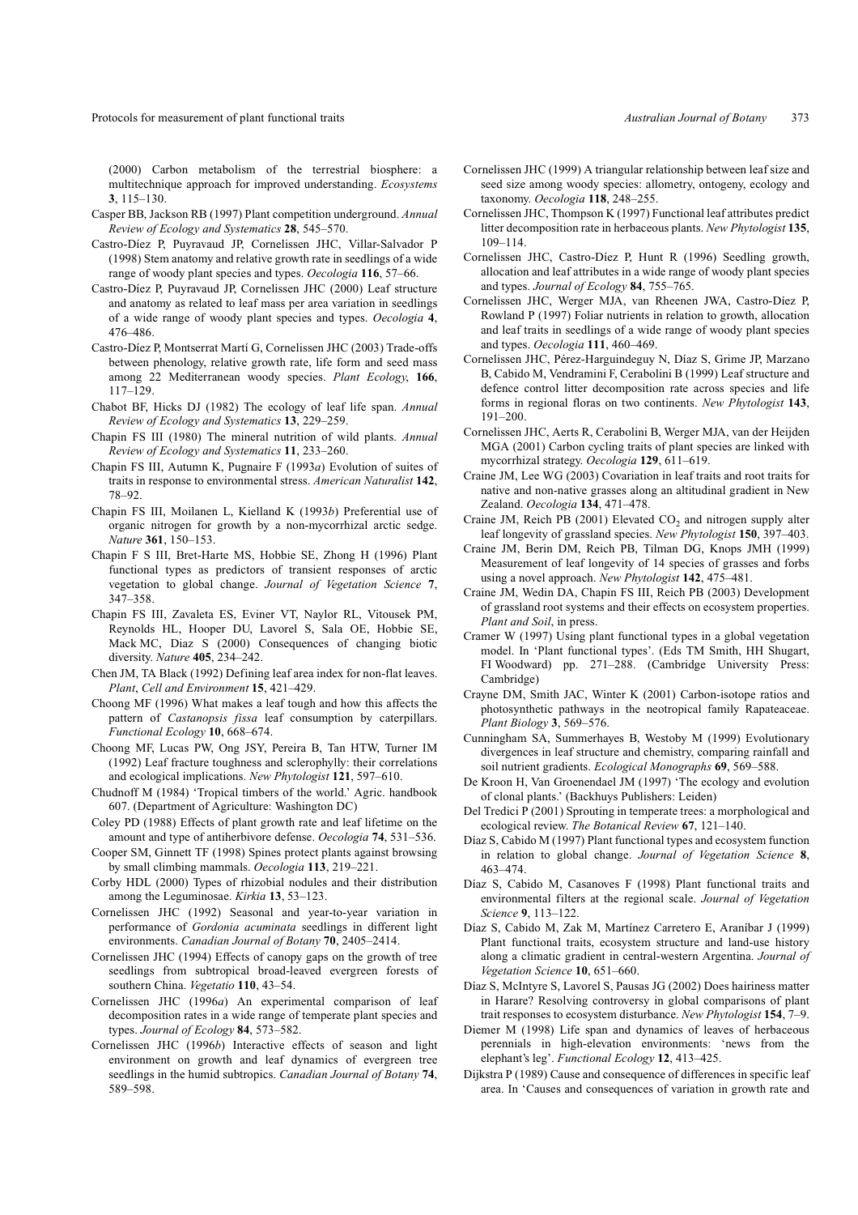(2000) Carbon metabolism of the terrestrial biosphere: a multitechnique approach for improved understanding. *Ecosystems* **3**, 115–130.

Casper BB, Jackson RB (1997) Plant competition underground. *Annual Review of Ecology and Systematics* **28**, 545–570.

Castro-Díez P, Puyravaud JP, Cornelissen JHC, Villar-Salvador P (1998) Stem anatomy and relative growth rate in seedlings of a wide range of woody plant species and types. *Oecologia* **116**, 57–66.

Castro-Díez P, Puyravaud JP, Cornelissen JHC (2000) Leaf structure and anatomy as related to leaf mass per area variation in seedlings of a wide range of woody plant species and types. *Oecologia* **4**, 476–486.

Castro-Díez P, Montserrat Martí G, Cornelissen JHC (2003) Trade-offs between phenology, relative growth rate, life form and seed mass among 22 Mediterranean woody species. *Plant Ecology*, **166**, 117–129.

Chabot BF, Hicks DJ (1982) The ecology of leaf life span. *Annual Review of Ecology and Systematics* **13**, 229–259.

Chapin FS III (1980) The mineral nutrition of wild plants. *Annual Review of Ecology and Systematics* **11**, 233–260.

Chapin FS III, Autumn K, Pugnaire F (1993*a*) Evolution of suites of traits in response to environmental stress. *American Naturalist* **142**, 78–92.

Chapin FS III, Moilanen L, Kielland K (1993*b*) Preferential use of organic nitrogen for growth by a non-mycorrhizal arctic sedge. *Nature* **361**, 150–153.

Chapin F S III, Bret-Harte MS, Hobbie SE, Zhong H (1996) Plant functional types as predictors of transient responses of arctic vegetation to global change. *Journal of Vegetation Science* **7**, 347–358.

Chapin FS III, Zavaleta ES, Eviner VT, Naylor RL, Vitousek PM, Reynolds HL, Hooper DU, Lavorel S, Sala OE, Hobbie SE, Mack MC, Diaz S (2000) Consequences of changing biotic diversity. *Nature* **405**, 234–242.

Chen JM, TA Black (1992) Defining leaf area index for non-flat leaves. *Plant, Cell and Environment* **15**, 421–429.

Choong MF (1996) What makes a leaf tough and how this affects the pattern of *Castanopsis fissa* leaf consumption by caterpillars. *Functional Ecology* **10**, 668–674.

Choong MF, Lucas PW, Ong JSY, Pereira B, Tan HTW, Turner IM (1992) Leaf fracture toughness and sclerophylly: their correlations and ecological implications. *New Phytologist* **121**, 597–610.

Chudnoff M (1984) 'Tropical timbers of the world.' Agric. handbook 607. (Department of Agriculture: Washington DC)

Coley PD (1988) Effects of plant growth rate and leaf lifetime on the amount and type of antiherbivore defense. *Oecologia* **74**, 531–536.

Cooper SM, Ginnett TF (1998) Spines protect plants against browsing by small climbing mammals. *Oecologia* **113**, 219–221.

Corby HDL (2000) Types of rhizobial nodules and their distribution among the Leguminosae. *Kirkia* **13**, 53–123.

Cornelissen JHC (1992) Seasonal and year-to-year variation in performance of *Gordonia acuminata* seedlings in different light environments. *Canadian Journal of Botany* **70**, 2405–2414.

Cornelissen JHC (1994) Effects of canopy gaps on the growth of tree seedlings from subtropical broad-leaved evergreen forests of southern China. *Vegetatio* **110**, 43–54.

Cornelissen JHC (1996*a*) An experimental comparison of leaf decomposition rates in a wide range of temperate plant species and types. *Journal of Ecology* **84**, 573–582.

Cornelissen JHC (1996*b*) Interactive effects of season and light environment on growth and leaf dynamics of evergreen tree seedlings in the humid subtropics. *Canadian Journal of Botany* **74**, 589–598.

Cornelissen JHC (1999) A triangular relationship between leaf size and seed size among woody species: allometry, ontogeny, ecology and taxonomy. *Oecologia* **118**, 248–255.

Cornelissen JHC, Thompson K (1997) Functional leaf attributes predict litter decomposition rate in herbaceous plants. *New Phytologist* **135**, 109–114.

Cornelissen JHC, Castro-Díez P, Hunt R (1996) Seedling growth, allocation and leaf attributes in a wide range of woody plant species and types. *Journal of Ecology* **84**, 755–765.

Cornelissen JHC, Werger MJA, van Rheenen JWA, Castro-Díez P, Rowland P (1997) Foliar nutrients in relation to growth, allocation and leaf traits in seedlings of a wide range of woody plant species and types. *Oecologia* **111**, 460–469.

Cornelissen JHC, Pérez-Harguindeguy N, Díaz S, Grime JP, Marzano B, Cabido M, Vendramini F, Cerabolini B (1999) Leaf structure and defence control litter decomposition rate across species and life forms in regional floras on two continents. *New Phytologist* **143**, 191–200.

Cornelissen JHC, Aerts R, Cerabolini B, Werger MJA, van der Heijden MGA (2001) Carbon cycling traits of plant species are linked with mycorrhizal strategy. *Oecologia* **129**, 611–619.

Craine JM, Lee WG (2003) Covariation in leaf traits and root traits for native and non-native grasses along an altitudinal gradient in New Zealand. *Oecologia* **134**, 471–478.

Craine JM, Reich PB (2001) Elevated $CO_2$ and nitrogen supply alter leaf longevity of grassland species. *New Phytologist* **150**, 397–403.

Craine JM, Berin DM, Reich PB, Tilman DG, Knops JMH (1999) Measurement of leaf longevity of 14 species of grasses and forbs using a novel approach. *New Phytologist* **142**, 475–481.

Craine JM, Wedin DA, Chapin FS III, Reich PB (2003) Development of grassland root systems and their effects on ecosystem properties. *Plant and Soil*, in press.

Cramer W (1997) Using plant functional types in a global vegetation model. In 'Plant functional types'. (Eds TM Smith, HH Shugart, FI Woodward) pp. 271–288. (Cambridge University Press: Cambridge)

Crayne DM, Smith JAC, Winter K (2001) Carbon-isotope ratios and photosynthetic pathways in the neotropical family Rapateaceae. *Plant Biology* **3**, 569–576.

Cunningham SA, Summerhayes B, Westoby M (1999) Evolutionary divergences in leaf structure and chemistry, comparing rainfall and soil nutrient gradients. *Ecological Monographs* **69**, 569–588.

De Kroon H, Van Groenendael JM (1997) 'The ecology and evolution of clonal plants.' (Backhuys Publishers: Leiden)

Del Tredici P (2001) Sprouting in temperate trees: a morphological and ecological review. *The Botanical Review* **67**, 121–140.

Díaz S, Cabido M (1997) Plant functional types and ecosystem function in relation to global change. *Journal of Vegetation Science* **8**, 463–474.

Díaz S, Cabido M, Casanoves F (1998) Plant functional traits and environmental filters at the regional scale. *Journal of Vegetation Science* **9**, 113–122.

Díaz S, Cabido M, Zak M, Martínez Carretero E, Araníbar J (1999) Plant functional traits, ecosystem structure and land-use history along a climatic gradient in central-western Argentina. *Journal of Vegetation Science* **10**, 651–660.

Díaz S, McIntyre S, Lavorel S, Pausas JG (2002) Does hairiness matter in Harare? Resolving controversy in global comparisons of plant trait responses to ecosystem disturbance. *New Phytologist* **154**, 7–9.

Diemer M (1998) Life span and dynamics of leaves of herbaceous perennials in high-elevation environments: 'news from the elephant's leg'. *Functional Ecology* **12**, 413–425.

Dijkstra P (1989) Cause and consequence of differences in specific leaf area. In 'Causes and consequences of variation in growth rate and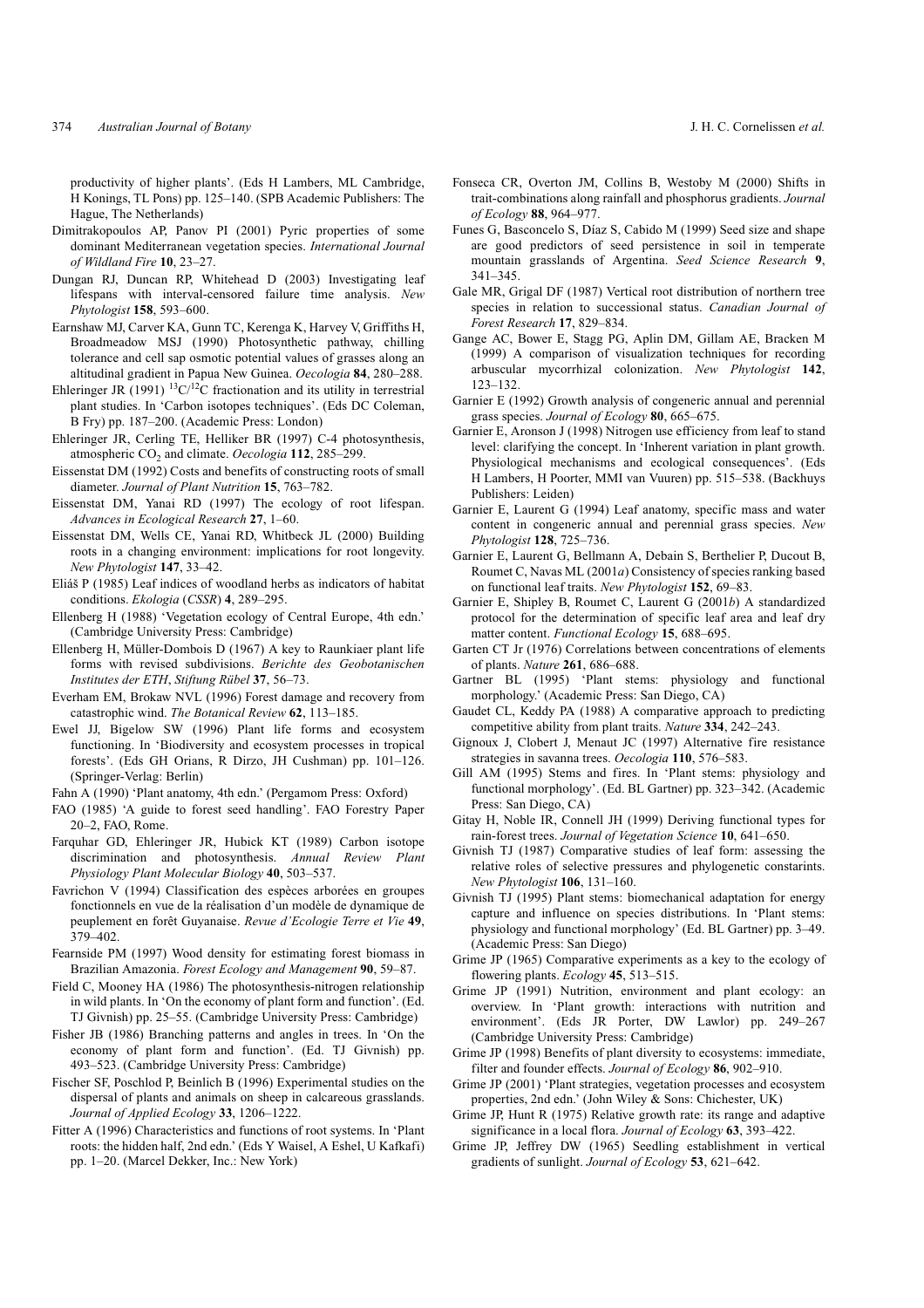productivity of higher plants'. (Eds H Lambers, ML Cambridge, H Konings, TL Pons) pp. 125–140. (SPB Academic Publishers: The Hague, The Netherlands)

Dimitrakopoulos AP, Panov PI (2001) Pyric properties of some dominant Mediterranean vegetation species. *International Journal of Wildland Fire* **10**, 23–27.

Dungan RJ, Duncan RP, Whitehead D (2003) Investigating leaf lifespans with interval-censored failure time analysis. *New Phytologist* **158**, 593–600.

Earnshaw MJ, Carver KA, Gunn TC, Kerenga K, Harvey V, Griffiths H, Broadmeadow MSJ (1990) Photosynthetic pathway, chilling tolerance and cell sap osmotic potential values of grasses along an altitudinal gradient in Papua New Guinea. *Oecologia* **84**, 280–288.

Ehleringer JR (1991) $^{13}C/^{12}C$ fractionation and its utility in terrestrial plant studies. In 'Carbon isotopes techniques'. (Eds DC Coleman, B Fry) pp. 187–200. (Academic Press: London)

Ehleringer JR, Cerling TE, Helliker BR (1997) C-4 photosynthesis, atmospheric $CO_2$ and climate. *Oecologia* **112**, 285–299.

Eissenstat DM (1992) Costs and benefits of constructing roots of small diameter. *Journal of Plant Nutrition* **15**, 763–782.

Eissenstat DM, Yanai RD (1997) The ecology of root lifespan. *Advances in Ecological Research* **27**, 1–60.

Eissenstat DM, Wells CE, Yanai RD, Whitbeck JL (2000) Building roots in a changing environment: implications for root longevity. *New Phytologist* **147**, 33–42.

Eliáš P (1985) Leaf indices of woodland herbs as indicators of habitat conditions. *Ekologia* (*CSSR*) **4**, 289–295.

Ellenberg H (1988) 'Vegetation ecology of Central Europe, 4th edn.' (Cambridge University Press: Cambridge)

Ellenberg H, Müller-Dombois D (1967) A key to Raunkiaer plant life forms with revised subdivisions. *Berichte des Geobotanischen Institutes der ETH*, *Stiftung Rübel* **37**, 56–73.

Everham EM, Brokaw NVL (1996) Forest damage and recovery from catastrophic wind. *The Botanical Review* **62**, 113–185.

Ewel JJ, Bigelow SW (1996) Plant life forms and ecosystem functioning. In 'Biodiversity and ecosystem processes in tropical forests'. (Eds GH Orians, R Dirzo, JH Cushman) pp. 101–126. (Springer-Verlag: Berlin)

Fahn A (1990) 'Plant anatomy, 4th edn.' (Pergamom Press: Oxford)

FAO (1985) 'A guide to forest seed handling'. FAO Forestry Paper 20–2, FAO, Rome.

Farquhar GD, Ehleringer JR, Hubick KT (1989) Carbon isotope discrimination and photosynthesis. *Annual Review Plant Physiology Plant Molecular Biology* **40**, 503–537.

Favrichon V (1994) Classification des espèces arborées en groupes fonctionnels en vue de la réalisation d'un modèle de dynamique de peuplement en forêt Guyanaise. *Revue d'Ecologie Terre et Vie* **49**, 379–402.

Fearnside PM (1997) Wood density for estimating forest biomass in Brazilian Amazonia. *Forest Ecology and Management* **90**, 59–87.

Field C, Mooney HA (1986) The photosynthesis-nitrogen relationship in wild plants. In 'On the economy of plant form and function'. (Ed. TJ Givnish) pp. 25–55. (Cambridge University Press: Cambridge)

Fisher JB (1986) Branching patterns and angles in trees. In 'On the economy of plant form and function'. (Ed. TJ Givnish) pp. 493–523. (Cambridge University Press: Cambridge)

Fischer SF, Poschlod P, Beinlich B (1996) Experimental studies on the dispersal of plants and animals on sheep in calcareous grasslands. *Journal of Applied Ecology* **33**, 1206–1222.

Fitter A (1996) Characteristics and functions of root systems. In 'Plant roots: the hidden half, 2nd edn.' (Eds Y Waisel, A Eshel, U Kafkafi) pp. 1–20. (Marcel Dekker, Inc.: New York)

Fonseca CR, Overton JM, Collins B, Westoby M (2000) Shifts in trait-combinations along rainfall and phosphorus gradients. *Journal of Ecology* **88**, 964–977.

Funes G, Basconcelo S, Díaz S, Cabido M (1999) Seed size and shape are good predictors of seed persistence in soil in temperate mountain grasslands of Argentina. *Seed Science Research* **9**, 341–345.

Gale MR, Grigal DF (1987) Vertical root distribution of northern tree species in relation to successional status. *Canadian Journal of Forest Research* **17**, 829–834.

Gange AC, Bower E, Stagg PG, Aplin DM, Gillam AE, Bracken M (1999) A comparison of visualization techniques for recording arbuscular mycorrhizal colonization. *New Phytologist* **142**, 123–132.

Garnier E (1992) Growth analysis of congeneric annual and perennial grass species. *Journal of Ecology* **80**, 665–675.

Garnier E, Aronson J (1998) Nitrogen use efficiency from leaf to stand level: clarifying the concept. In 'Inherent variation in plant growth. Physiological mechanisms and ecological consequences'. (Eds H Lambers, H Poorter, MMI van Vuuren) pp. 515–538. (Backhuys Publishers: Leiden)

Garnier E, Laurent G (1994) Leaf anatomy, specific mass and water content in congeneric annual and perennial grass species. *New Phytologist* **128**, 725–736.

Garnier E, Laurent G, Bellmann A, Debain S, Berthelier P, Ducout B, Roumet C, Navas ML (2001*a*) Consistency of species ranking based on functional leaf traits. *New Phytologist* **152**, 69–83.

Garnier E, Shipley B, Roumet C, Laurent G (2001*b*) A standardized protocol for the determination of specific leaf area and leaf dry matter content. *Functional Ecology* **15**, 688–695.

Garten CT Jr (1976) Correlations between concentrations of elements of plants. *Nature* **261**, 686–688.

Gartner BL (1995) 'Plant stems: physiology and functional morphology.' (Academic Press: San Diego, CA)

Gaudet CL, Keddy PA (1988) A comparative approach to predicting competitive ability from plant traits. *Nature* **334**, 242–243.

Gignoux J, Clobert J, Menaut JC (1997) Alternative fire resistance strategies in savanna trees. *Oecologia* **110**, 576–583.

Gill AM (1995) Stems and fires. In 'Plant stems: physiology and functional morphology'. (Ed. BL Gartner) pp. 323–342. (Academic Press: San Diego, CA)

Gitay H, Noble IR, Connell JH (1999) Deriving functional types for rain-forest trees. *Journal of Vegetation Science* **10**, 641–650.

Givnish TJ (1987) Comparative studies of leaf form: assessing the relative roles of selective pressures and phylogenetic constarints. *New Phytologist* **106**, 131–160.

Givnish TJ (1995) Plant stems: biomechanical adaptation for energy capture and influence on species distributions. In 'Plant stems: physiology and functional morphology' (Ed. BL Gartner) pp. 3–49. (Academic Press: San Diego)

Grime JP (1965) Comparative experiments as a key to the ecology of flowering plants. *Ecology* **45**, 513–515.

Grime JP (1991) Nutrition, environment and plant ecology: an overview. In 'Plant growth: interactions with nutrition and environment'. (Eds JR Porter, DW Lawlor) pp. 249–267 (Cambridge University Press: Cambridge)

Grime JP (1998) Benefits of plant diversity to ecosystems: immediate, filter and founder effects. *Journal of Ecology* **86**, 902–910.

Grime JP (2001) 'Plant strategies, vegetation processes and ecosystem properties, 2nd edn.' (John Wiley & Sons: Chichester, UK)

Grime JP, Hunt R (1975) Relative growth rate: its range and adaptive significance in a local flora. *Journal of Ecology* **63**, 393–422.

Grime JP, Jeffrey DW (1965) Seedling establishment in vertical gradients of sunlight. *Journal of Ecology* **53**, 621–642.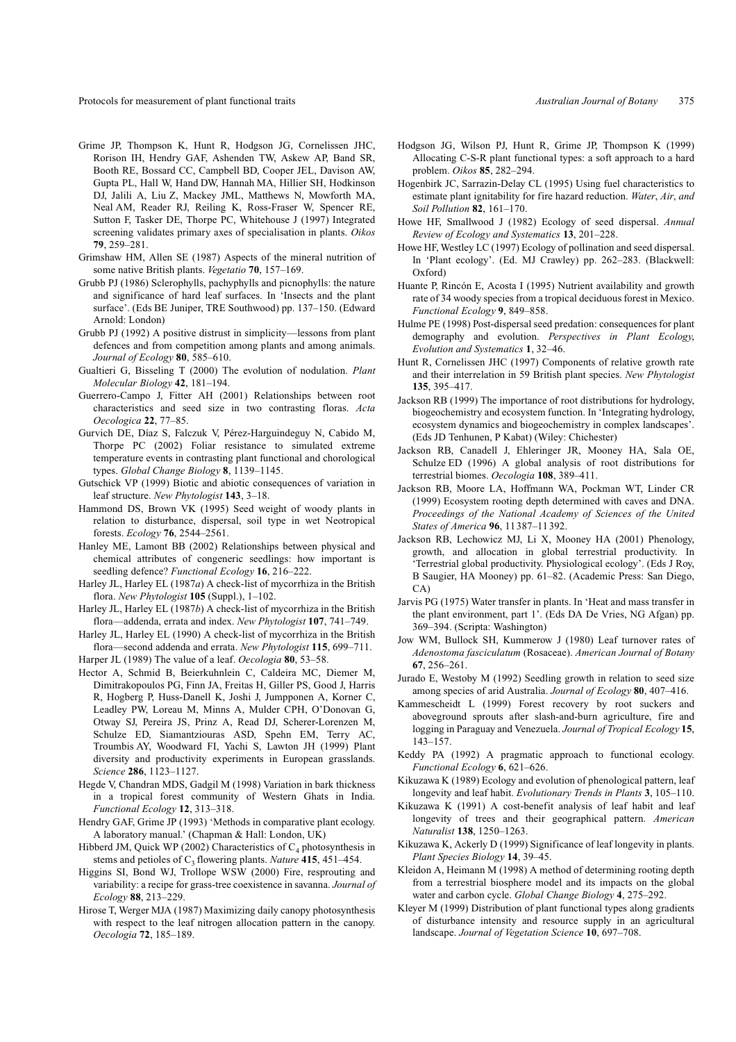Grime JP, Thompson K, Hunt R, Hodgson JG, Cornelissen JHC, Rorison IH, Hendry GAF, Ashenden TW, Askew AP, Band SR, Booth RE, Bossard CC, Campbell BD, Cooper JEL, Davison AW, Gupta PL, Hall W, Hand DW, Hannah MA, Hillier SH, Hodkinson DJ, Jalili A, Liu Z, Mackey JML, Matthews N, Mowforth MA, Neal AM, Reader RJ, Reiling K, Ross-Fraser W, Spencer RE, Sutton F, Tasker DE, Thorpe PC, Whitehouse J (1997) Integrated screening validates primary axes of specialisation in plants. *Oikos* **79**, 259–281.

Grimshaw HM, Allen SE (1987) Aspects of the mineral nutrition of some native British plants. *Vegetatio* **70**, 157–169.

Grubb PJ (1986) Sclerophylls, pachyphylls and picnophylls: the nature and significance of hard leaf surfaces. In 'Insects and the plant surface'. (Eds BE Juniper, TRE Southwood) pp. 137–150. (Edward Arnold: London)

Grubb PJ (1992) A positive distrust in simplicity—lessons from plant defences and from competition among plants and among animals. *Journal of Ecology* **80**, 585–610.

Gualtieri G, Bisseling T (2000) The evolution of nodulation. *Plant Molecular Biology* **42**, 181–194.

Guerrero-Campo J, Fitter AH (2001) Relationships between root characteristics and seed size in two contrasting floras. *Acta Oecologica* **22**, 77–85.

Gurvich DE, Díaz S, Falczuk V, Pérez-Harguindeguy N, Cabido M, Thorpe PC (2002) Foliar resistance to simulated extreme temperature events in contrasting plant functional and chorological types. *Global Change Biology* **8**, 1139–1145.

Gutschick VP (1999) Biotic and abiotic consequences of variation in leaf structure. *New Phytologist* **143**, 3–18.

Hammond DS, Brown VK (1995) Seed weight of woody plants in relation to disturbance, dispersal, soil type in wet Neotropical forests. *Ecology* **76**, 2544–2561.

Hanley ME, Lamont BB (2002) Relationships between physical and chemical attributes of congeneric seedlings: how important is seedling defence? *Functional Ecology* **16**, 216–222.

Harley JL, Harley EL (1987*a*) A check-list of mycorrhiza in the British flora. *New Phytologist* **105** (Suppl.), 1–102.

Harley JL, Harley EL (1987*b*) A check-list of mycorrhiza in the British flora—addenda, errata and index. *New Phytologist* **107**, 741–749.

Harley JL, Harley EL (1990) A check-list of mycorrhiza in the British flora—second addenda and errata. *New Phytologist* **115**, 699–711.

Harper JL (1989) The value of a leaf. *Oecologia* **80**, 53–58.

Hector A, Schmid B, Beierkuhnlein C, Caldeira MC, Diemer M, Dimitrakopoulos PG, Finn JA, Freitas H, Giller PS, Good J, Harris R, Hogberg P, Huss-Danell K, Joshi J, Jumpponen A, Korner C, Leadley PW, Loreau M, Minns A, Mulder CPH, O'Donovan G, Otway SJ, Pereira JS, Prinz A, Read DJ, Scherer-Lorenzen M, Schulze ED, Siamantziouras ASD, Spehn EM, Terry AC, Troumbis AY, Woodward FI, Yachi S, Lawton JH (1999) Plant diversity and productivity experiments in European grasslands. *Science* **286**, 1123–1127.

Hegde V, Chandran MDS, Gadgil M (1998) Variation in bark thickness in a tropical forest community of Western Ghats in India. *Functional Ecology* **12**, 313–318.

Hendry GAF, Grime JP (1993) 'Methods in comparative plant ecology. A laboratory manual.' (Chapman & Hall: London, UK)

Hibberd JM, Quick WP (2002) Characteristics of $C_4$ photosynthesis in stems and petioles of $C_3$ flowering plants. *Nature* **415**, 451–454.

Higgins SI, Bond WJ, Trollope WSW (2000) Fire, resprouting and variability: a recipe for grass-tree coexistence in savanna. *Journal of Ecology* **88**, 213–229.

Hirose T, Werger MJA (1987) Maximizing daily canopy photosynthesis with respect to the leaf nitrogen allocation pattern in the canopy. *Oecologia* **72**, 185–189.

Hodgson JG, Wilson PJ, Hunt R, Grime JP, Thompson K (1999) Allocating C-S-R plant functional types: a soft approach to a hard problem. *Oikos* **85**, 282–294.

Hogenbirk JC, Sarrazin-Delay CL (1995) Using fuel characteristics to estimate plant ignitability for fire hazard reduction. *Water*, *Air*, *and Soil Pollution* **82**, 161–170.

Howe HF, Smallwood J (1982) Ecology of seed dispersal. *Annual Review of Ecology and Systematics* **13**, 201–228.

Howe HF, Westley LC (1997) Ecology of pollination and seed dispersal. In 'Plant ecology'. (Ed. MJ Crawley) pp. 262–283. (Blackwell: Oxford)

Huante P, Rincón E, Acosta I (1995) Nutrient availability and growth rate of 34 woody species from a tropical deciduous forest in Mexico. *Functional Ecology* **9**, 849–858.

Hulme PE (1998) Post-dispersal seed predation: consequences for plant demography and evolution. *Perspectives in Plant Ecology*, *Evolution and Systematics* **1**, 32–46.

Hunt R, Cornelissen JHC (1997) Components of relative growth rate and their interrelation in 59 British plant species. *New Phytologist* **135**, 395–417.

Jackson RB (1999) The importance of root distributions for hydrology, biogeochemistry and ecosystem function. In 'Integrating hydrology, ecosystem dynamics and biogeochemistry in complex landscapes'. (Eds JD Tenhunen, P Kabat) (Wiley: Chichester)

Jackson RB, Canadell J, Ehleringer JR, Mooney HA, Sala OE, Schulze ED (1996) A global analysis of root distributions for terrestrial biomes. *Oecologia* **108**, 389–411.

Jackson RB, Moore LA, Hoffmann WA, Pockman WT, Linder CR (1999) Ecosystem rooting depth determined with caves and DNA. *Proceedings of the National Academy of Sciences of the United States of America* **96**, 11387–11392.

Jackson RB, Lechowicz MJ, Li X, Mooney HA (2001) Phenology, growth, and allocation in global terrestrial productivity. In 'Terrestrial global productivity. Physiological ecology'. (Eds J Roy, B Saugier, HA Mooney) pp. 61–82. (Academic Press: San Diego, CA)

Jarvis PG (1975) Water transfer in plants. In 'Heat and mass transfer in the plant environment, part 1'. (Eds DA De Vries, NG Afgan) pp. 369–394. (Scripta: Washington)

Jow WM, Bullock SH, Kummerow J (1980) Leaf turnover rates of *Adenostoma fasciculatum* (Rosaceae). *American Journal of Botany* **67**, 256–261.

Jurado E, Westoby M (1992) Seedling growth in relation to seed size among species of arid Australia. *Journal of Ecology* **80**, 407–416.

Kammescheidt L (1999) Forest recovery by root suckers and aboveground sprouts after slash-and-burn agriculture, fire and logging in Paraguay and Venezuela. *Journal of Tropical Ecology* **15**, 143–157.

Keddy PA (1992) A pragmatic approach to functional ecology. *Functional Ecology* **6**, 621–626.

Kikuzawa K (1989) Ecology and evolution of phenological pattern, leaf longevity and leaf habit. *Evolutionary Trends in Plants* **3**, 105–110.

Kikuzawa K (1991) A cost-benefit analysis of leaf habit and leaf longevity of trees and their geographical pattern. *American Naturalist* **138**, 1250–1263.

Kikuzawa K, Ackerly D (1999) Significance of leaf longevity in plants. *Plant Species Biology* **14**, 39–45.

Kleidon A, Heimann M (1998) A method of determining rooting depth from a terrestrial biosphere model and its impacts on the global water and carbon cycle. *Global Change Biology* **4**, 275–292.

Kleyer M (1999) Distribution of plant functional types along gradients of disturbance intensity and resource supply in an agricultural landscape. *Journal of Vegetation Science* **10**, 697–708.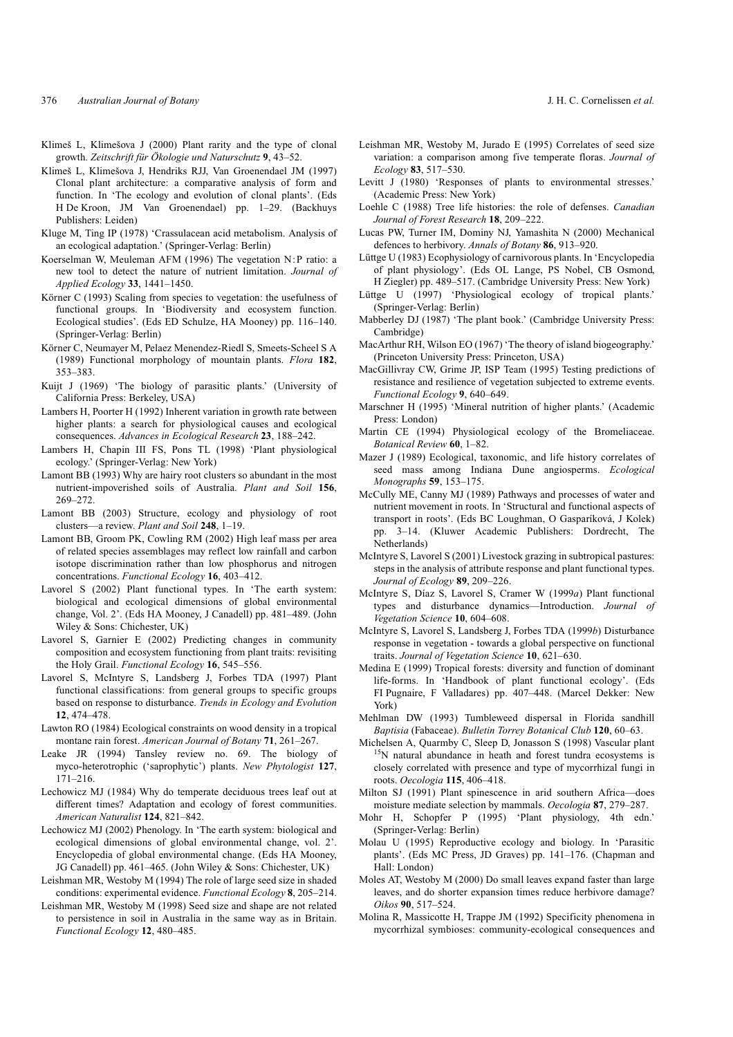Klimeš L, Klimešova J (2000) Plant rarity and the type of clonal growth. *Zeitschrift für Ökologie und Naturschutz* **9**, 43–52.

Klimeš L, Klimešova J, Hendriks RJJ, Van Groenendael JM (1997) Clonal plant architecture: a comparative analysis of form and function. In 'The ecology and evolution of clonal plants'. (Eds H De Kroon, JM Van Groenendael) pp. 1–29. (Backhuys Publishers: Leiden)

Kluge M, Ting IP (1978) 'Crassulacean acid metabolism. Analysis of an ecological adaptation.' (Springer-Verlag: Berlin)

Koerselman W, Meuleman AFM (1996) The vegetation N:P ratio: a new tool to detect the nature of nutrient limitation. *Journal of Applied Ecology* **33**, 1441–1450.

Körner C (1993) Scaling from species to vegetation: the usefulness of functional groups. In 'Biodiversity and ecosystem function. Ecological studies'. (Eds ED Schulze, HA Mooney) pp. 116–140. (Springer-Verlag: Berlin)

Körner C, Neumayer M, Pelaez Menendez-Riedl S, Smeets-Scheel S A (1989) Functional morphology of mountain plants. *Flora* **182**, 353–383.

Kuijt J (1969) 'The biology of parasitic plants.' (University of California Press: Berkeley, USA)

Lambers H, Poorter H (1992) Inherent variation in growth rate between higher plants: a search for physiological causes and ecological consequences. *Advances in Ecological Research* **23**, 188–242.

Lambers H, Chapin III FS, Pons TL (1998) 'Plant physiological ecology.' (Springer-Verlag: New York)

Lamont BB (1993) Why are hairy root clusters so abundant in the most nutrient-impoverished soils of Australia. *Plant and Soil* **156**, 269–272.

Lamont BB (2003) Structure, ecology and physiology of root clusters—a review. *Plant and Soil* **248**, 1–19.

Lamont BB, Groom PK, Cowling RM (2002) High leaf mass per area of related species assemblages may reflect low rainfall and carbon isotope discrimination rather than low phosphorus and nitrogen concentrations. *Functional Ecology* **16**, 403–412.

Lavorel S (2002) Plant functional types. In 'The earth system: biological and ecological dimensions of global environmental change, Vol. 2'. (Eds HA Mooney, J Canadell) pp. 481–489. (John Wiley & Sons: Chichester, UK)

Lavorel S, Garnier E (2002) Predicting changes in community composition and ecosystem functioning from plant traits: revisiting the Holy Grail. *Functional Ecology* **16**, 545–556.

Lavorel S, McIntyre S, Landsberg J, Forbes TDA (1997) Plant functional classifications: from general groups to specific groups based on response to disturbance. *Trends in Ecology and Evolution* **12**, 474–478.

Lawton RO (1984) Ecological constraints on wood density in a tropical montane rain forest. *American Journal of Botany* **71**, 261–267.

Leake JR (1994) Tansley review no. 69. The biology of myco-heterotrophic ('saprophytic') plants. *New Phytologist* **127**, 171–216.

Lechowicz MJ (1984) Why do temperate deciduous trees leaf out at different times? Adaptation and ecology of forest communities. *American Naturalist* **124**, 821–842.

Lechowicz MJ (2002) Phenology. In 'The earth system: biological and ecological dimensions of global environmental change, vol. 2'. Encyclopedia of global environmental change. (Eds HA Mooney, JG Canadell) pp. 461–465. (John Wiley & Sons: Chichester, UK)

Leishman MR, Westoby M (1994) The role of large seed size in shaded conditions: experimental evidence. *Functional Ecology* **8**, 205–214.

Leishman MR, Westoby M (1998) Seed size and shape are not related to persistence in soil in Australia in the same way as in Britain. *Functional Ecology* **12**, 480–485.

Leishman MR, Westoby M, Jurado E (1995) Correlates of seed size variation: a comparison among five temperate floras. *Journal of Ecology* **83**, 517–530.

Levitt J (1980) 'Responses of plants to environmental stresses.' (Academic Press: New York)

Loehle C (1988) Tree life histories: the role of defenses. *Canadian Journal of Forest Research* **18**, 209–222.

Lucas PW, Turner IM, Dominy NJ, Yamashita N (2000) Mechanical defences to herbivory. *Annals of Botany* **86**, 913–920.

Lüttge U (1983) Ecophysiology of carnivorous plants. In 'Encyclopedia of plant physiology'. (Eds OL Lange, PS Nobel, CB Osmond, H Ziegler) pp. 489–517. (Cambridge University Press: New York)

Lüttge U (1997) 'Physiological ecology of tropical plants.' (Springer-Verlag: Berlin)

Mabberley DJ (1987) 'The plant book.' (Cambridge University Press: Cambridge)

MacArthur RH, Wilson EO (1967) 'The theory of island biogeography.' (Princeton University Press: Princeton, USA)

MacGillivray CW, Grime JP, ISP Team (1995) Testing predictions of resistance and resilience of vegetation subjected to extreme events. *Functional Ecology* **9**, 640–649.

Marschner H (1995) 'Mineral nutrition of higher plants.' (Academic Press: London)

Martin CE (1994) Physiological ecology of the Bromeliaceae. *Botanical Review* **60**, 1–82.

Mazer J (1989) Ecological, taxonomic, and life history correlates of seed mass among Indiana Dune angiosperms. *Ecological Monographs* **59**, 153–175.

McCully ME, Canny MJ (1989) Pathways and processes of water and nutrient movement in roots. In 'Structural and functional aspects of transport in roots'. (Eds BC Loughman, O Gasparíková, J Kolek) pp. 3–14. (Kluwer Academic Publishers: Dordrecht, The Netherlands)

McIntyre S, Lavorel S (2001) Livestock grazing in subtropical pastures: steps in the analysis of attribute response and plant functional types. *Journal of Ecology* **89**, 209–226.

McIntyre S, Díaz S, Lavorel S, Cramer W (1999*a*) Plant functional types and disturbance dynamics—Introduction. *Journal of Vegetation Science* **10**, 604–608.

McIntyre S, Lavorel S, Landsberg J, Forbes TDA (1999*b*) Disturbance response in vegetation - towards a global perspective on functional traits. *Journal of Vegetation Science* **10**, 621–630.

Medina E (1999) Tropical forests: diversity and function of dominant life-forms. In 'Handbook of plant functional ecology'. (Eds FI Pugnaire, F Valladares) pp. 407–448. (Marcel Dekker: New York)

Mehlman DW (1993) Tumbleweed dispersal in Florida sandhill *Baptisia* (Fabaceae). *Bulletin Torrey Botanical Club* **120**, 60–63.

Michelsen A, Quarmby C, Sleep D, Jonasson S (1998) Vascular plant $^{15}$N natural abundance in heath and forest tundra ecosystems is closely correlated with presence and type of mycorrhizal fungi in roots. *Oecologia* **115**, 406–418.

Milton SJ (1991) Plant spinescence in arid southern Africa—does moisture mediate selection by mammals. *Oecologia* **87**, 279–287.

Mohr H, Schopfer P (1995) 'Plant physiology, 4th edn.' (Springer-Verlag: Berlin)

Molau U (1995) Reproductive ecology and biology. In 'Parasitic plants'. (Eds MC Press, JD Graves) pp. 141–176. (Chapman and Hall: London)

Moles AT, Westoby M (2000) Do small leaves expand faster than large leaves, and do shorter expansion times reduce herbivore damage? *Oikos* **90**, 517–524.

Molina R, Massicotte H, Trappe JM (1992) Specificity phenomena in mycorrhizal symbioses: community-ecological consequences and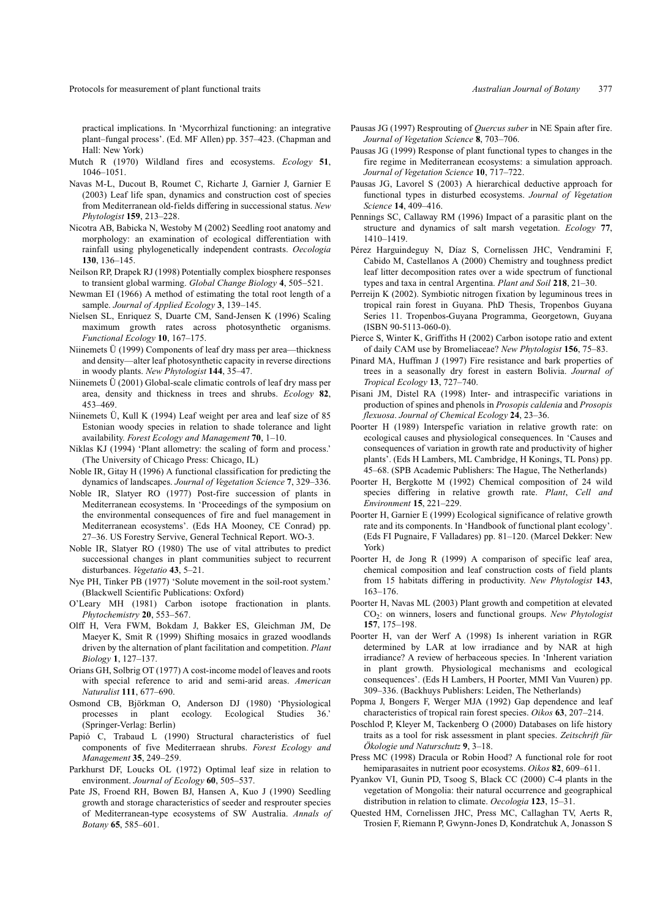practical implications. In 'Mycorrhizal functioning: an integrative plant–fungal process'. (Ed. MF Allen) pp. 357–423. (Chapman and Hall: New York)

Mutch R (1970) Wildland fires and ecosystems. *Ecology* **51**, 1046–1051.

Navas M-L, Ducout B, Roumet C, Richarte J, Garnier J, Garnier E (2003) Leaf life span, dynamics and construction cost of species from Mediterranean old-fields differing in successional status. *New Phytologist* **159**, 213–228.

Nicotra AB, Babicka N, Westoby M (2002) Seedling root anatomy and morphology: an examination of ecological differentiation with rainfall using phylogenetically independent contrasts. *Oecologia* **130**, 136–145.

Neilson RP, Drapek RJ (1998) Potentially complex biosphere responses to transient global warming. *Global Change Biology* **4**, 505–521.

Newman EI (1966) A method of estimating the total root length of a sample. *Journal of Applied Ecology* **3**, 139–145.

Nielsen SL, Enriquez S, Duarte CM, Sand-Jensen K (1996) Scaling maximum growth rates across photosynthetic organisms. *Functional Ecology* **10**, 167–175.

Niinemets Ü (1999) Components of leaf dry mass per area—thickness and density—alter leaf photosynthetic capacity in reverse directions in woody plants. *New Phytologist* **144**, 35–47.

Niinemets Ü (2001) Global-scale climatic controls of leaf dry mass per area, density and thickness in trees and shrubs. *Ecology* **82**, 453–469.

Niinemets Ü, Kull K (1994) Leaf weight per area and leaf size of 85 Estonian woody species in relation to shade tolerance and light availability. *Forest Ecology and Management* **70**, 1–10.

Niklas KJ (1994) 'Plant allometry: the scaling of form and process.' (The University of Chicago Press: Chicago, IL)

Noble IR, Gitay H (1996) A functional classification for predicting the dynamics of landscapes. *Journal of Vegetation Science* **7**, 329–336.

Noble IR, Slatyer RO (1977) Post-fire succession of plants in Mediterranean ecosystems. In 'Proceedings of the symposium on the environmental consequences of fire and fuel management in Mediterranean ecosystems'. (Eds HA Mooney, CE Conrad) pp. 27–36. US Forestry Servive, General Technical Report. WO-3.

Noble IR, Slatyer RO (1980) The use of vital attributes to predict successional changes in plant communities subject to recurrent disturbances. *Vegetatio* **43**, 5–21.

Nye PH, Tinker PB (1977) 'Solute movement in the soil-root system.' (Blackwell Scientific Publications: Oxford)

O'Leary MH (1981) Carbon isotope fractionation in plants. *Phytochemistry* **20**, 553–567.

Olff H, Vera FWM, Bokdam J, Bakker ES, Gleichman JM, De Maeyer K, Smit R (1999) Shifting mosaics in grazed woodlands driven by the alternation of plant facilitation and competition. *Plant Biology* **1**, 127–137.

Orians GH, Solbrig OT (1977) A cost-income model of leaves and roots with special reference to arid and semi-arid areas. *American Naturalist* **111**, 677–690.

Osmond CB, Björkman O, Anderson DJ (1980) 'Physiological processes in plant ecology. Ecological Studies 36.' (Springer-Verlag: Berlin)

Papió C, Trabaud L (1990) Structural characteristics of fuel components of five Mediterraean shrubs. *Forest Ecology and Management* **35**, 249–259.

Parkhurst DF, Loucks OL (1972) Optimal leaf size in relation to environment. *Journal of Ecology* **60**, 505–537.

Pate JS, Froend RH, Bowen BJ, Hansen A, Kuo J (1990) Seedling growth and storage characteristics of seeder and resprouter species of Mediterranean-type ecosystems of SW Australia. *Annals of Botany* **65**, 585–601.

Pausas JG (1997) Resprouting of *Quercus suber* in NE Spain after fire. *Journal of Vegetation Science* **8**, 703–706.

Pausas JG (1999) Response of plant functional types to changes in the fire regime in Mediterranean ecosystems: a simulation approach. *Journal of Vegetation Science* **10**, 717–722.

Pausas JG, Lavorel S (2003) A hierarchical deductive approach for functional types in disturbed ecosystems. *Journal of Vegetation Science* **14**, 409–416.

Pennings SC, Callaway RM (1996) Impact of a parasitic plant on the structure and dynamics of salt marsh vegetation. *Ecology* **77**, 1410–1419.

Pérez Harguindeguy N, Díaz S, Cornelissen JHC, Vendramini F, Cabido M, Castellanos A (2000) Chemistry and toughness predict leaf litter decomposition rates over a wide spectrum of functional types and taxa in central Argentina. *Plant and Soil* **218**, 21–30.

Perreijn K (2002). Symbiotic nitrogen fixation by leguminous trees in tropical rain forest in Guyana. PhD Thesis, Tropenbos Guyana Series 11. Tropenbos-Guyana Programma, Georgetown, Guyana (ISBN 90-5113-060-0).

Pierce S, Winter K, Griffiths H (2002) Carbon isotope ratio and extent of daily CAM use by Bromeliaceae? *New Phytologist* **156**, 75–83.

Pinard MA, Huffman J (1997) Fire resistance and bark properties of trees in a seasonally dry forest in eastern Bolivia. *Journal of Tropical Ecology* **13**, 727–740.

Pisani JM, Distel RA (1998) Inter- and intraspecific variations in production of spines and phenols in *Prosopis caldenia* and *Prosopis flexuosa*. *Journal of Chemical Ecology* **24**, 23–36.

Poorter H (1989) Interspefic variation in relative growth rate: on ecological causes and physiological consequences. In 'Causes and consequences of variation in growth rate and productivity of higher plants'. (Eds H Lambers, ML Cambridge, H Konings, TL Pons) pp. 45–68. (SPB Academic Publishers: The Hague, The Netherlands)

Poorter H, Bergkotte M (1992) Chemical composition of 24 wild species differing in relative growth rate. *Plant, Cell and Environment* **15**, 221–229.

Poorter H, Garnier E (1999) Ecological significance of relative growth rate and its components. In 'Handbook of functional plant ecology'. (Eds FI Pugnaire, F Valladares) pp. 81–120. (Marcel Dekker: New York)

Poorter H, de Jong R (1999) A comparison of specific leaf area, chemical composition and leaf construction costs of field plants from 15 habitats differing in productivity. *New Phytologist* **143**, 163–176.

Poorter H, Navas ML (2003) Plant growth and competition at elevated $CO_2$: on winners, losers and functional groups. *New Phytologist* **157**, 175–198.

Poorter H, van der Werf A (1998) Is inherent variation in RGR determined by LAR at low irradiance and by NAR at high irradiance? A review of herbaceous species. In 'Inherent variation in plant growth. Physiological mechanisms and ecological consequences'. (Eds H Lambers, H Poorter, MMI Van Vuuren) pp. 309–336. (Backhuys Publishers: Leiden, The Netherlands)

Popma J, Bongers F, Werger MJA (1992) Gap dependence and leaf characteristics of tropical rain forest species. *Oikos* **63**, 207–214.

Poschlod P, Kleyer M, Tackenberg O (2000) Databases on life history traits as a tool for risk assessment in plant species. *Zeitschrift für Ökologie und Naturschutz* **9**, 3–18.

Press MC (1998) Dracula or Robin Hood? A functional role for root hemiparasites in nutrient poor ecosystems. *Oikos* **82**, 609–611.

Pyankov VI, Gunin PD, Tsoog S, Black CC (2000) C-4 plants in the vegetation of Mongolia: their natural occurrence and geographical distribution in relation to climate. *Oecologia* **123**, 15–31.

Quested HM, Cornelissen JHC, Press MC, Callaghan TV, Aerts R, Trosien F, Riemann P, Gwynn-Jones D, Kondratchuk A, Jonasson S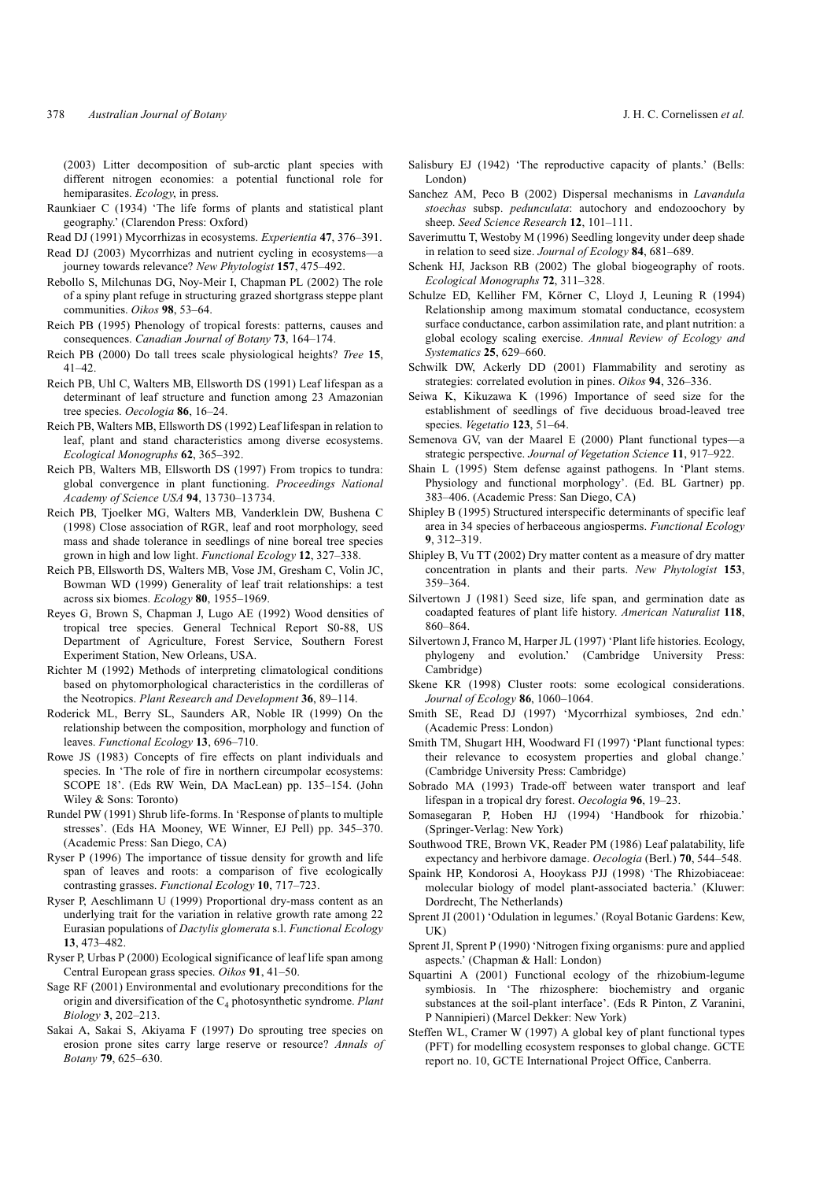(2003) Litter decomposition of sub-arctic plant species with different nitrogen economies: a potential functional role for hemiparasites. *Ecology*, in press.

Raunkiaer C (1934) 'The life forms of plants and statistical plant geography.' (Clarendon Press: Oxford)

Read DJ (1991) Mycorrhizas in ecosystems. *Experientia* **47**, 376–391.

Read DJ (2003) Mycorrhizas and nutrient cycling in ecosystems—a journey towards relevance? *New Phytologist* **157**, 475–492.

Rebollo S, Milchunas DG, Noy-Meir I, Chapman PL (2002) The role of a spiny plant refuge in structuring grazed shortgrass steppe plant communities. *Oikos* **98**, 53–64.

Reich PB (1995) Phenology of tropical forests: patterns, causes and consequences. *Canadian Journal of Botany* **73**, 164–174.

Reich PB (2000) Do tall trees scale physiological heights? *Tree* **15**, 41–42.

Reich PB, Uhl C, Walters MB, Ellsworth DS (1991) Leaf lifespan as a determinant of leaf structure and function among 23 Amazonian tree species. *Oecologia* **86**, 16–24.

Reich PB, Walters MB, Ellsworth DS (1992) Leaf lifespan in relation to leaf, plant and stand characteristics among diverse ecosystems. *Ecological Monographs* **62**, 365–392.

Reich PB, Walters MB, Ellsworth DS (1997) From tropics to tundra: global convergence in plant functioning. *Proceedings National Academy of Science USA* **94**, 13 730–13 734.

Reich PB, Tjoelker MG, Walters MB, Vanderklein DW, Bushena C (1998) Close association of RGR, leaf and root morphology, seed mass and shade tolerance in seedlings of nine boreal tree species grown in high and low light. *Functional Ecology* **12**, 327–338.

Reich PB, Ellsworth DS, Walters MB, Vose JM, Gresham C, Volin JC, Bowman WD (1999) Generality of leaf trait relationships: a test across six biomes. *Ecology* **80**, 1955–1969.

Reyes G, Brown S, Chapman J, Lugo AE (1992) Wood densities of tropical tree species. General Technical Report S0-88, US Department of Agriculture, Forest Service, Southern Forest Experiment Station, New Orleans, USA.

Richter M (1992) Methods of interpreting climatological conditions based on phytomorphological characteristics in the cordilleras of the Neotropics. *Plant Research and Development* **36**, 89–114.

Roderick ML, Berry SL, Saunders AR, Noble IR (1999) On the relationship between the composition, morphology and function of leaves. *Functional Ecology* **13**, 696–710.

Rowe JS (1983) Concepts of fire effects on plant individuals and species. In 'The role of fire in northern circumpolar ecosystems: SCOPE 18'. (Eds RW Wein, DA MacLean) pp. 135–154. (John Wiley & Sons: Toronto)

Rundel PW (1991) Shrub life-forms. In 'Response of plants to multiple stresses'. (Eds HA Mooney, WE Winner, EJ Pell) pp. 345–370. (Academic Press: San Diego, CA)

Ryser P (1996) The importance of tissue density for growth and life span of leaves and roots: a comparison of five ecologically contrasting grasses. *Functional Ecology* **10**, 717–723.

Ryser P, Aeschlimann U (1999) Proportional dry-mass content as an underlying trait for the variation in relative growth rate among 22 Eurasian populations of *Dactylis glomerata* s.l. *Functional Ecology* **13**, 473–482.

Ryser P, Urbas P (2000) Ecological significance of leaf life span among Central European grass species. *Oikos* **91**, 41–50.

Sage RF (2001) Environmental and evolutionary preconditions for the origin and diversification of the $C_4$ photosynthetic syndrome. *Plant Biology* **3**, 202–213.

Sakai A, Sakai S, Akiyama F (1997) Do sprouting tree species on erosion prone sites carry large reserve or resource? *Annals of Botany* **79**, 625–630.

Salisbury EJ (1942) 'The reproductive capacity of plants.' (Bells: London)

Sanchez AM, Peco B (2002) Dispersal mechanisms in *Lavandula stoechas* subsp. *pedunculata*: autochory and endozoochory by sheep. *Seed Science Research* **12**, 101–111.

Saverimuttu T, Westoby M (1996) Seedling longevity under deep shade in relation to seed size. *Journal of Ecology* **84**, 681–689.

Schenk HJ, Jackson RB (2002) The global biogeography of roots. *Ecological Monographs* **72**, 311–328.

Schulze ED, Kelliher FM, Körner C, Lloyd J, Leuning R (1994) Relationship among maximum stomatal conductance, ecosystem surface conductance, carbon assimilation rate, and plant nutrition: a global ecology scaling exercise. *Annual Review of Ecology and Systematics* **25**, 629–660.

Schwilk DW, Ackerly DD (2001) Flammability and serotiny as strategies: correlated evolution in pines. *Oikos* **94**, 326–336.

Seiwa K, Kikuzawa K (1996) Importance of seed size for the establishment of seedlings of five deciduous broad-leaved tree species. *Vegetatio* **123**, 51–64.

Semenova GV, van der Maarel E (2000) Plant functional types—a strategic perspective. *Journal of Vegetation Science* **11**, 917–922.

Shain L (1995) Stem defense against pathogens. In 'Plant stems. Physiology and functional morphology'. (Ed. BL Gartner) pp. 383–406. (Academic Press: San Diego, CA)

Shipley B (1995) Structured interspecific determinants of specific leaf area in 34 species of herbaceous angiosperms. *Functional Ecology* **9**, 312–319.

Shipley B, Vu TT (2002) Dry matter content as a measure of dry matter concentration in plants and their parts. *New Phytologist* **153**, 359–364.

Silvertown J (1981) Seed size, life span, and germination date as coadapted features of plant life history. *American Naturalist* **118**, 860–864.

Silvertown J, Franco M, Harper JL (1997) 'Plant life histories. Ecology, phylogeny and evolution.' (Cambridge University Press: Cambridge)

Skene KR (1998) Cluster roots: some ecological considerations. *Journal of Ecology* **86**, 1060–1064.

Smith SE, Read DJ (1997) 'Mycorrhizal symbioses, 2nd edn.' (Academic Press: London)

Smith TM, Shugart HH, Woodward FI (1997) 'Plant functional types: their relevance to ecosystem properties and global change.' (Cambridge University Press: Cambridge)

Sobrado MA (1993) Trade-off between water transport and leaf lifespan in a tropical dry forest. *Oecologia* **96**, 19–23.

Somasegaran P, Hoben HJ (1994) 'Handbook for rhizobia.' (Springer-Verlag: New York)

Southwood TRE, Brown VK, Reader PM (1986) Leaf palatability, life expectancy and herbivore damage. *Oecologia* (Berl.) **70**, 544–548.

Spaink HP, Kondorosi A, Hooykass PJJ (1998) 'The Rhizobiaceae: molecular biology of model plant-associated bacteria.' (Kluwer: Dordrecht, The Netherlands)

Sprent JI (2001) 'Odulation in legumes.' (Royal Botanic Gardens: Kew, UK)

Sprent JI, Sprent P (1990) 'Nitrogen fixing organisms: pure and applied aspects.' (Chapman & Hall: London)

Squartini A (2001) Functional ecology of the rhizobium-legume symbiosis. In 'The rhizosphere: biochemistry and organic substances at the soil-plant interface'. (Eds R Pinton, Z Varanini, P Nannipieri) (Marcel Dekker: New York)

Steffen WL, Cramer W (1997) A global key of plant functional types (PFT) for modelling ecosystem responses to global change. GCTE report no. 10, GCTE International Project Office, Canberra.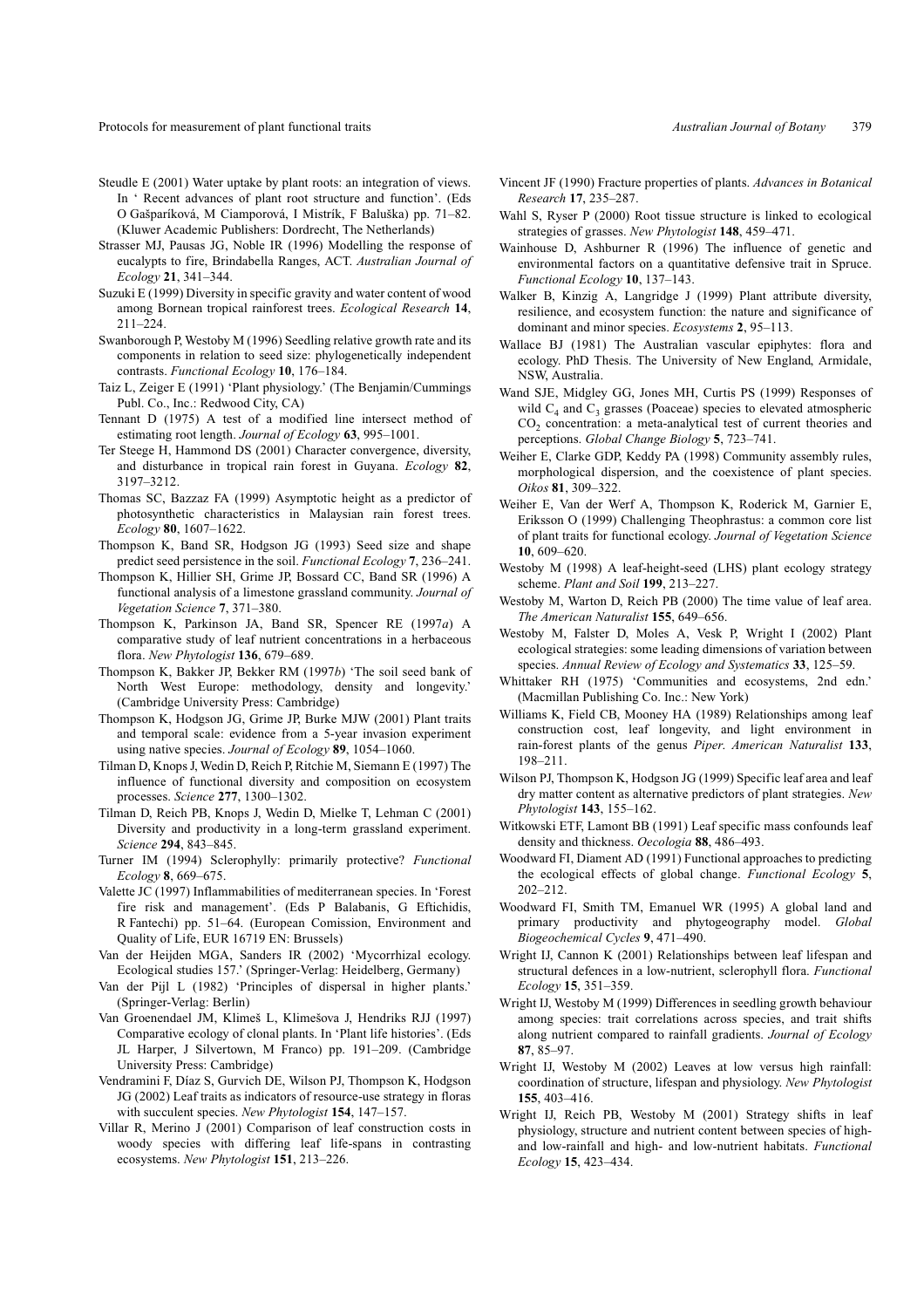Steudle E (2001) Water uptake by plant roots: an integration of views. In ' Recent advances of plant root structure and function'. (Eds O Gašparíková, M Ciamporová, I Mistrík, F Baluška) pp. 71–82. (Kluwer Academic Publishers: Dordrecht, The Netherlands)

Strasser MJ, Pausas JG, Noble IR (1996) Modelling the response of eucalypts to fire, Brindabella Ranges, ACT. *Australian Journal of Ecology* **21**, 341–344.

Suzuki E (1999) Diversity in specific gravity and water content of wood among Bornean tropical rainforest trees. *Ecological Research* **14**, 211–224.

Swanborough P, Westoby M (1996) Seedling relative growth rate and its components in relation to seed size: phylogenetically independent contrasts. *Functional Ecology* **10**, 176–184.

Taiz L, Zeiger E (1991) 'Plant physiology.' (The Benjamin/Cummings Publ. Co., Inc.: Redwood City, CA)

Tennant D (1975) A test of a modified line intersect method of estimating root length. *Journal of Ecology* **63**, 995–1001.

Ter Steege H, Hammond DS (2001) Character convergence, diversity, and disturbance in tropical rain forest in Guyana. *Ecology* **82**, 3197–3212.

Thomas SC, Bazzaz FA (1999) Asymptotic height as a predictor of photosynthetic characteristics in Malaysian rain forest trees. *Ecology* **80**, 1607–1622.

Thompson K, Band SR, Hodgson JG (1993) Seed size and shape predict seed persistence in the soil. *Functional Ecology* **7**, 236–241.

Thompson K, Hillier SH, Grime JP, Bossard CC, Band SR (1996) A functional analysis of a limestone grassland community. *Journal of Vegetation Science* **7**, 371–380.

Thompson K, Parkinson JA, Band SR, Spencer RE (1997*a*) A comparative study of leaf nutrient concentrations in a herbaceous flora. *New Phytologist* **136**, 679–689.

Thompson K, Bakker JP, Bekker RM (1997*b*) 'The soil seed bank of North West Europe: methodology, density and longevity.' (Cambridge University Press: Cambridge)

Thompson K, Hodgson JG, Grime JP, Burke MJW (2001) Plant traits and temporal scale: evidence from a 5-year invasion experiment using native species. *Journal of Ecology* **89**, 1054–1060.

Tilman D, Knops J, Wedin D, Reich P, Ritchie M, Siemann E (1997) The influence of functional diversity and composition on ecosystem processes. *Science* **277**, 1300–1302.

Tilman D, Reich PB, Knops J, Wedin D, Mielke T, Lehman C (2001) Diversity and productivity in a long-term grassland experiment. *Science* **294**, 843–845.

Turner IM (1994) Sclerophylly: primarily protective? *Functional Ecology* **8**, 669–675.

Valette JC (1997) Inflammabilities of mediterranean species. In 'Forest fire risk and management'. (Eds P Balabanis, G Eftichidis, R Fantechi) pp. 51–64. (European Comission, Environment and Quality of Life, EUR 16719 EN: Brussels)

Van der Heijden MGA, Sanders IR (2002) 'Mycorrhizal ecology. Ecological studies 157.' (Springer-Verlag: Heidelberg, Germany)

Van der Pijl L (1982) 'Principles of dispersal in higher plants.' (Springer-Verlag: Berlin)

Van Groenendael JM, Klimeš L, Klimešova J, Hendriks RJJ (1997) Comparative ecology of clonal plants. In 'Plant life histories'. (Eds JL Harper, J Silvertown, M Franco) pp. 191–209. (Cambridge University Press: Cambridge)

Vendramini F, Díaz S, Gurvich DE, Wilson PJ, Thompson K, Hodgson JG (2002) Leaf traits as indicators of resource-use strategy in floras with succulent species. *New Phytologist* **154**, 147–157.

Villar R, Merino J (2001) Comparison of leaf construction costs in woody species with differing leaf life-spans in contrasting ecosystems. *New Phytologist* **151**, 213–226.

Vincent JF (1990) Fracture properties of plants. *Advances in Botanical Research* **17**, 235–287.

Wahl S, Ryser P (2000) Root tissue structure is linked to ecological strategies of grasses. *New Phytologist* **148**, 459–471.

Wainhouse D, Ashburner R (1996) The influence of genetic and environmental factors on a quantitative defensive trait in Spruce. *Functional Ecology* **10**, 137–143.

Walker B, Kinzig A, Langridge J (1999) Plant attribute diversity, resilience, and ecosystem function: the nature and significance of dominant and minor species. *Ecosystems* **2**, 95–113.

Wallace BJ (1981) The Australian vascular epiphytes: flora and ecology. PhD Thesis. The University of New England, Armidale, NSW, Australia.

Wand SJE, Midgley GG, Jones MH, Curtis PS (1999) Responses of wild $C_4$ and $C_3$ grasses (Poaceae) species to elevated atmospheric $CO_2$ concentration: a meta-analytical test of current theories and perceptions. *Global Change Biology* **5**, 723–741.

Weiher E, Clarke GDP, Keddy PA (1998) Community assembly rules, morphological dispersion, and the coexistence of plant species. *Oikos* **81**, 309–322.

Weiher E, Van der Werf A, Thompson K, Roderick M, Garnier E, Eriksson O (1999) Challenging Theophrastus: a common core list of plant traits for functional ecology. *Journal of Vegetation Science* **10**, 609–620.

Westoby M (1998) A leaf-height-seed (LHS) plant ecology strategy scheme. *Plant and Soil* **199**, 213–227.

Westoby M, Warton D, Reich PB (2000) The time value of leaf area. *The American Naturalist* **155**, 649–656.

Westoby M, Falster D, Moles A, Vesk P, Wright I (2002) Plant ecological strategies: some leading dimensions of variation between species. *Annual Review of Ecology and Systematics* **33**, 125–59.

Whittaker RH (1975) 'Communities and ecosystems, 2nd edn.' (Macmillan Publishing Co. Inc.: New York)

Williams K, Field CB, Mooney HA (1989) Relationships among leaf construction cost, leaf longevity, and light environment in rain-forest plants of the genus *Piper*. *American Naturalist* **133**, 198–211.

Wilson PJ, Thompson K, Hodgson JG (1999) Specific leaf area and leaf dry matter content as alternative predictors of plant strategies. *New Phytologist* **143**, 155–162.

Witkowski ETF, Lamont BB (1991) Leaf specific mass confounds leaf density and thickness. *Oecologia* **88**, 486–493.

Woodward FI, Diament AD (1991) Functional approaches to predicting the ecological effects of global change. *Functional Ecology* **5**, 202–212.

Woodward FI, Smith TM, Emanuel WR (1995) A global land and primary productivity and phytogeography model. *Global Biogeochemical Cycles* **9**, 471–490.

Wright IJ, Cannon K (2001) Relationships between leaf lifespan and structural defences in a low-nutrient, sclerophyll flora. *Functional Ecology* **15**, 351–359.

Wright IJ, Westoby M (1999) Differences in seedling growth behaviour among species: trait correlations across species, and trait shifts along nutrient compared to rainfall gradients. *Journal of Ecology* **87**, 85–97.

Wright IJ, Westoby M (2002) Leaves at low versus high rainfall: coordination of structure, lifespan and physiology. *New Phytologist* **155**, 403–416.

Wright IJ, Reich PB, Westoby M (2001) Strategy shifts in leaf physiology, structure and nutrient content between species of high- and low-rainfall and high- and low-nutrient habitats. *Functional Ecology* **15**, 423–434.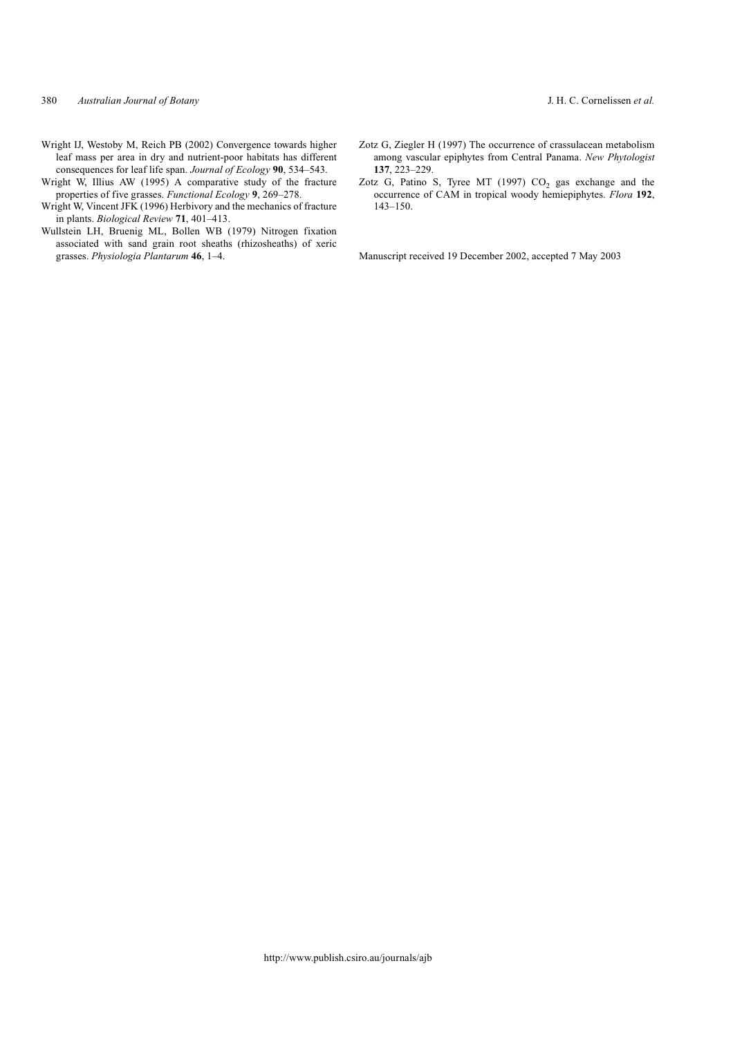Wright IJ, Westoby M, Reich PB (2002) Convergence towards higher leaf mass per area in dry and nutrient-poor habitats has different consequences for leaf life span. *Journal of Ecology* **90**, 534–543.

Wright W, Illius AW (1995) A comparative study of the fracture properties of five grasses. *Functional Ecology* **9**, 269–278.

Wright W, Vincent JFK (1996) Herbivory and the mechanics of fracture in plants. *Biological Review* **71**, 401–413.

Wullstein LH, Bruenig ML, Bollen WB (1979) Nitrogen fixation associated with sand grain root sheaths (rhizosheaths) of xeric grasses. *Physiologia Plantarum* **46**, 1–4.

Zotz G, Ziegler H (1997) The occurrence of crassulacean metabolism among vascular epiphytes from Central Panama. *New Phytologist* **137**, 223–229.

Zotz G, Patino S, Tyree MT (1997) $CO_2$ gas exchange and the occurrence of CAM in tropical woody hemiepiphytes. *Flora* **192**, 143–150.

Manuscript received 19 December 2002, accepted 7 May 2003

http://www.publish.csiro.au/journals/ajb